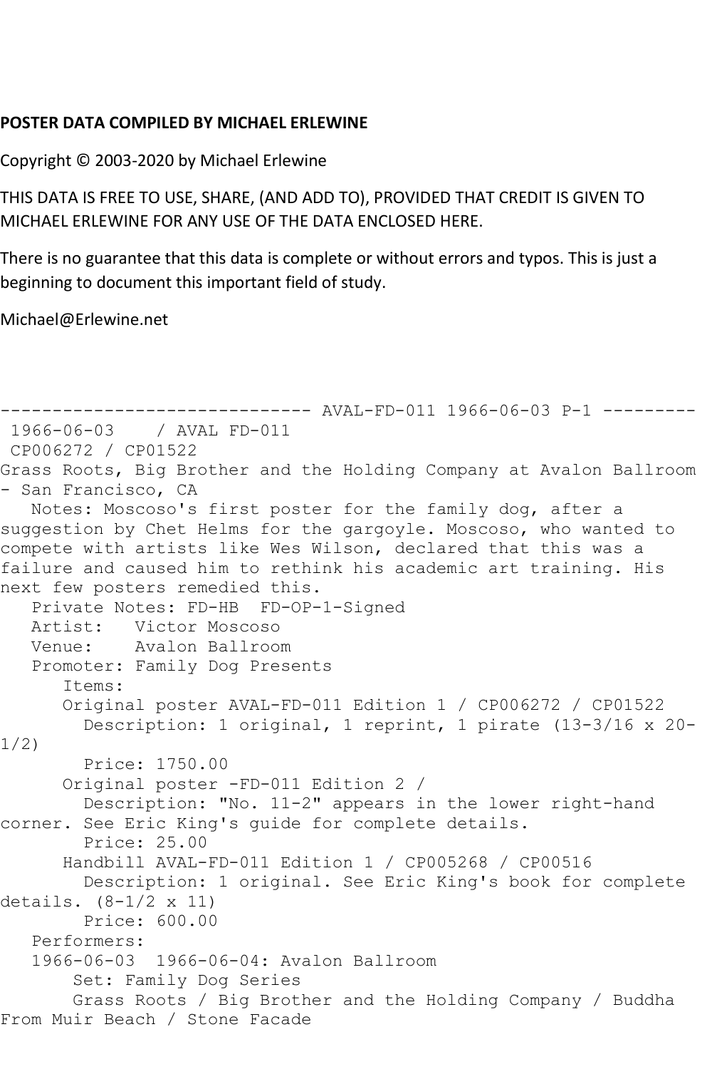**POSTER DATA COMPILED BY MICHAEL ERLEWINE**

Copyright © 2003-2020 by Michael Erlewine

THIS DATA IS FREE TO USE, SHARE, (AND ADD TO), PROVIDED THAT CREDIT IS GIVEN TO MICHAEL ERLEWINE FOR ANY USE OF THE DATA ENCLOSED HERE.

There is no guarantee that this data is complete or without errors and typos. This is just a beginning to document this important field of study.

Michael@Erlewine.net

```
------------------------------ AVAL-FD-011 1966-06-03 P-1 ---------
 1966-06-03    / AVAL FD-011
 CP006272 / CP01522
Grass Roots, Big Brother and the Holding Company at Avalon Ballroom
- San Francisco, CA
   Notes: Moscoso's first poster for the family dog, after a
suggestion by Chet Helms for the gargoyle. Moscoso, who wanted to
compete with artists like Wes Wilson, declared that this was a
failure and caused him to rethink his academic art training. His
next few posters remedied this.
   Private Notes: FD-HB  FD-OP-1-Signed
   Artist:   Victor Moscoso
   Venue:    Avalon Ballroom
   Promoter: Family Dog Presents
      Items:
      Original poster AVAL-FD-011 Edition 1 / CP006272 / CP01522
        Description: 1 original, 1 reprint, 1 pirate (13-3/16 x 20-
1/2)
        Price: 1750.00
      Original poster -FD-011 Edition 2 /
        Description: "No. 11-2" appears in the lower right-hand
corner. See Eric King's guide for complete details.
        Price: 25.00
      Handbill AVAL-FD-011 Edition 1 / CP005268 / CP00516
        Description: 1 original. See Eric King's book for complete
details. (8-1/2 x 11)
        Price: 600.00
   Performers:
   1966-06-03  1966-06-04: Avalon Ballroom
       Set: Family Dog Series
       Grass Roots / Big Brother and the Holding Company / Buddha
From Muir Beach / Stone Facade
```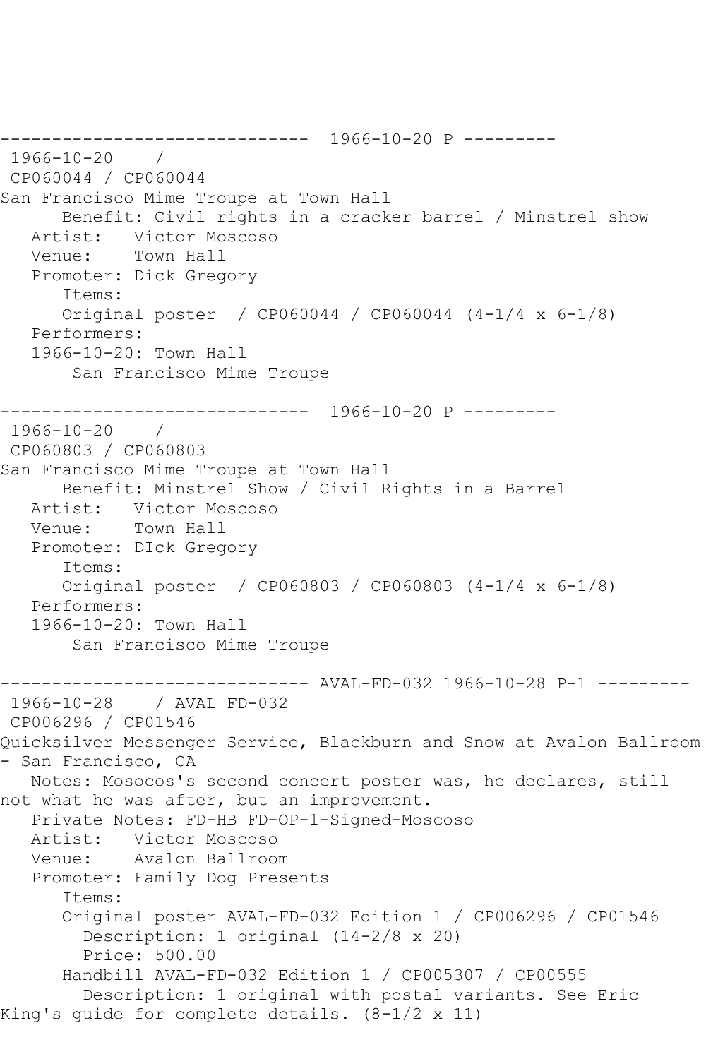------------------------------ 1966-10-20 P ---------

1966-10-20 /

CP060044 / CP060044

San Francisco Mime Troupe at Town Hall

Benefit: Civil rights in a cracker barrel / Minstrel show

Artist: Victor Moscoso

Venue: Town Hall

Promoter: Dick Gregory

Items:

Original poster / CP060044 / CP060044 (4-1/4 x 6-1/8)

Performers:

1966-10-20: Town Hall

San Francisco Mime Troupe

------------------------------ 1966-10-20 P ---------

1966-10-20 /

CP060803 / CP060803

San Francisco Mime Troupe at Town Hall

Benefit: Minstrel Show / Civil Rights in a Barrel

Artist: Victor Moscoso

Venue: Town Hall

Promoter: DIck Gregory

Items:

Original poster / CP060803 / CP060803 (4-1/4 x 6-1/8)

Performers:

1966-10-20: Town Hall

San Francisco Mime Troupe

------------------------------ AVAL-FD-032 1966-10-28 P-1 ---------

1966-10-28 / AVAL FD-032

CP006296 / CP01546

Quicksilver Messenger Service, Blackburn and Snow at Avalon Ballroom - San Francisco, CA

Notes: Mosocos's second concert poster was, he declares, still not what he was after, but an improvement.

Private Notes: FD-HB FD-OP-1-Signed-Moscoso

Artist: Victor Moscoso

Venue: Avalon Ballroom

Promoter: Family Dog Presents

Items:

Original poster AVAL-FD-032 Edition 1 / CP006296 / CP01546

Description: 1 original (14-2/8 x 20)

Price: 500.00

Handbill AVAL-FD-032 Edition 1 / CP005307 / CP00555

Description: 1 original with postal variants. See Eric King's guide for complete details. (8-1/2 x 11)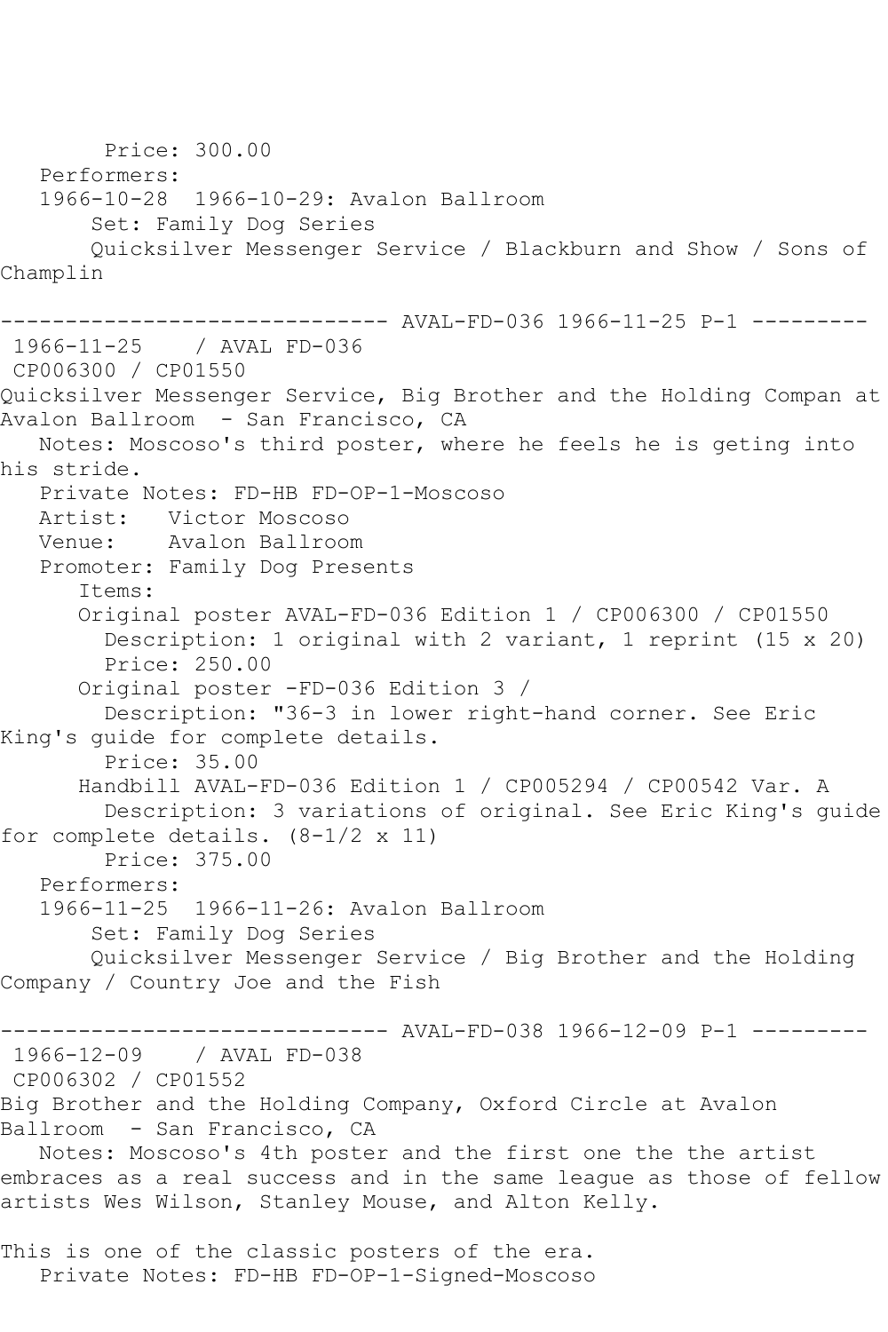Price: 300.00
Performers:
1966-10-28 1966-10-29: Avalon Ballroom
Set: Family Dog Series
Quicksilver Messenger Service / Blackburn and Show / Sons of Champlin

------------------------------ AVAL-FD-036 1966-11-25 P-1 ---------

1966-11-25 / AVAL FD-036
CP006300 / CP01550
Quicksilver Messenger Service, Big Brother and the Holding Compan at Avalon Ballroom - San Francisco, CA
Notes: Moscoso's third poster, where he feels he is geting into his stride.
Private Notes: FD-HB FD-OP-1-Moscoso
Artist: Victor Moscoso
Venue: Avalon Ballroom
Promoter: Family Dog Presents
Items:
Original poster AVAL-FD-036 Edition 1 / CP006300 / CP01550
Description: 1 original with 2 variant, 1 reprint (15 x 20)
Price: 250.00
Original poster -FD-036 Edition 3 /
Description: "36-3 in lower right-hand corner. See Eric King's guide for complete details.
Price: 35.00
Handbill AVAL-FD-036 Edition 1 / CP005294 / CP00542 Var. A
Description: 3 variations of original. See Eric King's guide for complete details. (8-1/2 x 11)
Price: 375.00
Performers:
1966-11-25 1966-11-26: Avalon Ballroom
Set: Family Dog Series
Quicksilver Messenger Service / Big Brother and the Holding Company / Country Joe and the Fish

------------------------------ AVAL-FD-038 1966-12-09 P-1 ---------

1966-12-09 / AVAL FD-038
CP006302 / CP01552
Big Brother and the Holding Company, Oxford Circle at Avalon Ballroom - San Francisco, CA
Notes: Moscoso's 4th poster and the first one the the artist embraces as a real success and in the same league as those of fellow artists Wes Wilson, Stanley Mouse, and Alton Kelly.

This is one of the classic posters of the era.
Private Notes: FD-HB FD-OP-1-Signed-Moscoso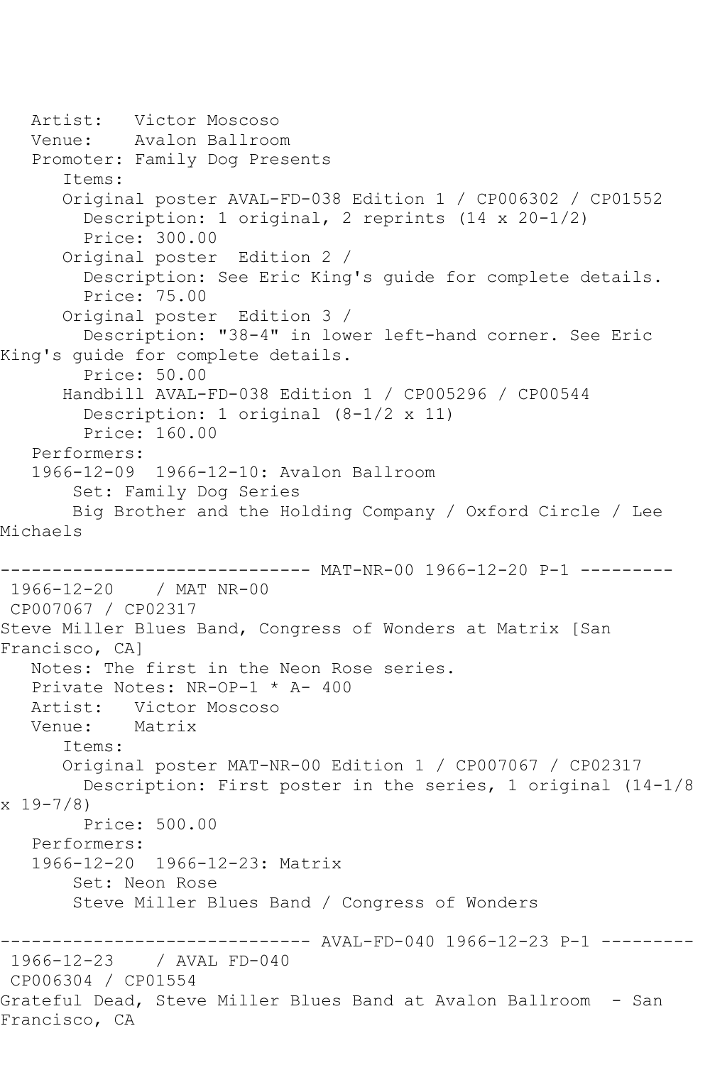```
   Artist:   Victor Moscoso
   Venue:    Avalon Ballroom
   Promoter: Family Dog Presents
      Items:
      Original poster AVAL-FD-038 Edition 1 / CP006302 / CP01552
        Description: 1 original, 2 reprints (14 x 20-1/2)
        Price: 300.00
      Original poster  Edition 2 /
        Description: See Eric King's guide for complete details.
        Price: 75.00
      Original poster  Edition 3 /
        Description: "38-4" in lower left-hand corner. See Eric
King's guide for complete details.
        Price: 50.00
      Handbill AVAL-FD-038 Edition 1 / CP005296 / CP00544
        Description: 1 original (8-1/2 x 11)
        Price: 160.00
   Performers:
   1966-12-09  1966-12-10: Avalon Ballroom
       Set: Family Dog Series
       Big Brother and the Holding Company / Oxford Circle / Lee
Michaels

------------------------------ MAT-NR-00 1966-12-20 P-1 ---------
 1966-12-20    / MAT NR-00
 CP007067 / CP02317
Steve Miller Blues Band, Congress of Wonders at Matrix [San
Francisco, CA]
   Notes: The first in the Neon Rose series.
   Private Notes: NR-OP-1 * A- 400
   Artist:   Victor Moscoso
   Venue:    Matrix
      Items:
      Original poster MAT-NR-00 Edition 1 / CP007067 / CP02317
        Description: First poster in the series, 1 original (14-1/8
x 19-7/8)
        Price: 500.00
   Performers:
   1966-12-20  1966-12-23: Matrix
       Set: Neon Rose
       Steve Miller Blues Band / Congress of Wonders

------------------------------ AVAL-FD-040 1966-12-23 P-1 ---------
 1966-12-23    / AVAL FD-040
 CP006304 / CP01554
Grateful Dead, Steve Miller Blues Band at Avalon Ballroom  - San
Francisco, CA
```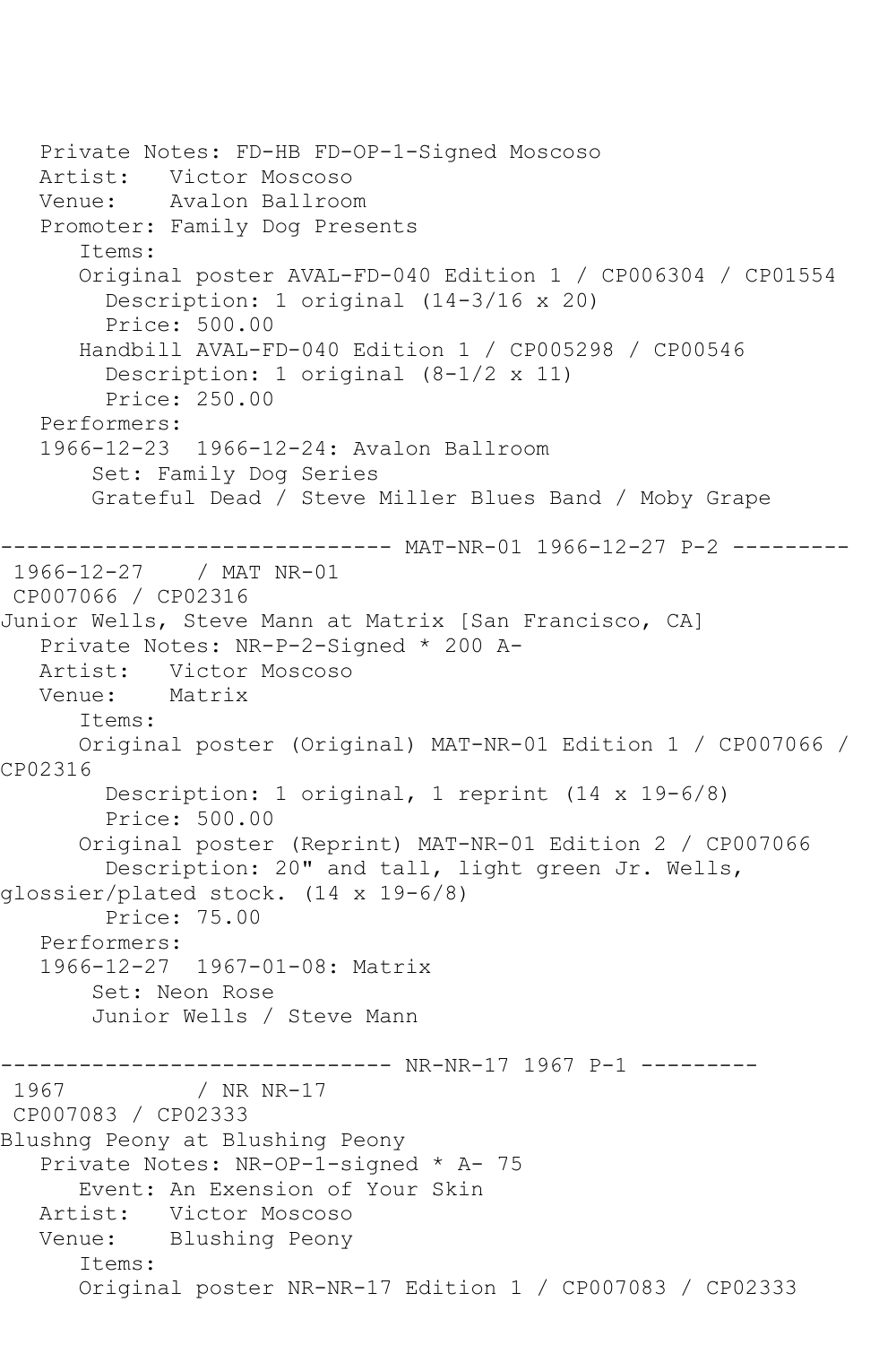```
   Private Notes: FD-HB FD-OP-1-Signed Moscoso
   Artist:   Victor Moscoso
   Venue:    Avalon Ballroom
   Promoter: Family Dog Presents
      Items:
      Original poster AVAL-FD-040 Edition 1 / CP006304 / CP01554
        Description: 1 original (14-3/16 x 20)
        Price: 500.00
      Handbill AVAL-FD-040 Edition 1 / CP005298 / CP00546
        Description: 1 original (8-1/2 x 11)
        Price: 250.00
   Performers:
   1966-12-23  1966-12-24: Avalon Ballroom
       Set: Family Dog Series
       Grateful Dead / Steve Miller Blues Band / Moby Grape

------------------------------ MAT-NR-01 1966-12-27 P-2 ---------
 1966-12-27    / MAT NR-01
 CP007066 / CP02316
Junior Wells, Steve Mann at Matrix [San Francisco, CA]
   Private Notes: NR-P-2-Signed * 200 A-
   Artist:   Victor Moscoso
   Venue:    Matrix
      Items:
      Original poster (Original) MAT-NR-01 Edition 1 / CP007066 /
CP02316
        Description: 1 original, 1 reprint (14 x 19-6/8)
        Price: 500.00
      Original poster (Reprint) MAT-NR-01 Edition 2 / CP007066
        Description: 20" and tall, light green Jr. Wells,
glossier/plated stock. (14 x 19-6/8)
        Price: 75.00
   Performers:
   1966-12-27  1967-01-08: Matrix
       Set: Neon Rose
       Junior Wells / Steve Mann

------------------------------ NR-NR-17 1967 P-1 ---------
 1967          / NR NR-17
 CP007083 / CP02333
Blushng Peony at Blushing Peony
   Private Notes: NR-OP-1-signed * A- 75
      Event: An Exension of Your Skin
   Artist:   Victor Moscoso
   Venue:    Blushing Peony
      Items:
      Original poster NR-NR-17 Edition 1 / CP007083 / CP02333
```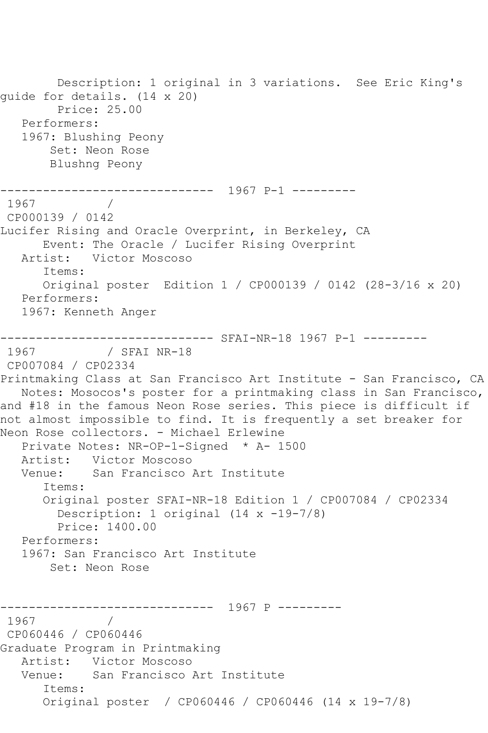Description: 1 original in 3 variations.  See Eric King's guide for details. (14 x 20)
Price: 25.00
Performers:
1967: Blushing Peony
Set: Neon Rose
Blushng Peony

------------------------------  1967 P-1 ---------

1967 /
CP000139 / 0142
Lucifer Rising and Oracle Overprint, in Berkeley, CA
Event: The Oracle / Lucifer Rising Overprint
Artist:   Victor Moscoso
Items:
Original poster  Edition 1 / CP000139 / 0142 (28-3/16 x 20)
Performers:
1967: Kenneth Anger

------------------------------ SFAI-NR-18 1967 P-1 ---------

1967 / SFAI NR-18
CP007084 / CP02334
Printmaking Class at San Francisco Art Institute - San Francisco, CA
Notes: Mosocos's poster for a printmaking class in San Francisco, and #18 in the famous Neon Rose series. This piece is difficult if not almost impossible to find. It is frequently a set breaker for Neon Rose collectors. - Michael Erlewine
Private Notes: NR-OP-1-Signed  * A- 1500
Artist:   Victor Moscoso
Venue:    San Francisco Art Institute
Items:
Original poster SFAI-NR-18 Edition 1 / CP007084 / CP02334
Description: 1 original (14 x -19-7/8)
Price: 1400.00
Performers:
1967: San Francisco Art Institute
Set: Neon Rose

------------------------------  1967 P ---------

1967 /
CP060446 / CP060446
Graduate Program in Printmaking
Artist:   Victor Moscoso
Venue:    San Francisco Art Institute
Items:
Original poster  / CP060446 / CP060446 (14 x 19-7/8)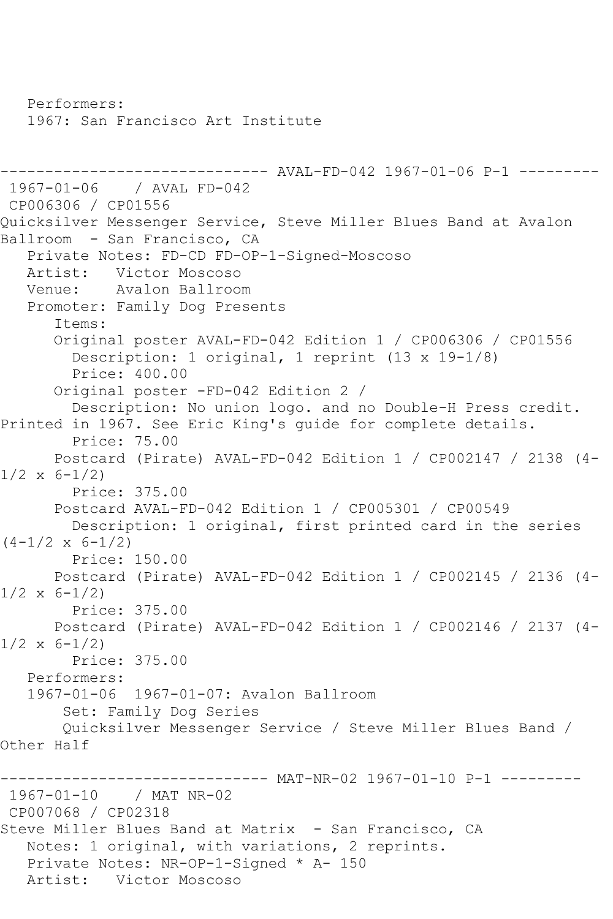Performers:
1967: San Francisco Art Institute

------------------------------ AVAL-FD-042 1967-01-06 P-1 ---------
1967-01-06 / AVAL FD-042
CP006306 / CP01556
Quicksilver Messenger Service, Steve Miller Blues Band at Avalon Ballroom - San Francisco, CA
Private Notes: FD-CD FD-OP-1-Signed-Moscoso
Artist: Victor Moscoso
Venue: Avalon Ballroom
Promoter: Family Dog Presents
Items:
Original poster AVAL-FD-042 Edition 1 / CP006306 / CP01556
Description: 1 original, 1 reprint (13 x 19-1/8)
Price: 400.00
Original poster -FD-042 Edition 2 /
Description: No union logo. and no Double-H Press credit. Printed in 1967. See Eric King's guide for complete details.
Price: 75.00
Postcard (Pirate) AVAL-FD-042 Edition 1 / CP002147 / 2138 (4-1/2 x 6-1/2)
Price: 375.00
Postcard AVAL-FD-042 Edition 1 / CP005301 / CP00549
Description: 1 original, first printed card in the series (4-1/2 x 6-1/2)
Price: 150.00
Postcard (Pirate) AVAL-FD-042 Edition 1 / CP002145 / 2136 (4-1/2 x 6-1/2)
Price: 375.00
Postcard (Pirate) AVAL-FD-042 Edition 1 / CP002146 / 2137 (4-1/2 x 6-1/2)
Price: 375.00
Performers:
1967-01-06 1967-01-07: Avalon Ballroom
Set: Family Dog Series
Quicksilver Messenger Service / Steve Miller Blues Band / Other Half

------------------------------ MAT-NR-02 1967-01-10 P-1 ---------
1967-01-10 / MAT NR-02
CP007068 / CP02318
Steve Miller Blues Band at Matrix - San Francisco, CA
Notes: 1 original, with variations, 2 reprints.
Private Notes: NR-OP-1-Signed * A- 150
Artist: Victor Moscoso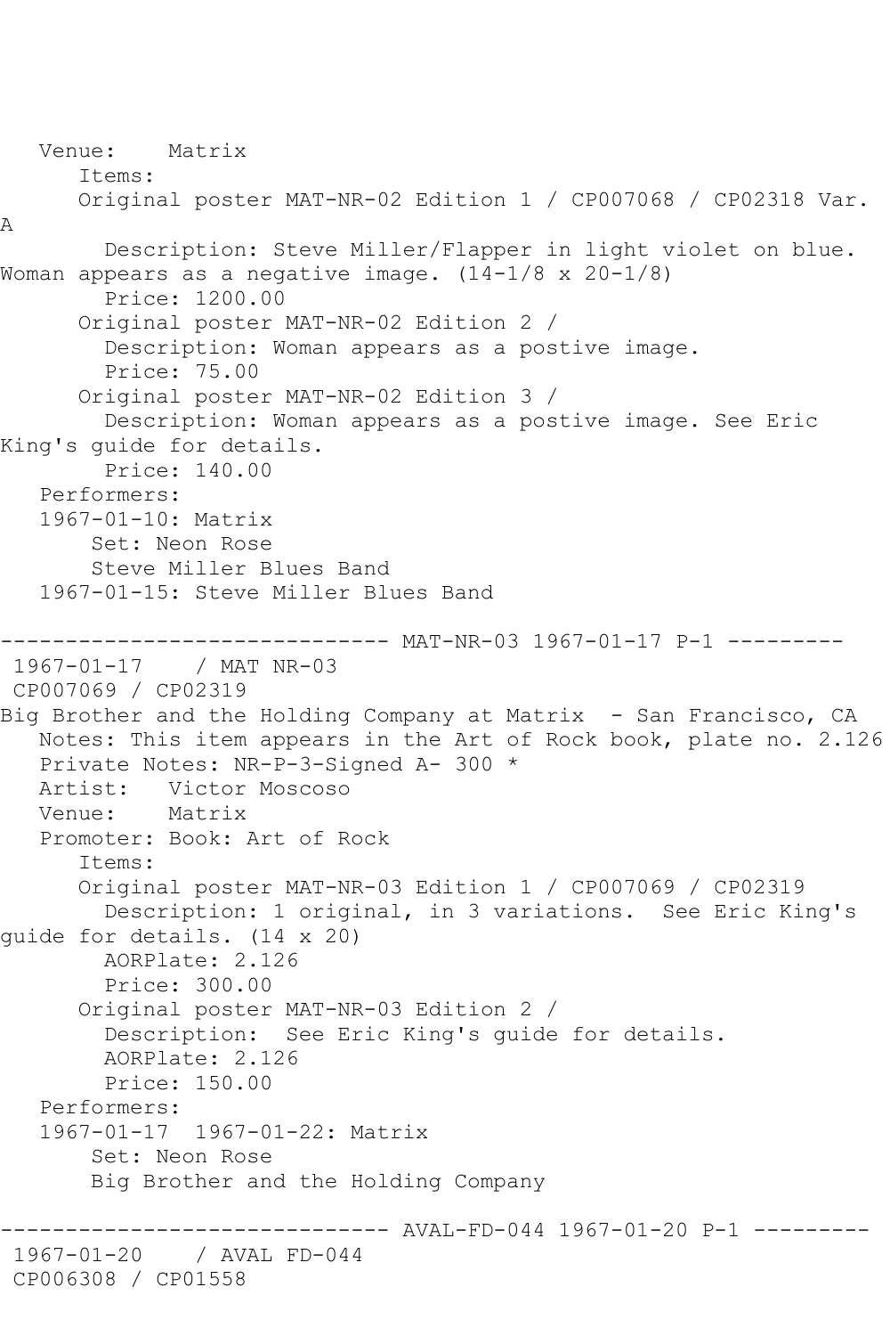```
   Venue:    Matrix
      Items:
      Original poster MAT-NR-02 Edition 1 / CP007068 / CP02318 Var.
A
        Description: Steve Miller/Flapper in light violet on blue.
Woman appears as a negative image. (14-1/8 x 20-1/8)
        Price: 1200.00
      Original poster MAT-NR-02 Edition 2 /
        Description: Woman appears as a postive image.
        Price: 75.00
      Original poster MAT-NR-02 Edition 3 /
        Description: Woman appears as a postive image. See Eric
King's guide for details.
        Price: 140.00
   Performers:
   1967-01-10: Matrix
       Set: Neon Rose
       Steve Miller Blues Band
   1967-01-15: Steve Miller Blues Band

------------------------------ MAT-NR-03 1967-01-17 P-1 ---------
 1967-01-17    / MAT NR-03
 CP007069 / CP02319
Big Brother and the Holding Company at Matrix  - San Francisco, CA
   Notes: This item appears in the Art of Rock book, plate no. 2.126
   Private Notes: NR-P-3-Signed A- 300 *
   Artist:   Victor Moscoso
   Venue:    Matrix
   Promoter: Book: Art of Rock
      Items:
      Original poster MAT-NR-03 Edition 1 / CP007069 / CP02319
        Description: 1 original, in 3 variations.  See Eric King's
guide for details. (14 x 20)
        AORPlate: 2.126
        Price: 300.00
      Original poster MAT-NR-03 Edition 2 /
        Description:  See Eric King's guide for details.
        AORPlate: 2.126
        Price: 150.00
   Performers:
   1967-01-17  1967-01-22: Matrix
       Set: Neon Rose
       Big Brother and the Holding Company

------------------------------ AVAL-FD-044 1967-01-20 P-1 ---------
 1967-01-20    / AVAL FD-044
 CP006308 / CP01558
```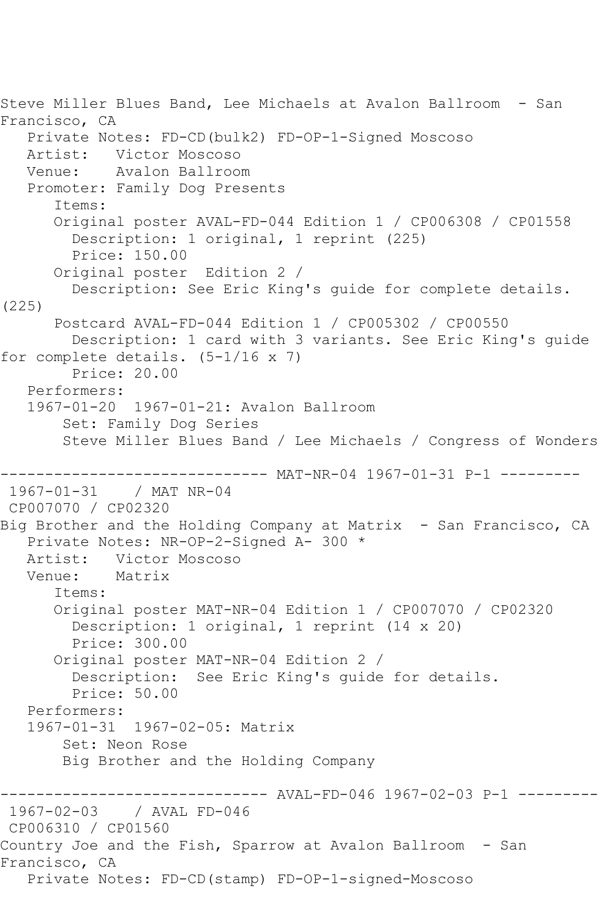Steve Miller Blues Band, Lee Michaels at Avalon Ballroom - San Francisco, CA

Private Notes: FD-CD(bulk2) FD-OP-1-Signed Moscoso
Artist: Victor Moscoso
Venue: Avalon Ballroom
Promoter: Family Dog Presents
Items:
Original poster AVAL-FD-044 Edition 1 / CP006308 / CP01558
Description: 1 original, 1 reprint (225)
Price: 150.00
Original poster Edition 2 /
Description: See Eric King's guide for complete details. (225)
Postcard AVAL-FD-044 Edition 1 / CP005302 / CP00550
Description: 1 card with 3 variants. See Eric King's guide for complete details. (5-1/16 x 7)
Price: 20.00
Performers:
1967-01-20 1967-01-21: Avalon Ballroom
Set: Family Dog Series
Steve Miller Blues Band / Lee Michaels / Congress of Wonders

------------------------------ MAT-NR-04 1967-01-31 P-1 ---------

1967-01-31 / MAT NR-04
CP007070 / CP02320
Big Brother and the Holding Company at Matrix - San Francisco, CA
Private Notes: NR-OP-2-Signed A- 300 *
Artist: Victor Moscoso
Venue: Matrix
Items:
Original poster MAT-NR-04 Edition 1 / CP007070 / CP02320
Description: 1 original, 1 reprint (14 x 20)
Price: 300.00
Original poster MAT-NR-04 Edition 2 /
Description: See Eric King's guide for details.
Price: 50.00
Performers:
1967-01-31 1967-02-05: Matrix
Set: Neon Rose
Big Brother and the Holding Company

------------------------------ AVAL-FD-046 1967-02-03 P-1 ---------

1967-02-03 / AVAL FD-046
CP006310 / CP01560
Country Joe and the Fish, Sparrow at Avalon Ballroom - San Francisco, CA
Private Notes: FD-CD(stamp) FD-OP-1-signed-Moscoso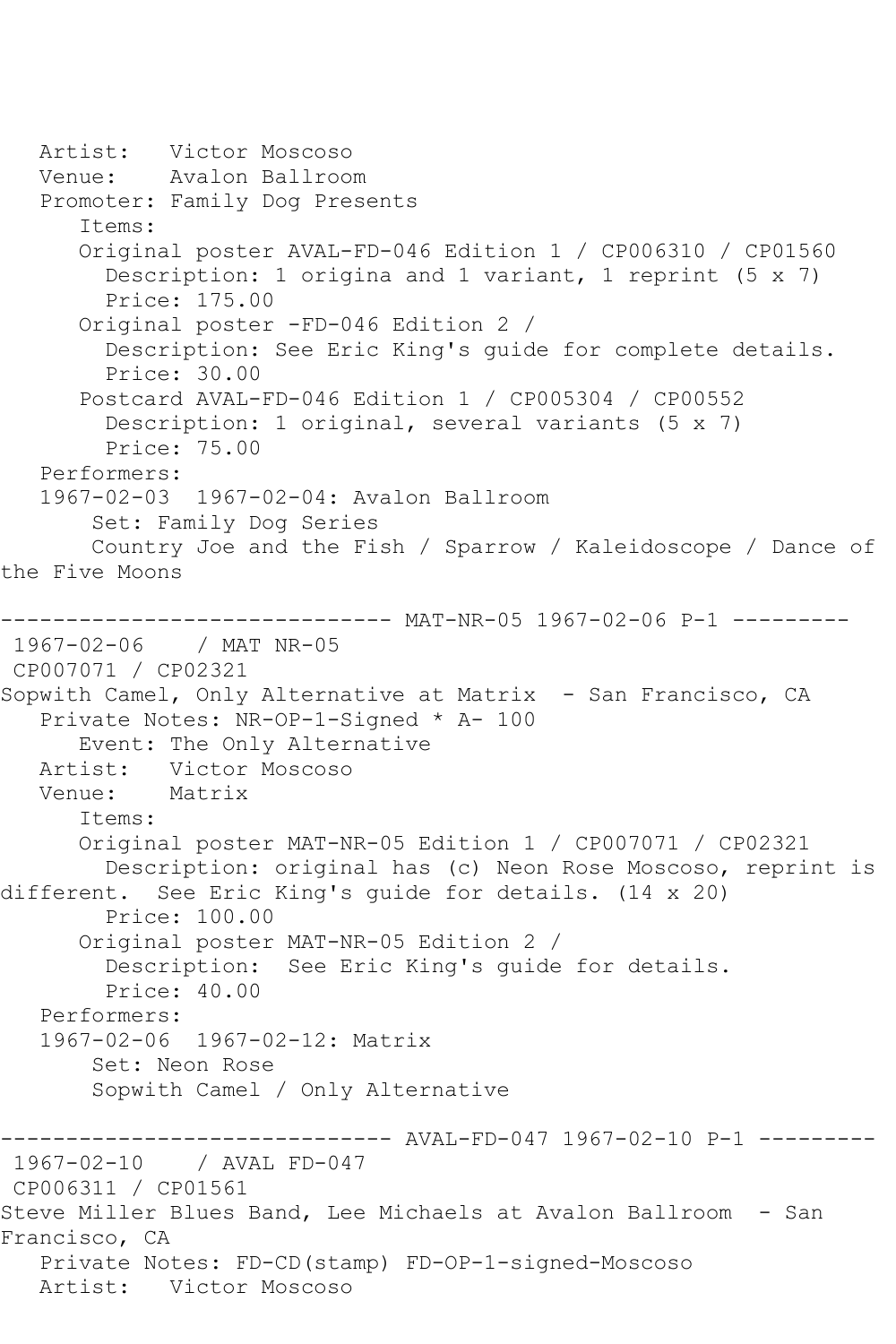Artist: Victor Moscoso
Venue: Avalon Ballroom
Promoter: Family Dog Presents
Items:
Original poster AVAL-FD-046 Edition 1 / CP006310 / CP01560
Description: 1 origina and 1 variant, 1 reprint (5 x 7)
Price: 175.00
Original poster -FD-046 Edition 2 /
Description: See Eric King's guide for complete details.
Price: 30.00
Postcard AVAL-FD-046 Edition 1 / CP005304 / CP00552
Description: 1 original, several variants (5 x 7)
Price: 75.00
Performers:
1967-02-03 1967-02-04: Avalon Ballroom
Set: Family Dog Series
Country Joe and the Fish / Sparrow / Kaleidoscope / Dance of the Five Moons

------------------------------ MAT-NR-05 1967-02-06 P-1 ---------

1967-02-06 / MAT NR-05
CP007071 / CP02321
Sopwith Camel, Only Alternative at Matrix - San Francisco, CA
Private Notes: NR-OP-1-Signed * A- 100
Event: The Only Alternative
Artist: Victor Moscoso
Venue: Matrix
Items:
Original poster MAT-NR-05 Edition 1 / CP007071 / CP02321
Description: original has (c) Neon Rose Moscoso, reprint is different. See Eric King's guide for details. (14 x 20)
Price: 100.00
Original poster MAT-NR-05 Edition 2 /
Description: See Eric King's guide for details.
Price: 40.00
Performers:
1967-02-06 1967-02-12: Matrix
Set: Neon Rose
Sopwith Camel / Only Alternative

------------------------------ AVAL-FD-047 1967-02-10 P-1 ---------

1967-02-10 / AVAL FD-047
CP006311 / CP01561
Steve Miller Blues Band, Lee Michaels at Avalon Ballroom - San Francisco, CA
Private Notes: FD-CD(stamp) FD-OP-1-signed-Moscoso
Artist: Victor Moscoso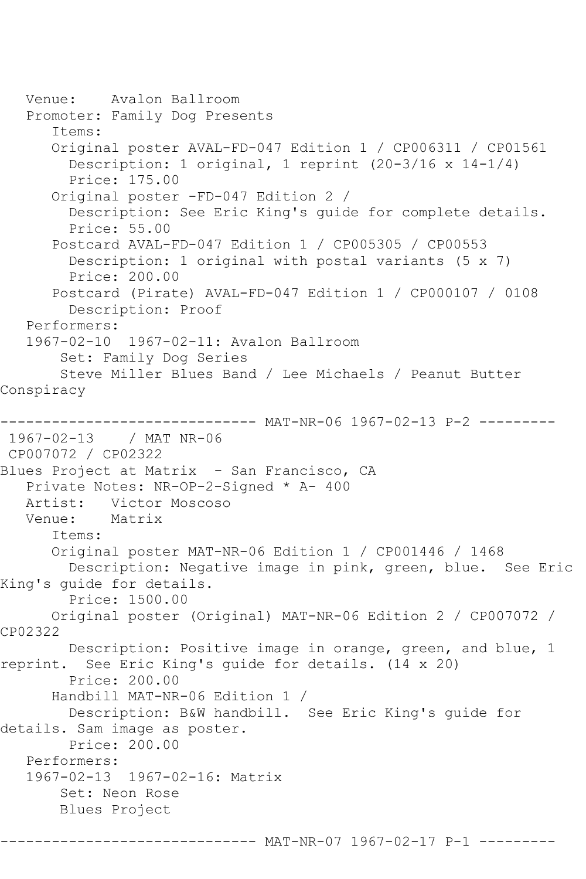Venue: Avalon Ballroom
Promoter: Family Dog Presents
Items:
Original poster AVAL-FD-047 Edition 1 / CP006311 / CP01561
Description: 1 original, 1 reprint (20-3/16 x 14-1/4)
Price: 175.00
Original poster -FD-047 Edition 2 /
Description: See Eric King's guide for complete details.
Price: 55.00
Postcard AVAL-FD-047 Edition 1 / CP005305 / CP00553
Description: 1 original with postal variants (5 x 7)
Price: 200.00
Postcard (Pirate) AVAL-FD-047 Edition 1 / CP000107 / 0108
Description: Proof
Performers:
1967-02-10 1967-02-11: Avalon Ballroom
Set: Family Dog Series
Steve Miller Blues Band / Lee Michaels / Peanut Butter Conspiracy

------------------------------ MAT-NR-06 1967-02-13 P-2 ---------

1967-02-13 / MAT NR-06
CP007072 / CP02322
Blues Project at Matrix - San Francisco, CA
Private Notes: NR-OP-2-Signed * A- 400
Artist: Victor Moscoso
Venue: Matrix
Items:
Original poster MAT-NR-06 Edition 1 / CP001446 / 1468
Description: Negative image in pink, green, blue. See Eric King's guide for details.
Price: 1500.00
Original poster (Original) MAT-NR-06 Edition 2 / CP007072 / CP02322
Description: Positive image in orange, green, and blue, 1 reprint. See Eric King's guide for details. (14 x 20)
Price: 200.00
Handbill MAT-NR-06 Edition 1 /
Description: B&W handbill. See Eric King's guide for details. Sam image as poster.
Price: 200.00
Performers:
1967-02-13 1967-02-16: Matrix
Set: Neon Rose
Blues Project

------------------------------ MAT-NR-07 1967-02-17 P-1 ---------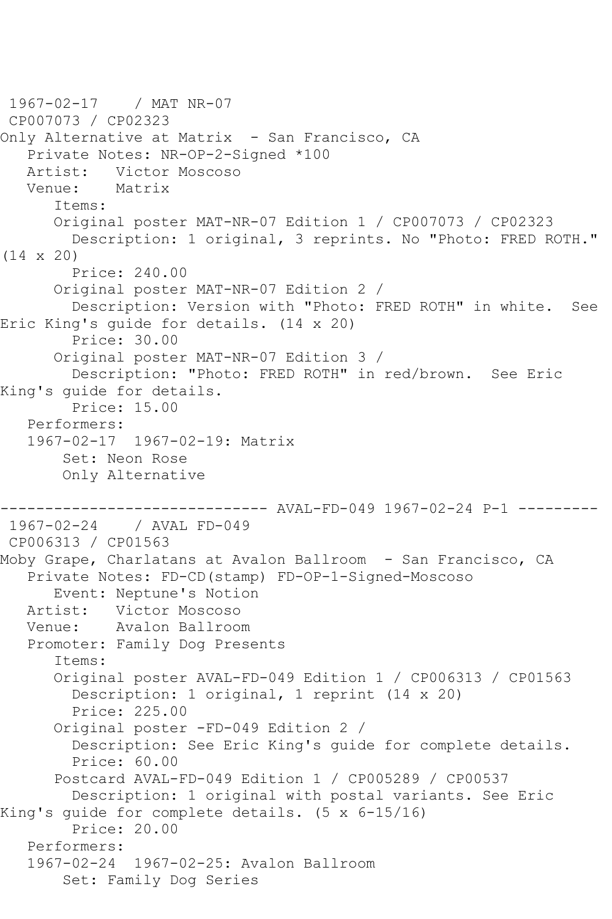1967-02-17    / MAT NR-07
CP007073 / CP02323
Only Alternative at Matrix  - San Francisco, CA
   Private Notes: NR-OP-2-Signed *100
   Artist:   Victor Moscoso
   Venue:    Matrix
      Items:
      Original poster MAT-NR-07 Edition 1 / CP007073 / CP02323
        Description: 1 original, 3 reprints. No "Photo: FRED ROTH." (14 x 20)
        Price: 240.00
      Original poster MAT-NR-07 Edition 2 /
        Description: Version with "Photo: FRED ROTH" in white.  See Eric King's guide for details. (14 x 20)
        Price: 30.00
      Original poster MAT-NR-07 Edition 3 /
        Description: "Photo: FRED ROTH" in red/brown.  See Eric King's guide for details.
        Price: 15.00
   Performers:
   1967-02-17  1967-02-19: Matrix
       Set: Neon Rose
       Only Alternative

------------------------------ AVAL-FD-049 1967-02-24 P-1 ---------

1967-02-24    / AVAL FD-049
CP006313 / CP01563
Moby Grape, Charlatans at Avalon Ballroom  - San Francisco, CA
   Private Notes: FD-CD(stamp) FD-OP-1-Signed-Moscoso
      Event: Neptune's Notion
   Artist:   Victor Moscoso
   Venue:    Avalon Ballroom
   Promoter: Family Dog Presents
      Items:
      Original poster AVAL-FD-049 Edition 1 / CP006313 / CP01563
        Description: 1 original, 1 reprint (14 x 20)
        Price: 225.00
      Original poster -FD-049 Edition 2 /
        Description: See Eric King's guide for complete details.
        Price: 60.00
      Postcard AVAL-FD-049 Edition 1 / CP005289 / CP00537
        Description: 1 original with postal variants. See Eric King's guide for complete details. (5 x 6-15/16)
        Price: 20.00
   Performers:
   1967-02-24  1967-02-25: Avalon Ballroom
       Set: Family Dog Series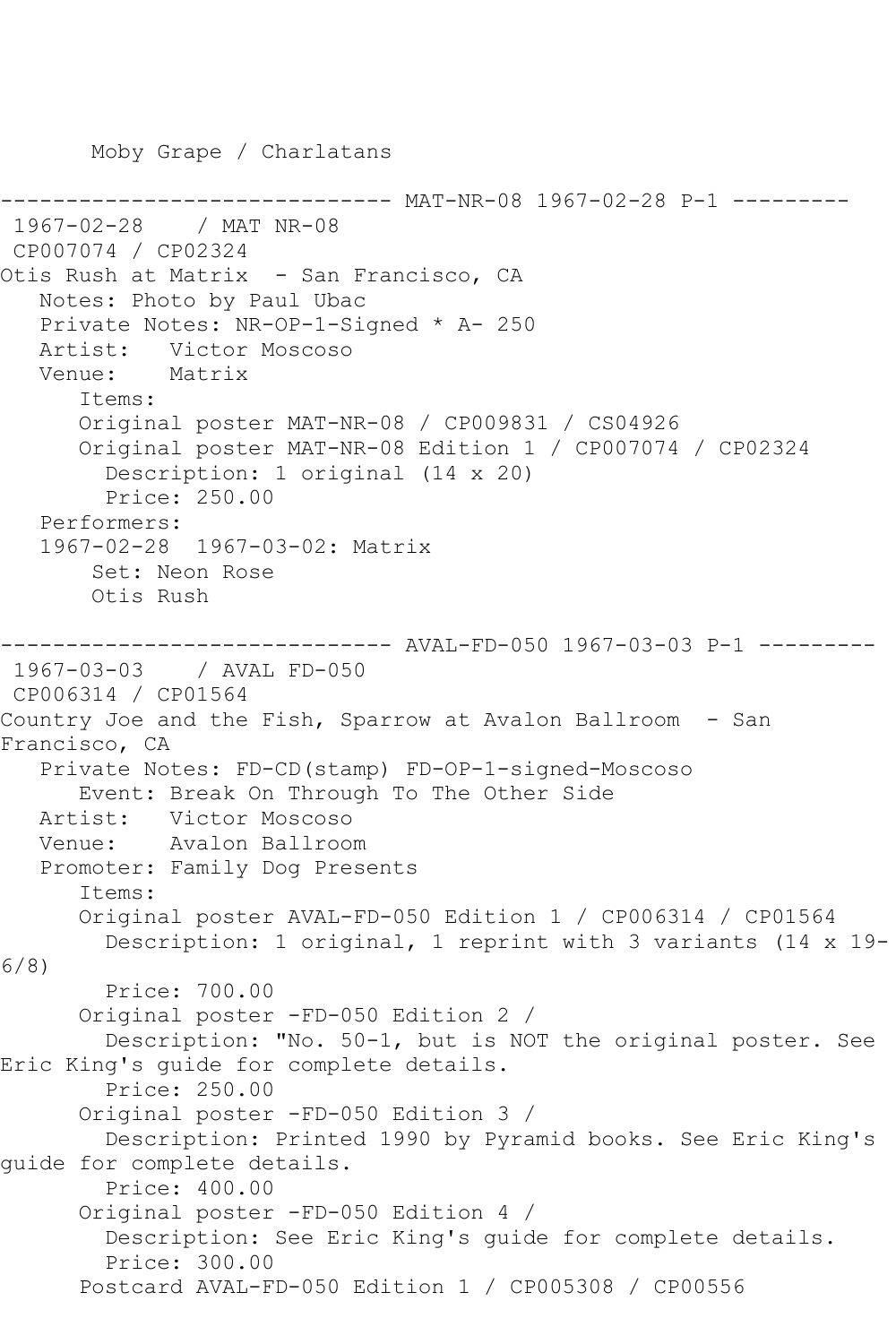Moby Grape / Charlatans

------------------------------ MAT-NR-08 1967-02-28 P-1 ---------

1967-02-28 / MAT NR-08

CP007074 / CP02324

Otis Rush at Matrix - San Francisco, CA

Notes: Photo by Paul Ubac

Private Notes: NR-OP-1-Signed * A- 250

Artist: Victor Moscoso

Venue: Matrix

Items:

Original poster MAT-NR-08 / CP009831 / CS04926

Original poster MAT-NR-08 Edition 1 / CP007074 / CP02324

Description: 1 original (14 x 20)

Price: 250.00

Performers:

1967-02-28 1967-03-02: Matrix

Set: Neon Rose

Otis Rush

------------------------------ AVAL-FD-050 1967-03-03 P-1 ---------

1967-03-03 / AVAL FD-050

CP006314 / CP01564

Country Joe and the Fish, Sparrow at Avalon Ballroom - San Francisco, CA

Private Notes: FD-CD(stamp) FD-OP-1-signed-Moscoso

Event: Break On Through To The Other Side

Artist: Victor Moscoso

Venue: Avalon Ballroom

Promoter: Family Dog Presents

Items:

Original poster AVAL-FD-050 Edition 1 / CP006314 / CP01564

Description: 1 original, 1 reprint with 3 variants (14 x 19-6/8)

Price: 700.00

Original poster -FD-050 Edition 2 /

Description: "No. 50-1, but is NOT the original poster. See Eric King's guide for complete details.

Price: 250.00

Original poster -FD-050 Edition 3 /

Description: Printed 1990 by Pyramid books. See Eric King's guide for complete details.

Price: 400.00

Original poster -FD-050 Edition 4 /

Description: See Eric King's guide for complete details.

Price: 300.00

Postcard AVAL-FD-050 Edition 1 / CP005308 / CP00556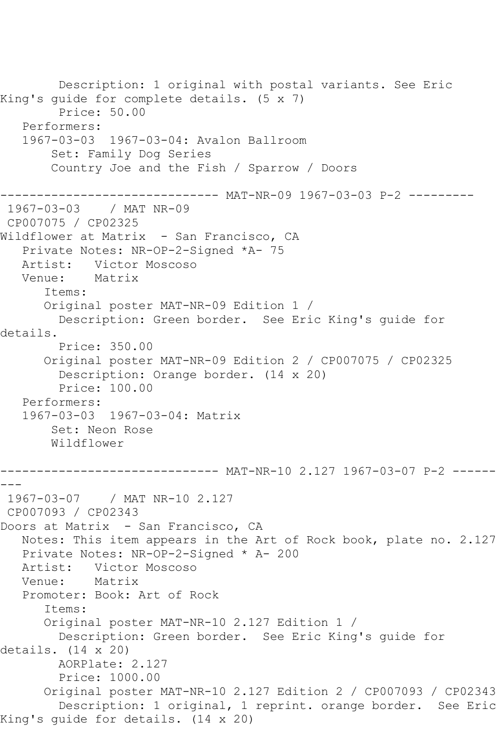Description: 1 original with postal variants. See Eric King's guide for complete details. (5 x 7)
Price: 50.00
Performers:
1967-03-03 1967-03-04: Avalon Ballroom
Set: Family Dog Series
Country Joe and the Fish / Sparrow / Doors

------------------------------ MAT-NR-09 1967-03-03 P-2 ---------

1967-03-03 / MAT NR-09
CP007075 / CP02325
Wildflower at Matrix - San Francisco, CA
Private Notes: NR-OP-2-Signed *A- 75
Artist: Victor Moscoso
Venue: Matrix
Items:
Original poster MAT-NR-09 Edition 1 /
Description: Green border. See Eric King's guide for details.
Price: 350.00
Original poster MAT-NR-09 Edition 2 / CP007075 / CP02325
Description: Orange border. (14 x 20)
Price: 100.00
Performers:
1967-03-03 1967-03-04: Matrix
Set: Neon Rose
Wildflower

------------------------------ MAT-NR-10 2.127 1967-03-07 P-2 ---------

1967-03-07 / MAT NR-10 2.127
CP007093 / CP02343
Doors at Matrix - San Francisco, CA
Notes: This item appears in the Art of Rock book, plate no. 2.127
Private Notes: NR-OP-2-Signed * A- 200
Artist: Victor Moscoso
Venue: Matrix
Promoter: Book: Art of Rock
Items:
Original poster MAT-NR-10 2.127 Edition 1 /
Description: Green border. See Eric King's guide for details. (14 x 20)
AORPlate: 2.127
Price: 1000.00
Original poster MAT-NR-10 2.127 Edition 2 / CP007093 / CP02343
Description: 1 original, 1 reprint. orange border. See Eric King's guide for details. (14 x 20)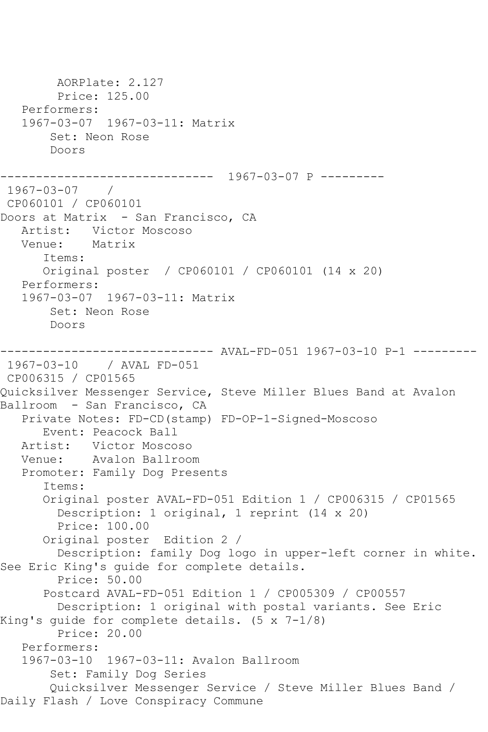```
        AORPlate: 2.127
        Price: 125.00
   Performers:
   1967-03-07  1967-03-11: Matrix
       Set: Neon Rose
       Doors

------------------------------  1967-03-07 P ---------
 1967-03-07    /
 CP060101 / CP060101
Doors at Matrix  - San Francisco, CA
   Artist:   Victor Moscoso
   Venue:    Matrix
      Items:
      Original poster  / CP060101 / CP060101 (14 x 20)
   Performers:
   1967-03-07  1967-03-11: Matrix
       Set: Neon Rose
       Doors

------------------------------ AVAL-FD-051 1967-03-10 P-1 ---------
 1967-03-10    / AVAL FD-051
 CP006315 / CP01565
Quicksilver Messenger Service, Steve Miller Blues Band at Avalon
Ballroom  - San Francisco, CA
   Private Notes: FD-CD(stamp) FD-OP-1-Signed-Moscoso
      Event: Peacock Ball
   Artist:   Victor Moscoso
   Venue:    Avalon Ballroom
   Promoter: Family Dog Presents
      Items:
      Original poster AVAL-FD-051 Edition 1 / CP006315 / CP01565
        Description: 1 original, 1 reprint (14 x 20)
        Price: 100.00
      Original poster  Edition 2 /
        Description: family Dog logo in upper-left corner in white.
See Eric King's guide for complete details.
        Price: 50.00
      Postcard AVAL-FD-051 Edition 1 / CP005309 / CP00557
        Description: 1 original with postal variants. See Eric
King's guide for complete details. (5 x 7-1/8)
        Price: 20.00
   Performers:
   1967-03-10  1967-03-11: Avalon Ballroom
       Set: Family Dog Series
       Quicksilver Messenger Service / Steve Miller Blues Band /
Daily Flash / Love Conspiracy Commune
```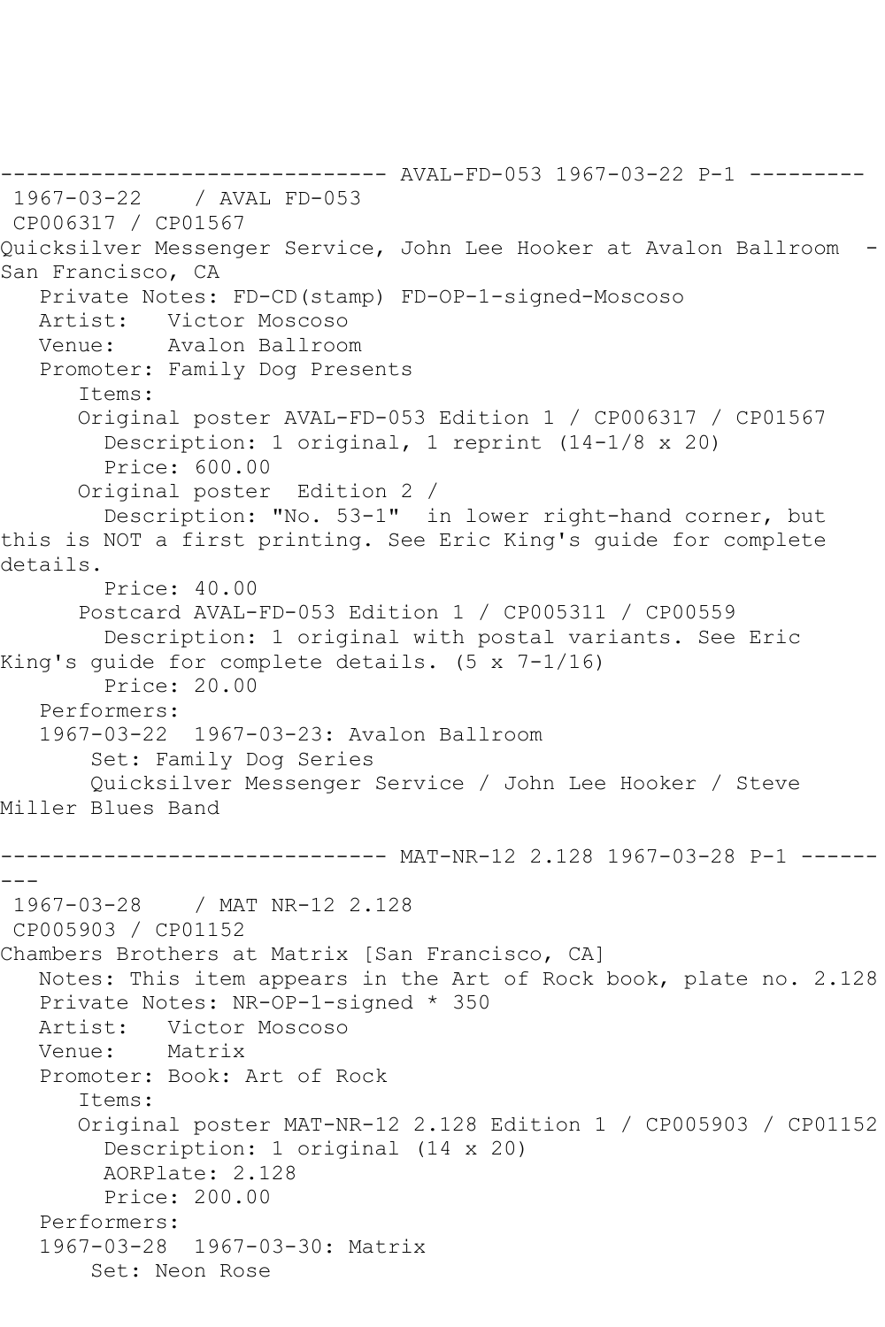------------------------------ AVAL-FD-053 1967-03-22 P-1 ---------

1967-03-22 / AVAL FD-053
CP006317 / CP01567
Quicksilver Messenger Service, John Lee Hooker at Avalon Ballroom - San Francisco, CA

Private Notes: FD-CD(stamp) FD-OP-1-signed-Moscoso
Artist: Victor Moscoso
Venue: Avalon Ballroom
Promoter: Family Dog Presents

Items:

Original poster AVAL-FD-053 Edition 1 / CP006317 / CP01567
Description: 1 original, 1 reprint (14-1/8 x 20)
Price: 600.00

Original poster Edition 2 /
Description: "No. 53-1" in lower right-hand corner, but this is NOT a first printing. See Eric King's guide for complete details.
Price: 40.00

Postcard AVAL-FD-053 Edition 1 / CP005311 / CP00559
Description: 1 original with postal variants. See Eric King's guide for complete details. (5 x 7-1/16)
Price: 20.00

Performers:
1967-03-22 1967-03-23: Avalon Ballroom
Set: Family Dog Series
Quicksilver Messenger Service / John Lee Hooker / Steve Miller Blues Band

------------------------------ MAT-NR-12 2.128 1967-03-28 P-1 ---------

1967-03-28 / MAT NR-12 2.128
CP005903 / CP01152
Chambers Brothers at Matrix [San Francisco, CA]

Notes: This item appears in the Art of Rock book, plate no. 2.128
Private Notes: NR-OP-1-signed * 350
Artist: Victor Moscoso
Venue: Matrix
Promoter: Book: Art of Rock

Items:

Original poster MAT-NR-12 2.128 Edition 1 / CP005903 / CP01152
Description: 1 original (14 x 20)
AORPlate: 2.128
Price: 200.00

Performers:
1967-03-28 1967-03-30: Matrix
Set: Neon Rose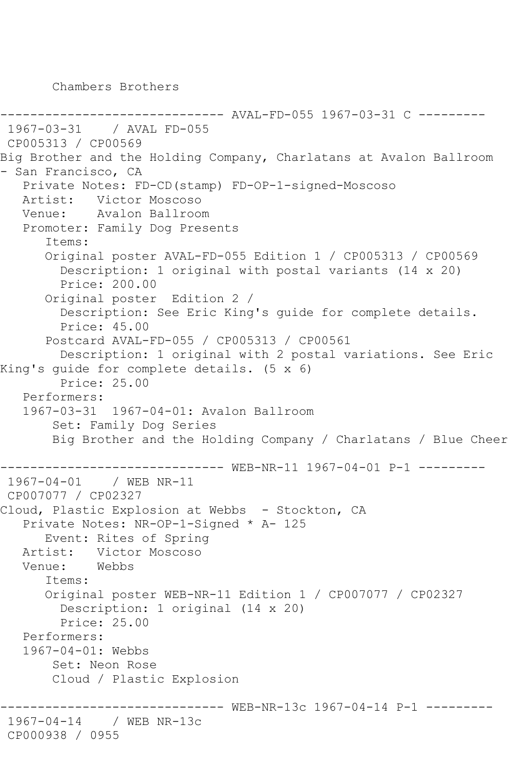Chambers Brothers

------------------------------ AVAL-FD-055 1967-03-31 C ---------

1967-03-31 / AVAL FD-055

CP005313 / CP00569

Big Brother and the Holding Company, Charlatans at Avalon Ballroom - San Francisco, CA

Private Notes: FD-CD(stamp) FD-OP-1-signed-Moscoso

Artist: Victor Moscoso

Venue: Avalon Ballroom

Promoter: Family Dog Presents

Items:

Original poster AVAL-FD-055 Edition 1 / CP005313 / CP00569

Description: 1 original with postal variants (14 x 20)

Price: 200.00

Original poster Edition 2 /

Description: See Eric King's guide for complete details.

Price: 45.00

Postcard AVAL-FD-055 / CP005313 / CP00561

Description: 1 original with 2 postal variations. See Eric King's guide for complete details. (5 x 6)

Price: 25.00

Performers:

1967-03-31 1967-04-01: Avalon Ballroom

Set: Family Dog Series

Big Brother and the Holding Company / Charlatans / Blue Cheer

------------------------------ WEB-NR-11 1967-04-01 P-1 ---------

1967-04-01 / WEB NR-11

CP007077 / CP02327

Cloud, Plastic Explosion at Webbs - Stockton, CA

Private Notes: NR-OP-1-Signed * A- 125

Event: Rites of Spring

Artist: Victor Moscoso

Venue: Webbs

Items:

Original poster WEB-NR-11 Edition 1 / CP007077 / CP02327

Description: 1 original (14 x 20)

Price: 25.00

Performers:

1967-04-01: Webbs

Set: Neon Rose

Cloud / Plastic Explosion

------------------------------ WEB-NR-13c 1967-04-14 P-1 ---------

1967-04-14 / WEB NR-13c

CP000938 / 0955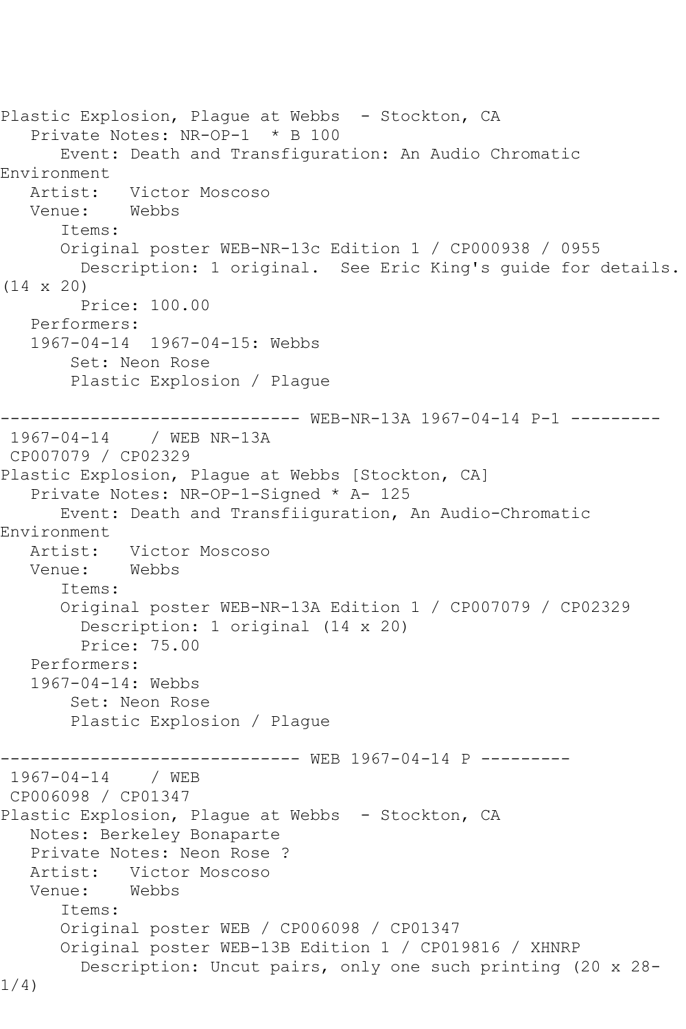Plastic Explosion, Plague at Webbs  - Stockton, CA
   Private Notes: NR-OP-1  * B 100
      Event: Death and Transfiguration: An Audio Chromatic Environment
   Artist:   Victor Moscoso
   Venue:    Webbs
      Items:
      Original poster WEB-NR-13c Edition 1 / CP000938 / 0955
        Description: 1 original.  See Eric King's guide for details. (14 x 20)
        Price: 100.00
   Performers:
   1967-04-14  1967-04-15: Webbs
       Set: Neon Rose
       Plastic Explosion / Plague

------------------------------ WEB-NR-13A 1967-04-14 P-1 ---------
 1967-04-14    / WEB NR-13A
 CP007079 / CP02329
Plastic Explosion, Plague at Webbs [Stockton, CA]
   Private Notes: NR-OP-1-Signed * A- 125
      Event: Death and Transfiiguration, An Audio-Chromatic Environment
   Artist:   Victor Moscoso
   Venue:    Webbs
      Items:
      Original poster WEB-NR-13A Edition 1 / CP007079 / CP02329
        Description: 1 original (14 x 20)
        Price: 75.00
   Performers:
   1967-04-14: Webbs
       Set: Neon Rose
       Plastic Explosion / Plague

------------------------------ WEB 1967-04-14 P ---------
 1967-04-14    / WEB
 CP006098 / CP01347
Plastic Explosion, Plague at Webbs  - Stockton, CA
   Notes: Berkeley Bonaparte
   Private Notes: Neon Rose ?
   Artist:   Victor Moscoso
   Venue:    Webbs
      Items:
      Original poster WEB / CP006098 / CP01347
      Original poster WEB-13B Edition 1 / CP019816 / XHNRP
        Description: Uncut pairs, only one such printing (20 x 28-1/4)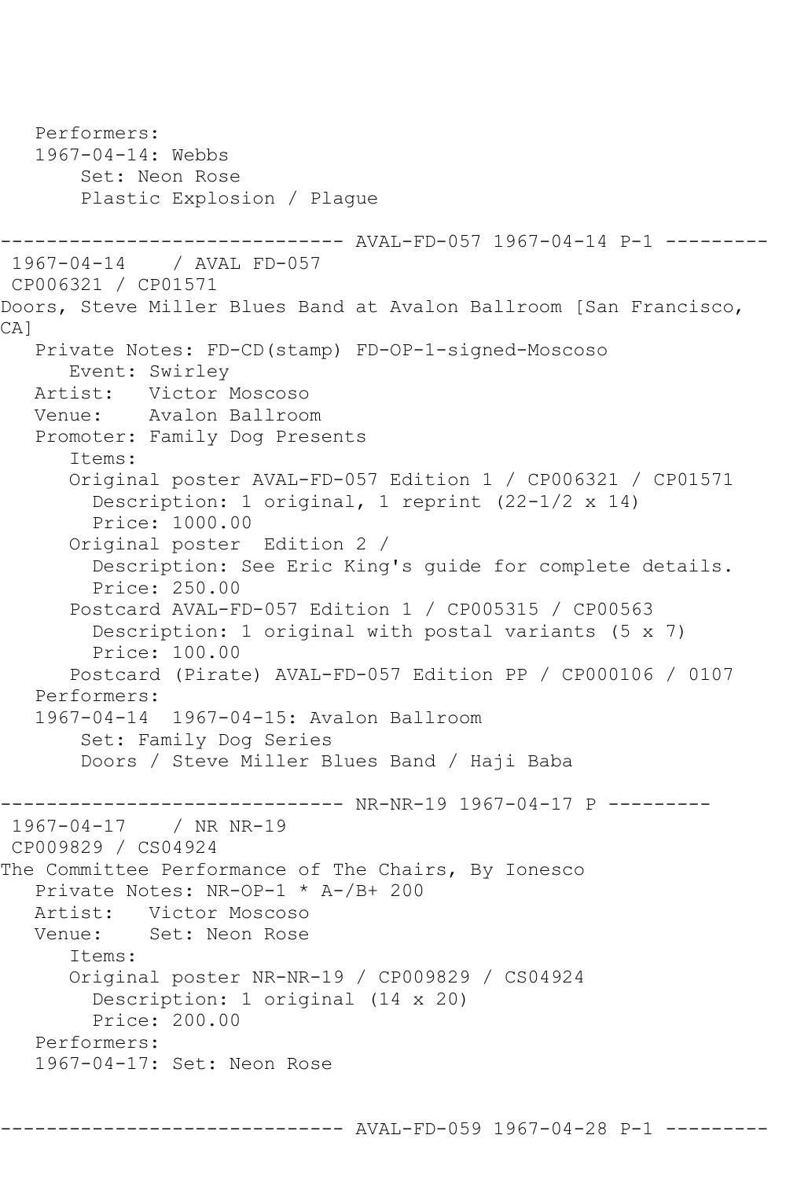```
   Performers:
   1967-04-14: Webbs
       Set: Neon Rose
       Plastic Explosion / Plague

------------------------------ AVAL-FD-057 1967-04-14 P-1 ---------
 1967-04-14    / AVAL FD-057
 CP006321 / CP01571
Doors, Steve Miller Blues Band at Avalon Ballroom [San Francisco, 
CA]
   Private Notes: FD-CD(stamp) FD-OP-1-signed-Moscoso
      Event: Swirley
   Artist:   Victor Moscoso
   Venue:    Avalon Ballroom
   Promoter: Family Dog Presents
      Items:
      Original poster AVAL-FD-057 Edition 1 / CP006321 / CP01571
        Description: 1 original, 1 reprint (22-1/2 x 14)
        Price: 1000.00
      Original poster  Edition 2 / 
        Description: See Eric King's guide for complete details.
        Price: 250.00
      Postcard AVAL-FD-057 Edition 1 / CP005315 / CP00563
        Description: 1 original with postal variants (5 x 7)
        Price: 100.00
      Postcard (Pirate) AVAL-FD-057 Edition PP / CP000106 / 0107
   Performers:
   1967-04-14  1967-04-15: Avalon Ballroom
       Set: Family Dog Series
       Doors / Steve Miller Blues Band / Haji Baba

------------------------------ NR-NR-19 1967-04-17 P ---------
 1967-04-17    / NR NR-19
 CP009829 / CS04924
The Committee Performance of The Chairs, By Ionesco
   Private Notes: NR-OP-1 * A-/B+ 200
   Artist:   Victor Moscoso
   Venue:    Set: Neon Rose
      Items:
      Original poster NR-NR-19 / CP009829 / CS04924
        Description: 1 original (14 x 20)
        Price: 200.00
   Performers:
   1967-04-17: Set: Neon Rose


------------------------------ AVAL-FD-059 1967-04-28 P-1 ---------
```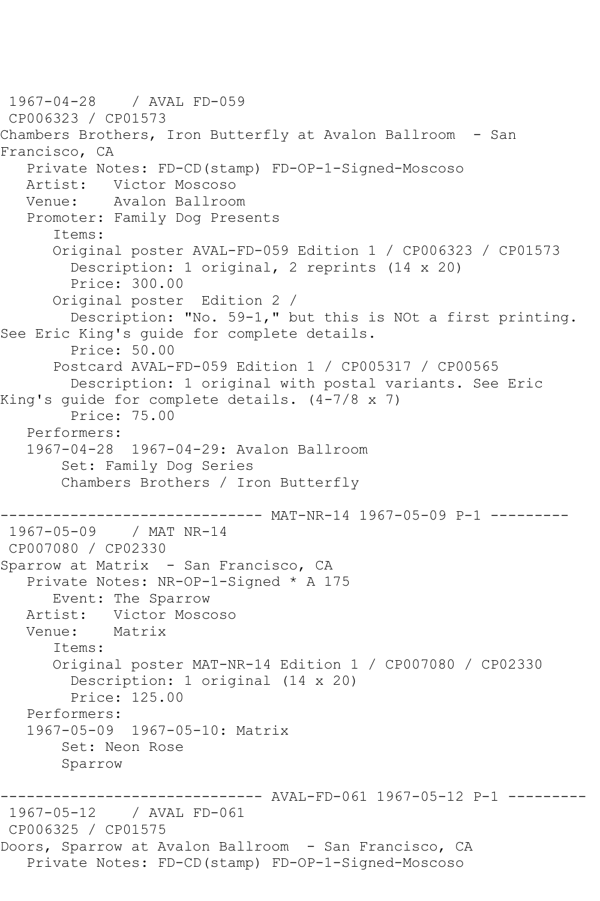1967-04-28 / AVAL FD-059
CP006323 / CP01573
Chambers Brothers, Iron Butterfly at Avalon Ballroom - San Francisco, CA
Private Notes: FD-CD(stamp) FD-OP-1-Signed-Moscoso
Artist: Victor Moscoso
Venue: Avalon Ballroom
Promoter: Family Dog Presents
Items:
Original poster AVAL-FD-059 Edition 1 / CP006323 / CP01573
Description: 1 original, 2 reprints (14 x 20)
Price: 300.00
Original poster Edition 2 /
Description: "No. 59-1," but this is NOt a first printing. See Eric King's guide for complete details.
Price: 50.00
Postcard AVAL-FD-059 Edition 1 / CP005317 / CP00565
Description: 1 original with postal variants. See Eric King's guide for complete details. (4-7/8 x 7)
Price: 75.00
Performers:
1967-04-28 1967-04-29: Avalon Ballroom
Set: Family Dog Series
Chambers Brothers / Iron Butterfly

------------------------------ MAT-NR-14 1967-05-09 P-1 ---------
1967-05-09 / MAT NR-14
CP007080 / CP02330
Sparrow at Matrix - San Francisco, CA
Private Notes: NR-OP-1-Signed * A 175
Event: The Sparrow
Artist: Victor Moscoso
Venue: Matrix
Items:
Original poster MAT-NR-14 Edition 1 / CP007080 / CP02330
Description: 1 original (14 x 20)
Price: 125.00
Performers:
1967-05-09 1967-05-10: Matrix
Set: Neon Rose
Sparrow

------------------------------ AVAL-FD-061 1967-05-12 P-1 ---------
1967-05-12 / AVAL FD-061
CP006325 / CP01575
Doors, Sparrow at Avalon Ballroom - San Francisco, CA
Private Notes: FD-CD(stamp) FD-OP-1-Signed-Moscoso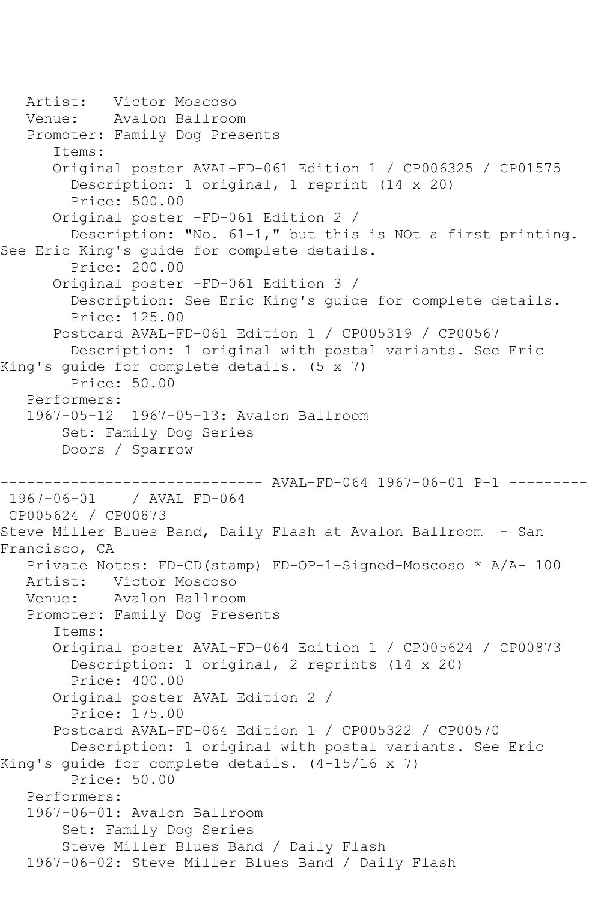Artist: Victor Moscoso
Venue: Avalon Ballroom
Promoter: Family Dog Presents
Items:
Original poster AVAL-FD-061 Edition 1 / CP006325 / CP01575
Description: 1 original, 1 reprint (14 x 20)
Price: 500.00
Original poster -FD-061 Edition 2 /
Description: "No. 61-1," but this is NOt a first printing. See Eric King's guide for complete details.
Price: 200.00
Original poster -FD-061 Edition 3 /
Description: See Eric King's guide for complete details.
Price: 125.00
Postcard AVAL-FD-061 Edition 1 / CP005319 / CP00567
Description: 1 original with postal variants. See Eric King's guide for complete details. (5 x 7)
Price: 50.00
Performers:
1967-05-12 1967-05-13: Avalon Ballroom
Set: Family Dog Series
Doors / Sparrow

------------------------------ AVAL-FD-064 1967-06-01 P-1 ---------

1967-06-01 / AVAL FD-064
CP005624 / CP00873
Steve Miller Blues Band, Daily Flash at Avalon Ballroom - San Francisco, CA
Private Notes: FD-CD(stamp) FD-OP-1-Signed-Moscoso * A/A- 100
Artist: Victor Moscoso
Venue: Avalon Ballroom
Promoter: Family Dog Presents
Items:
Original poster AVAL-FD-064 Edition 1 / CP005624 / CP00873
Description: 1 original, 2 reprints (14 x 20)
Price: 400.00
Original poster AVAL Edition 2 /
Price: 175.00
Postcard AVAL-FD-064 Edition 1 / CP005322 / CP00570
Description: 1 original with postal variants. See Eric King's guide for complete details. (4-15/16 x 7)
Price: 50.00
Performers:
1967-06-01: Avalon Ballroom
Set: Family Dog Series
Steve Miller Blues Band / Daily Flash
1967-06-02: Steve Miller Blues Band / Daily Flash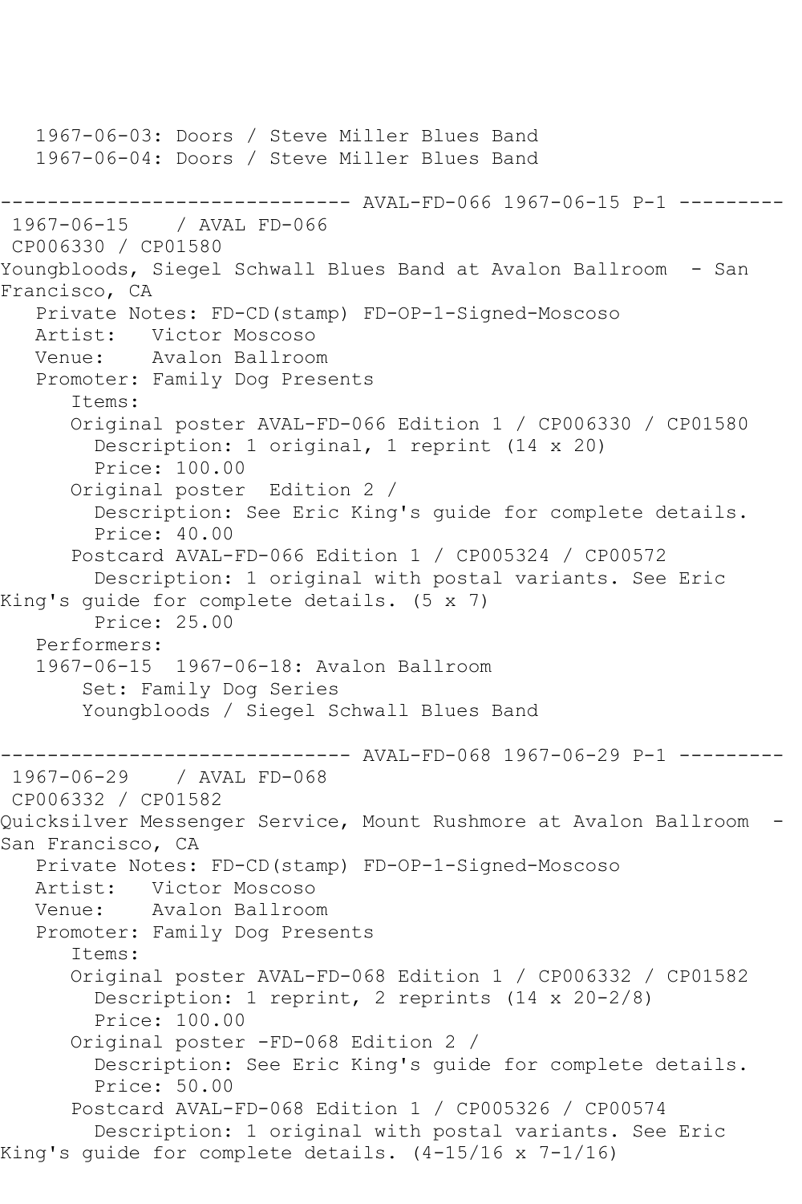1967-06-03: Doors / Steve Miller Blues Band
1967-06-04: Doors / Steve Miller Blues Band

------------------------------ AVAL-FD-066 1967-06-15 P-1 ---------

1967-06-15 / AVAL FD-066
CP006330 / CP01580
Youngbloods, Siegel Schwall Blues Band at Avalon Ballroom - San Francisco, CA

Private Notes: FD-CD(stamp) FD-OP-1-Signed-Moscoso
Artist: Victor Moscoso
Venue: Avalon Ballroom
Promoter: Family Dog Presents

Items:

Original poster AVAL-FD-066 Edition 1 / CP006330 / CP01580
Description: 1 original, 1 reprint (14 x 20)
Price: 100.00

Original poster Edition 2 /
Description: See Eric King's guide for complete details.
Price: 40.00

Postcard AVAL-FD-066 Edition 1 / CP005324 / CP00572
Description: 1 original with postal variants. See Eric King's guide for complete details. (5 x 7)
Price: 25.00

Performers:
1967-06-15 1967-06-18: Avalon Ballroom
Set: Family Dog Series
Youngbloods / Siegel Schwall Blues Band

------------------------------ AVAL-FD-068 1967-06-29 P-1 ---------

1967-06-29 / AVAL FD-068
CP006332 / CP01582
Quicksilver Messenger Service, Mount Rushmore at Avalon Ballroom - San Francisco, CA

Private Notes: FD-CD(stamp) FD-OP-1-Signed-Moscoso
Artist: Victor Moscoso
Venue: Avalon Ballroom
Promoter: Family Dog Presents

Items:

Original poster AVAL-FD-068 Edition 1 / CP006332 / CP01582
Description: 1 reprint, 2 reprints (14 x 20-2/8)
Price: 100.00

Original poster -FD-068 Edition 2 /
Description: See Eric King's guide for complete details.
Price: 50.00

Postcard AVAL-FD-068 Edition 1 / CP005326 / CP00574
Description: 1 original with postal variants. See Eric King's guide for complete details. (4-15/16 x 7-1/16)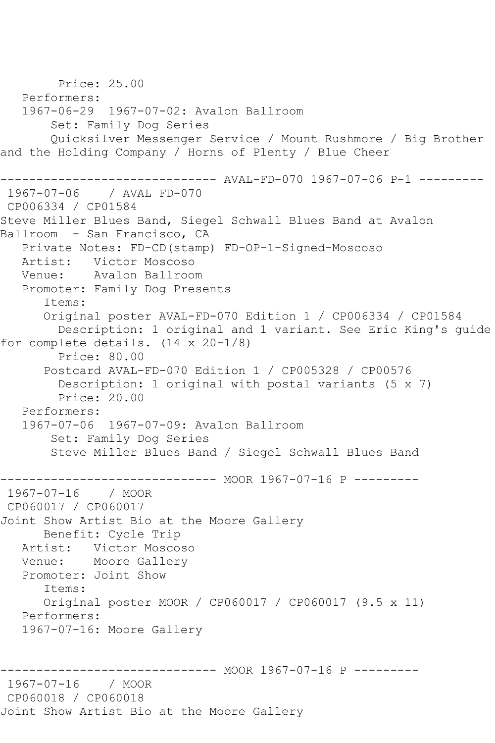Price: 25.00
Performers:
1967-06-29 1967-07-02: Avalon Ballroom
Set: Family Dog Series
Quicksilver Messenger Service / Mount Rushmore / Big Brother and the Holding Company / Horns of Plenty / Blue Cheer

------------------------------ AVAL-FD-070 1967-07-06 P-1 ---------

1967-07-06 / AVAL FD-070
CP006334 / CP01584
Steve Miller Blues Band, Siegel Schwall Blues Band at Avalon Ballroom - San Francisco, CA
Private Notes: FD-CD(stamp) FD-OP-1-Signed-Moscoso
Artist: Victor Moscoso
Venue: Avalon Ballroom
Promoter: Family Dog Presents
Items:
Original poster AVAL-FD-070 Edition 1 / CP006334 / CP01584
Description: 1 original and 1 variant. See Eric King's guide for complete details. (14 x 20-1/8)
Price: 80.00
Postcard AVAL-FD-070 Edition 1 / CP005328 / CP00576
Description: 1 original with postal variants (5 x 7)
Price: 20.00
Performers:
1967-07-06 1967-07-09: Avalon Ballroom
Set: Family Dog Series
Steve Miller Blues Band / Siegel Schwall Blues Band

------------------------------ MOOR 1967-07-16 P ---------

1967-07-16 / MOOR
CP060017 / CP060017
Joint Show Artist Bio at the Moore Gallery
Benefit: Cycle Trip
Artist: Victor Moscoso
Venue: Moore Gallery
Promoter: Joint Show
Items:
Original poster MOOR / CP060017 / CP060017 (9.5 x 11)
Performers:
1967-07-16: Moore Gallery

------------------------------ MOOR 1967-07-16 P ---------

1967-07-16 / MOOR
CP060018 / CP060018
Joint Show Artist Bio at the Moore Gallery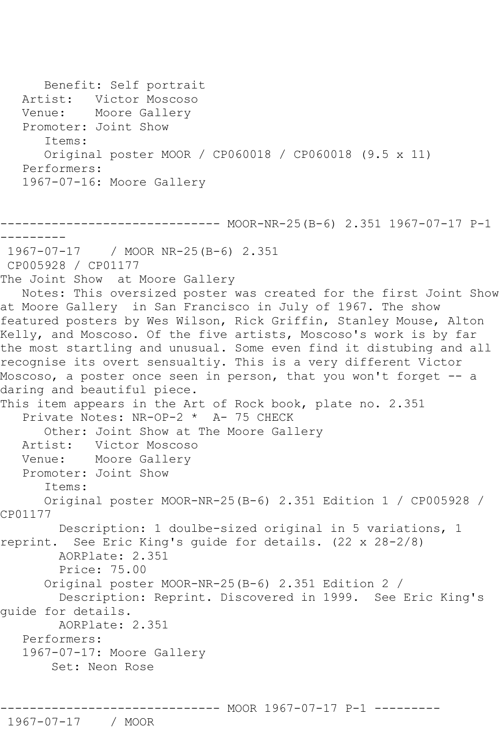Benefit: Self portrait
Artist: Victor Moscoso
Venue: Moore Gallery
Promoter: Joint Show
Items:
Original poster MOOR / CP060018 / CP060018 (9.5 x 11)
Performers:
1967-07-16: Moore Gallery

------------------------------ MOOR-NR-25(B-6) 2.351 1967-07-17 P-1 ---------

1967-07-17 / MOOR NR-25(B-6) 2.351
CP005928 / CP01177
The Joint Show at Moore Gallery
Notes: This oversized poster was created for the first Joint Show at Moore Gallery in San Francisco in July of 1967. The show featured posters by Wes Wilson, Rick Griffin, Stanley Mouse, Alton Kelly, and Moscoso. Of the five artists, Moscoso's work is by far the most startling and unusual. Some even find it distubing and all recognise its overt sensualtiy. This is a very different Victor Moscoso, a poster once seen in person, that you won't forget -- a daring and beautiful piece.
This item appears in the Art of Rock book, plate no. 2.351
Private Notes: NR-OP-2 * A- 75 CHECK
Other: Joint Show at The Moore Gallery
Artist: Victor Moscoso
Venue: Moore Gallery
Promoter: Joint Show
Items:
Original poster MOOR-NR-25(B-6) 2.351 Edition 1 / CP005928 / CP01177
Description: 1 doulbe-sized original in 5 variations, 1 reprint. See Eric King's guide for details. (22 x 28-2/8)
AORPlate: 2.351
Price: 75.00
Original poster MOOR-NR-25(B-6) 2.351 Edition 2 /
Description: Reprint. Discovered in 1999. See Eric King's guide for details.
AORPlate: 2.351
Performers:
1967-07-17: Moore Gallery
Set: Neon Rose

------------------------------ MOOR 1967-07-17 P-1 ---------

1967-07-17 / MOOR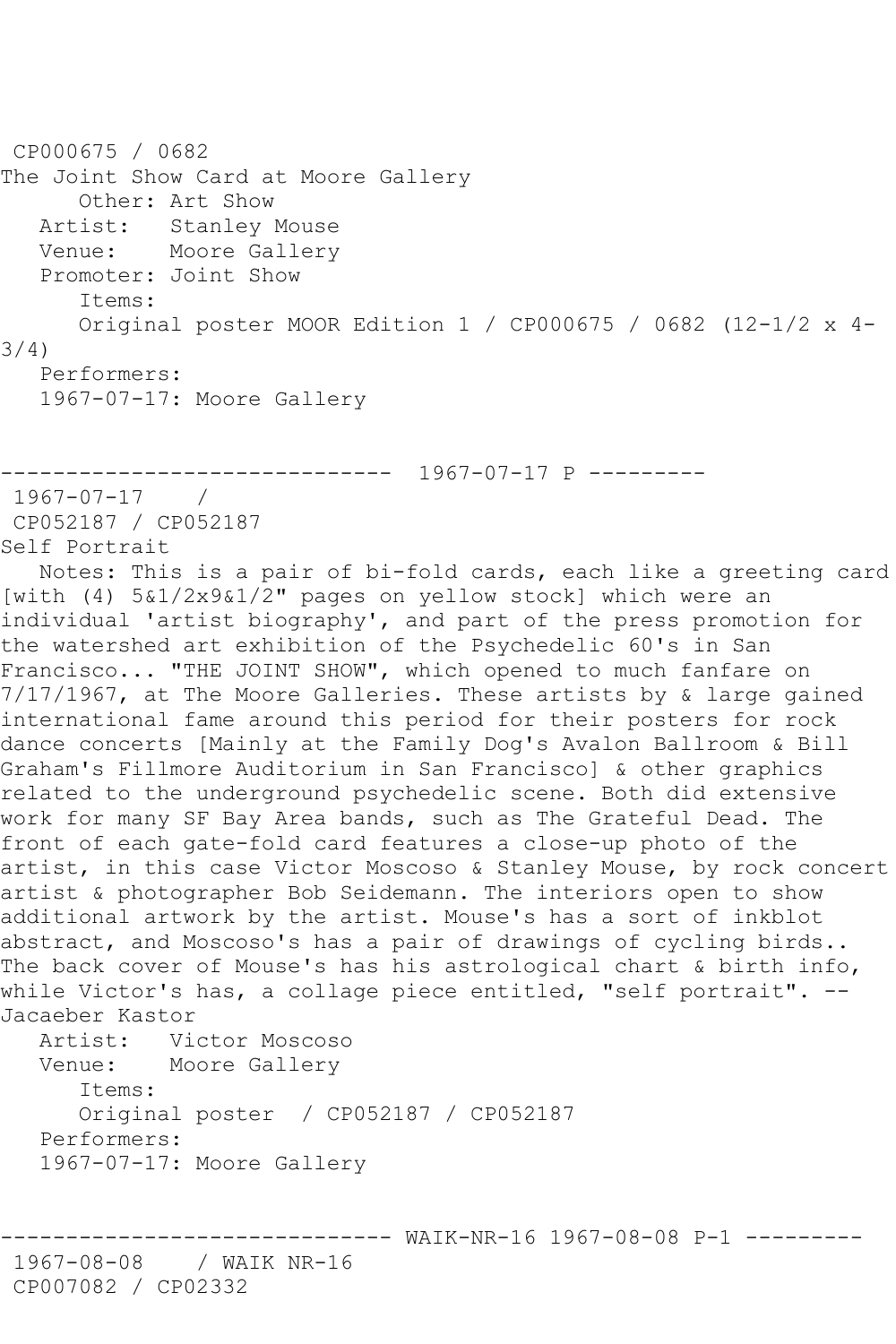CP000675 / 0682
The Joint Show Card at Moore Gallery
Other: Art Show
Artist: Stanley Mouse
Venue: Moore Gallery
Promoter: Joint Show
Items:
Original poster MOOR Edition 1 / CP000675 / 0682 (12-1/2 x 4-3/4)
Performers:
1967-07-17: Moore Gallery

------------------------------ 1967-07-17 P ---------

1967-07-17 /
CP052187 / CP052187
Self Portrait
Notes: This is a pair of bi-fold cards, each like a greeting card [with (4) 5&1/2x9&1/2" pages on yellow stock] which were an individual 'artist biography', and part of the press promotion for the watershed art exhibition of the Psychedelic 60's in San Francisco... "THE JOINT SHOW", which opened to much fanfare on 7/17/1967, at The Moore Galleries. These artists by & large gained international fame around this period for their posters for rock dance concerts [Mainly at the Family Dog's Avalon Ballroom & Bill Graham's Fillmore Auditorium in San Francisco] & other graphics related to the underground psychedelic scene. Both did extensive work for many SF Bay Area bands, such as The Grateful Dead. The front of each gate-fold card features a close-up photo of the artist, in this case Victor Moscoso & Stanley Mouse, by rock concert artist & photographer Bob Seidemann. The interiors open to show additional artwork by the artist. Mouse's has a sort of inkblot abstract, and Moscoso's has a pair of drawings of cycling birds.. The back cover of Mouse's has his astrological chart & birth info, while Victor's has, a collage piece entitled, "self portrait". --Jacaeber Kastor
Artist: Victor Moscoso
Venue: Moore Gallery
Items:
Original poster / CP052187 / CP052187
Performers:
1967-07-17: Moore Gallery

------------------------------ WAIK-NR-16 1967-08-08 P-1 ---------

1967-08-08 / WAIK NR-16
CP007082 / CP02332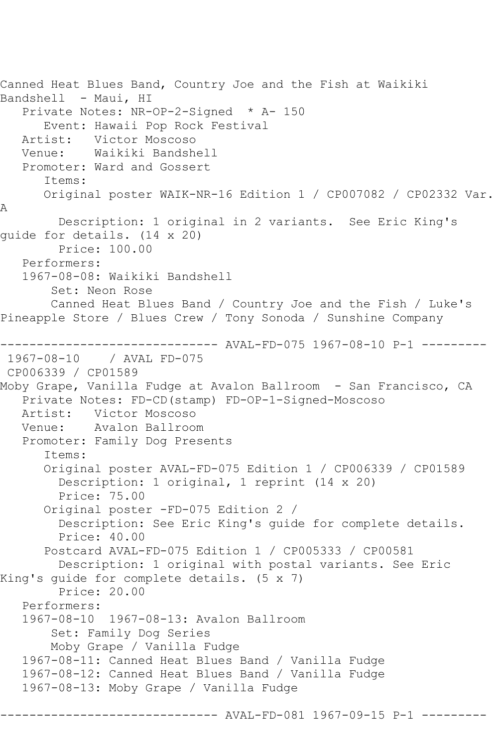Canned Heat Blues Band, Country Joe and the Fish at Waikiki Bandshell - Maui, HI

Private Notes: NR-OP-2-Signed * A- 150

Event: Hawaii Pop Rock Festival

Artist: Victor Moscoso

Venue: Waikiki Bandshell

Promoter: Ward and Gossert

Items:

Original poster WAIK-NR-16 Edition 1 / CP007082 / CP02332 Var. A

Description: 1 original in 2 variants. See Eric King's guide for details. (14 x 20)

Price: 100.00

Performers:

1967-08-08: Waikiki Bandshell

Set: Neon Rose

Canned Heat Blues Band / Country Joe and the Fish / Luke's Pineapple Store / Blues Crew / Tony Sonoda / Sunshine Company

------------------------------ AVAL-FD-075 1967-08-10 P-1 ---------

1967-08-10 / AVAL FD-075

CP006339 / CP01589

Moby Grape, Vanilla Fudge at Avalon Ballroom - San Francisco, CA

Private Notes: FD-CD(stamp) FD-OP-1-Signed-Moscoso

Artist: Victor Moscoso

Venue: Avalon Ballroom

Promoter: Family Dog Presents

Items:

Original poster AVAL-FD-075 Edition 1 / CP006339 / CP01589

Description: 1 original, 1 reprint (14 x 20)

Price: 75.00

Original poster -FD-075 Edition 2 /

Description: See Eric King's guide for complete details.

Price: 40.00

Postcard AVAL-FD-075 Edition 1 / CP005333 / CP00581

Description: 1 original with postal variants. See Eric King's guide for complete details. (5 x 7)

Price: 20.00

Performers:

1967-08-10 1967-08-13: Avalon Ballroom

Set: Family Dog Series

Moby Grape / Vanilla Fudge

1967-08-11: Canned Heat Blues Band / Vanilla Fudge

1967-08-12: Canned Heat Blues Band / Vanilla Fudge

1967-08-13: Moby Grape / Vanilla Fudge

------------------------------ AVAL-FD-081 1967-09-15 P-1 ---------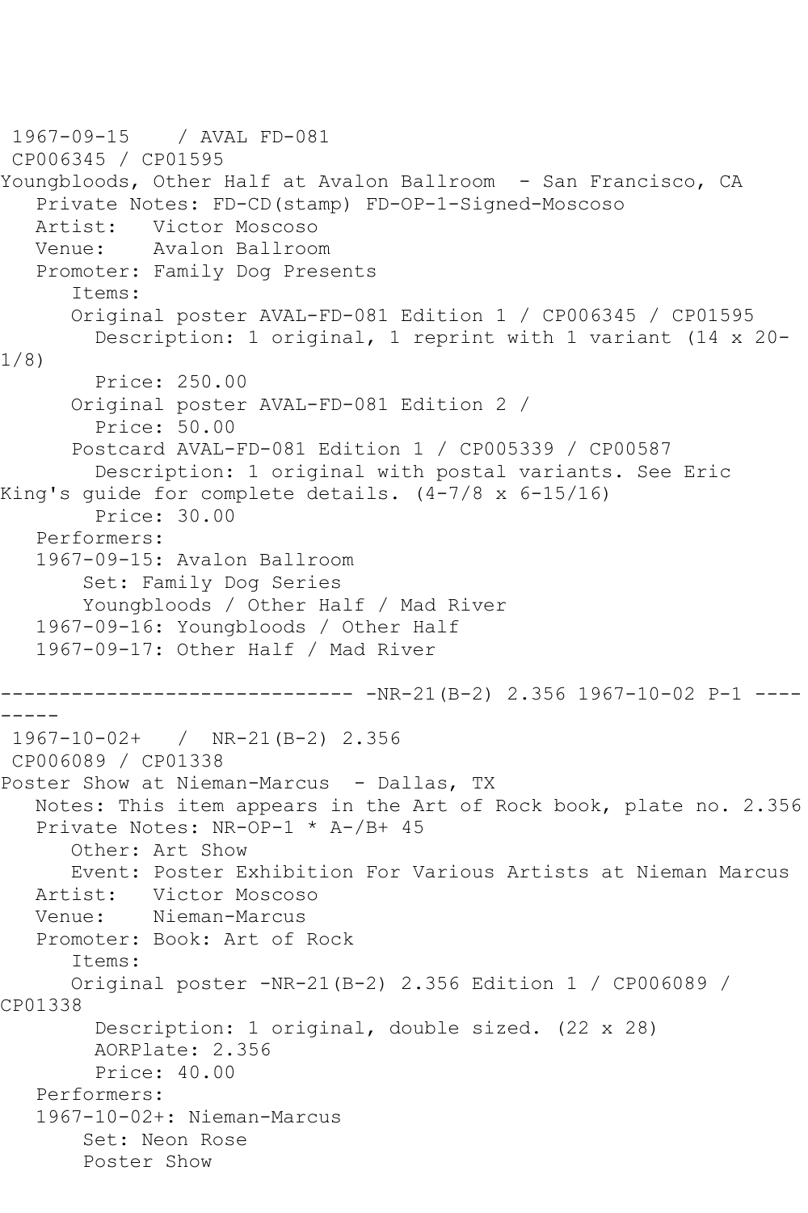1967-09-15    / AVAL FD-081
CP006345 / CP01595
Youngbloods, Other Half at Avalon Ballroom  - San Francisco, CA
   Private Notes: FD-CD(stamp) FD-OP-1-Signed-Moscoso
   Artist:   Victor Moscoso
   Venue:    Avalon Ballroom
   Promoter: Family Dog Presents
      Items:
      Original poster AVAL-FD-081 Edition 1 / CP006345 / CP01595
        Description: 1 original, 1 reprint with 1 variant (14 x 20-1/8)
        Price: 250.00
      Original poster AVAL-FD-081 Edition 2 /
        Price: 50.00
      Postcard AVAL-FD-081 Edition 1 / CP005339 / CP00587
        Description: 1 original with postal variants. See Eric King's guide for complete details. (4-7/8 x 6-15/16)
        Price: 30.00
   Performers:
   1967-09-15: Avalon Ballroom
       Set: Family Dog Series
       Youngbloods / Other Half / Mad River
   1967-09-16: Youngbloods / Other Half
   1967-09-17: Other Half / Mad River

------------------------------ -NR-21(B-2) 2.356 1967-10-02 P-1 ---------

1967-10-02+   /  NR-21(B-2) 2.356
CP006089 / CP01338
Poster Show at Nieman-Marcus  - Dallas, TX
   Notes: This item appears in the Art of Rock book, plate no. 2.356
   Private Notes: NR-OP-1 * A-/B+ 45
      Other: Art Show
      Event: Poster Exhibition For Various Artists at Nieman Marcus
   Artist:   Victor Moscoso
   Venue:    Nieman-Marcus
   Promoter: Book: Art of Rock
      Items:
      Original poster -NR-21(B-2) 2.356 Edition 1 / CP006089 / CP01338
        Description: 1 original, double sized. (22 x 28)
        AORPlate: 2.356
        Price: 40.00
   Performers:
   1967-10-02+: Nieman-Marcus
       Set: Neon Rose
       Poster Show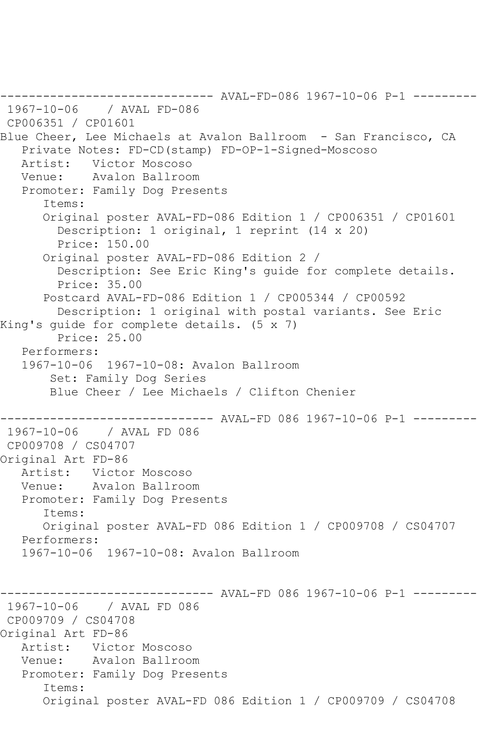```
------------------------------ AVAL-FD-086 1967-10-06 P-1 ---------
 1967-10-06    / AVAL FD-086
 CP006351 / CP01601
Blue Cheer, Lee Michaels at Avalon Ballroom  - San Francisco, CA
   Private Notes: FD-CD(stamp) FD-OP-1-Signed-Moscoso
   Artist:   Victor Moscoso
   Venue:    Avalon Ballroom
   Promoter: Family Dog Presents
      Items:
      Original poster AVAL-FD-086 Edition 1 / CP006351 / CP01601
        Description: 1 original, 1 reprint (14 x 20)
        Price: 150.00
      Original poster AVAL-FD-086 Edition 2 /
        Description: See Eric King's guide for complete details.
        Price: 35.00
      Postcard AVAL-FD-086 Edition 1 / CP005344 / CP00592
        Description: 1 original with postal variants. See Eric
King's guide for complete details. (5 x 7)
        Price: 25.00
   Performers:
   1967-10-06  1967-10-08: Avalon Ballroom
       Set: Family Dog Series
       Blue Cheer / Lee Michaels / Clifton Chenier

------------------------------ AVAL-FD 086 1967-10-06 P-1 ---------
 1967-10-06    / AVAL FD 086
 CP009708 / CS04707
Original Art FD-86
   Artist:   Victor Moscoso
   Venue:    Avalon Ballroom
   Promoter: Family Dog Presents
      Items:
      Original poster AVAL-FD 086 Edition 1 / CP009708 / CS04707
   Performers:
   1967-10-06  1967-10-08: Avalon Ballroom


------------------------------ AVAL-FD 086 1967-10-06 P-1 ---------
 1967-10-06    / AVAL FD 086
 CP009709 / CS04708
Original Art FD-86
   Artist:   Victor Moscoso
   Venue:    Avalon Ballroom
   Promoter: Family Dog Presents
      Items:
      Original poster AVAL-FD 086 Edition 1 / CP009709 / CS04708
```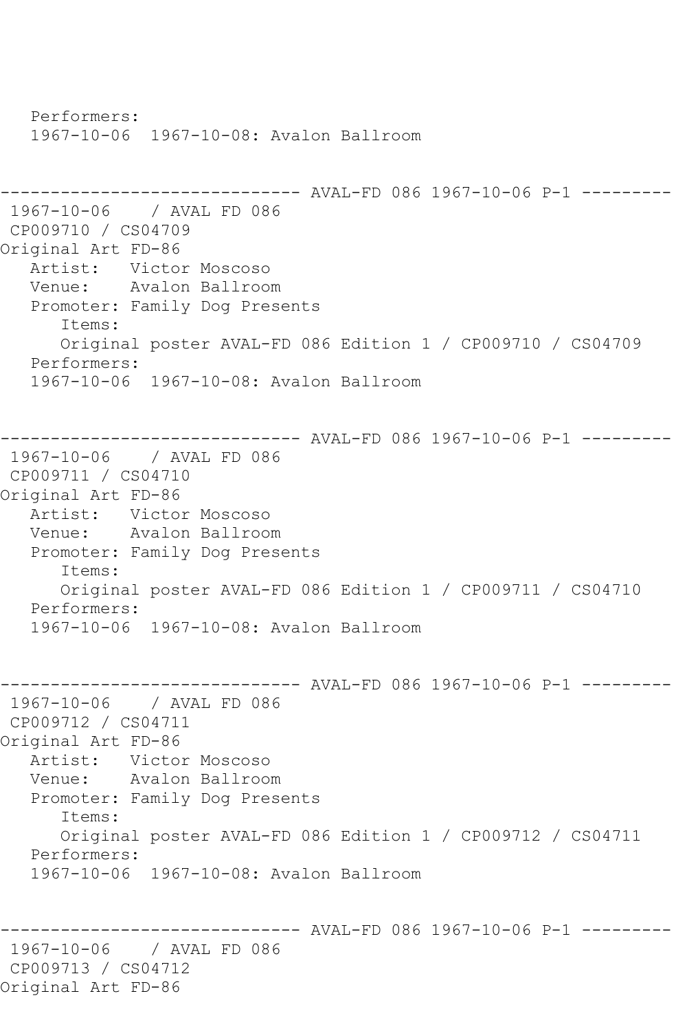```
   Performers:
   1967-10-06  1967-10-08: Avalon Ballroom


------------------------------ AVAL-FD 086 1967-10-06 P-1 ---------
 1967-10-06    / AVAL FD 086
 CP009710 / CS04709
Original Art FD-86
   Artist:   Victor Moscoso
   Venue:    Avalon Ballroom
   Promoter: Family Dog Presents
      Items:
      Original poster AVAL-FD 086 Edition 1 / CP009710 / CS04709
   Performers:
   1967-10-06  1967-10-08: Avalon Ballroom


------------------------------ AVAL-FD 086 1967-10-06 P-1 ---------
 1967-10-06    / AVAL FD 086
 CP009711 / CS04710
Original Art FD-86
   Artist:   Victor Moscoso
   Venue:    Avalon Ballroom
   Promoter: Family Dog Presents
      Items:
      Original poster AVAL-FD 086 Edition 1 / CP009711 / CS04710
   Performers:
   1967-10-06  1967-10-08: Avalon Ballroom


------------------------------ AVAL-FD 086 1967-10-06 P-1 ---------
 1967-10-06    / AVAL FD 086
 CP009712 / CS04711
Original Art FD-86
   Artist:   Victor Moscoso
   Venue:    Avalon Ballroom
   Promoter: Family Dog Presents
      Items:
      Original poster AVAL-FD 086 Edition 1 / CP009712 / CS04711
   Performers:
   1967-10-06  1967-10-08: Avalon Ballroom


------------------------------ AVAL-FD 086 1967-10-06 P-1 ---------
 1967-10-06    / AVAL FD 086
 CP009713 / CS04712
Original Art FD-86
```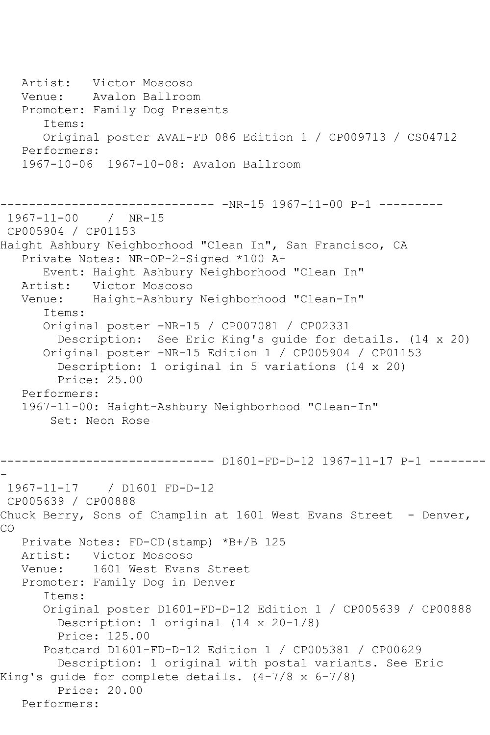Artist: Victor Moscoso
Venue: Avalon Ballroom
Promoter: Family Dog Presents
Items:
Original poster AVAL-FD 086 Edition 1 / CP009713 / CS04712
Performers:
1967-10-06 1967-10-08: Avalon Ballroom

------------------------------ -NR-15 1967-11-00 P-1 ---------

1967-11-00 / NR-15
CP005904 / CP01153
Haight Ashbury Neighborhood "Clean In", San Francisco, CA
Private Notes: NR-OP-2-Signed *100 A-
Event: Haight Ashbury Neighborhood "Clean In"
Artist: Victor Moscoso
Venue: Haight-Ashbury Neighborhood "Clean-In"
Items:
Original poster -NR-15 / CP007081 / CP02331
Description: See Eric King's guide for details. (14 x 20)
Original poster -NR-15 Edition 1 / CP005904 / CP01153
Description: 1 original in 5 variations (14 x 20)
Price: 25.00
Performers:
1967-11-00: Haight-Ashbury Neighborhood "Clean-In"
Set: Neon Rose

------------------------------ D1601-FD-D-12 1967-11-17 P-1 ---------

1967-11-17 / D1601 FD-D-12
CP005639 / CP00888
Chuck Berry, Sons of Champlin at 1601 West Evans Street - Denver, CO
Private Notes: FD-CD(stamp) *B+/B 125
Artist: Victor Moscoso
Venue: 1601 West Evans Street
Promoter: Family Dog in Denver
Items:
Original poster D1601-FD-D-12 Edition 1 / CP005639 / CP00888
Description: 1 original (14 x 20-1/8)
Price: 125.00
Postcard D1601-FD-D-12 Edition 1 / CP005381 / CP00629
Description: 1 original with postal variants. See Eric King's guide for complete details. (4-7/8 x 6-7/8)
Price: 20.00
Performers: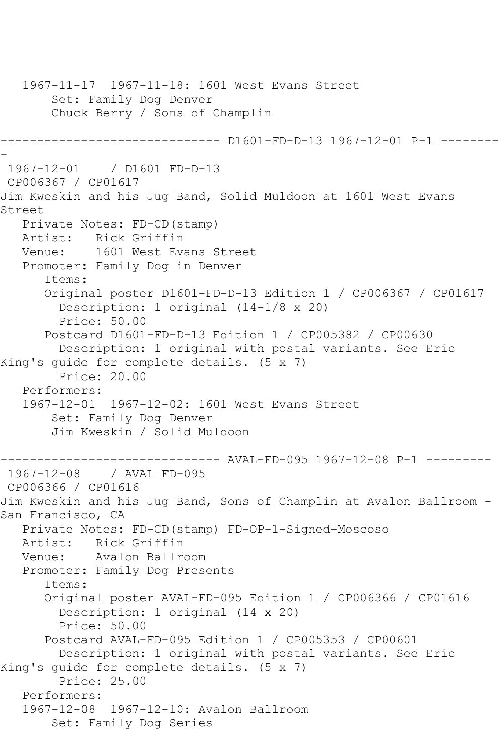1967-11-17 1967-11-18: 1601 West Evans Street
Set: Family Dog Denver
Chuck Berry / Sons of Champlin

------------------------------ D1601-FD-D-13 1967-12-01 P-1 ---------
-

1967-12-01 / D1601 FD-D-13
CP006367 / CP01617
Jim Kweskin and his Jug Band, Solid Muldoon at 1601 West Evans Street
Private Notes: FD-CD(stamp)
Artist: Rick Griffin
Venue: 1601 West Evans Street
Promoter: Family Dog in Denver
Items:
Original poster D1601-FD-D-13 Edition 1 / CP006367 / CP01617
Description: 1 original (14-1/8 x 20)
Price: 50.00
Postcard D1601-FD-D-13 Edition 1 / CP005382 / CP00630
Description: 1 original with postal variants. See Eric King's guide for complete details. (5 x 7)
Price: 20.00
Performers:
1967-12-01 1967-12-02: 1601 West Evans Street
Set: Family Dog Denver
Jim Kweskin / Solid Muldoon

------------------------------ AVAL-FD-095 1967-12-08 P-1 ---------

1967-12-08 / AVAL FD-095
CP006366 / CP01616
Jim Kweskin and his Jug Band, Sons of Champlin at Avalon Ballroom - San Francisco, CA
Private Notes: FD-CD(stamp) FD-OP-1-Signed-Moscoso
Artist: Rick Griffin
Venue: Avalon Ballroom
Promoter: Family Dog Presents
Items:
Original poster AVAL-FD-095 Edition 1 / CP006366 / CP01616
Description: 1 original (14 x 20)
Price: 50.00
Postcard AVAL-FD-095 Edition 1 / CP005353 / CP00601
Description: 1 original with postal variants. See Eric King's guide for complete details. (5 x 7)
Price: 25.00
Performers:
1967-12-08 1967-12-10: Avalon Ballroom
Set: Family Dog Series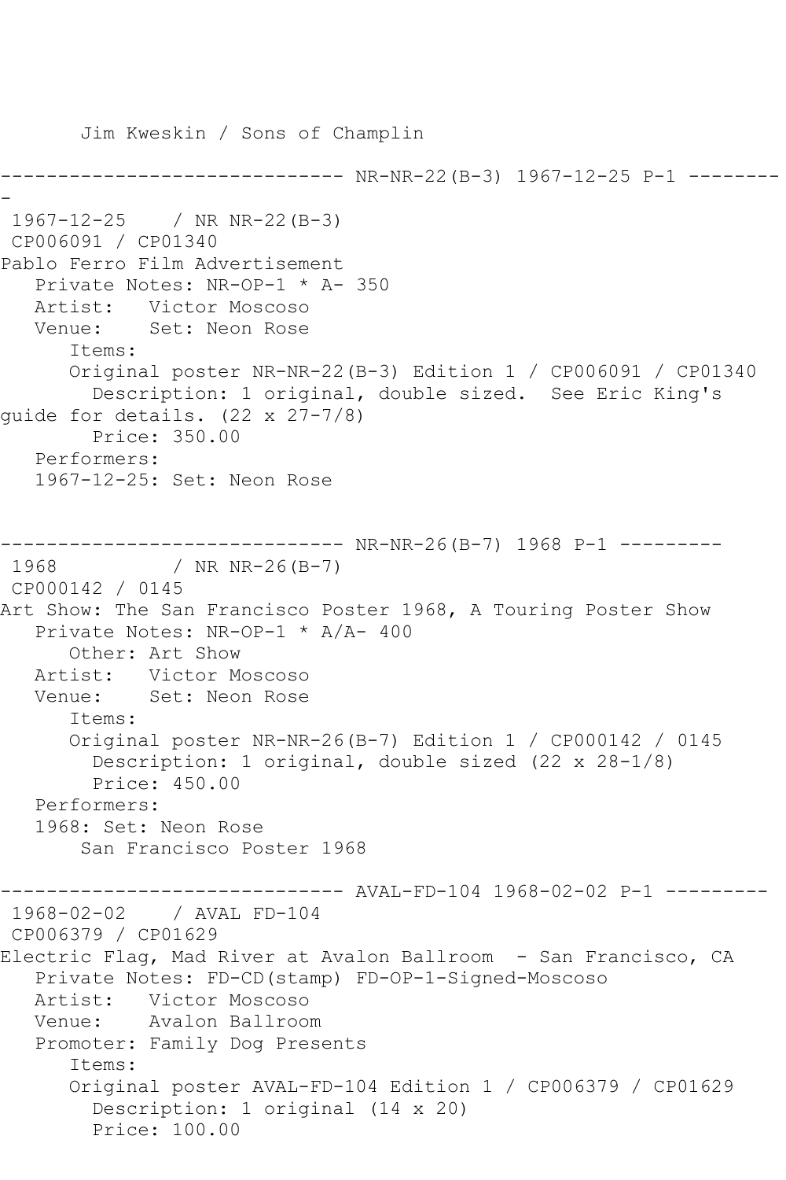Jim Kweskin / Sons of Champlin

------------------------------ NR-NR-22(B-3) 1967-12-25 P-1 ---------
-

1967-12-25 / NR NR-22(B-3)
CP006091 / CP01340
Pablo Ferro Film Advertisement
Private Notes: NR-OP-1 * A- 350
Artist: Victor Moscoso
Venue: Set: Neon Rose
Items:
Original poster NR-NR-22(B-3) Edition 1 / CP006091 / CP01340
Description: 1 original, double sized. See Eric King's guide for details. (22 x 27-7/8)
Price: 350.00
Performers:
1967-12-25: Set: Neon Rose

------------------------------ NR-NR-26(B-7) 1968 P-1 ---------

1968 / NR NR-26(B-7)
CP000142 / 0145
Art Show: The San Francisco Poster 1968, A Touring Poster Show
Private Notes: NR-OP-1 * A/A- 400
Other: Art Show
Artist: Victor Moscoso
Venue: Set: Neon Rose
Items:
Original poster NR-NR-26(B-7) Edition 1 / CP000142 / 0145
Description: 1 original, double sized (22 x 28-1/8)
Price: 450.00
Performers:
1968: Set: Neon Rose
San Francisco Poster 1968

------------------------------ AVAL-FD-104 1968-02-02 P-1 ---------

1968-02-02 / AVAL FD-104
CP006379 / CP01629
Electric Flag, Mad River at Avalon Ballroom - San Francisco, CA
Private Notes: FD-CD(stamp) FD-OP-1-Signed-Moscoso
Artist: Victor Moscoso
Venue: Avalon Ballroom
Promoter: Family Dog Presents
Items:
Original poster AVAL-FD-104 Edition 1 / CP006379 / CP01629
Description: 1 original (14 x 20)
Price: 100.00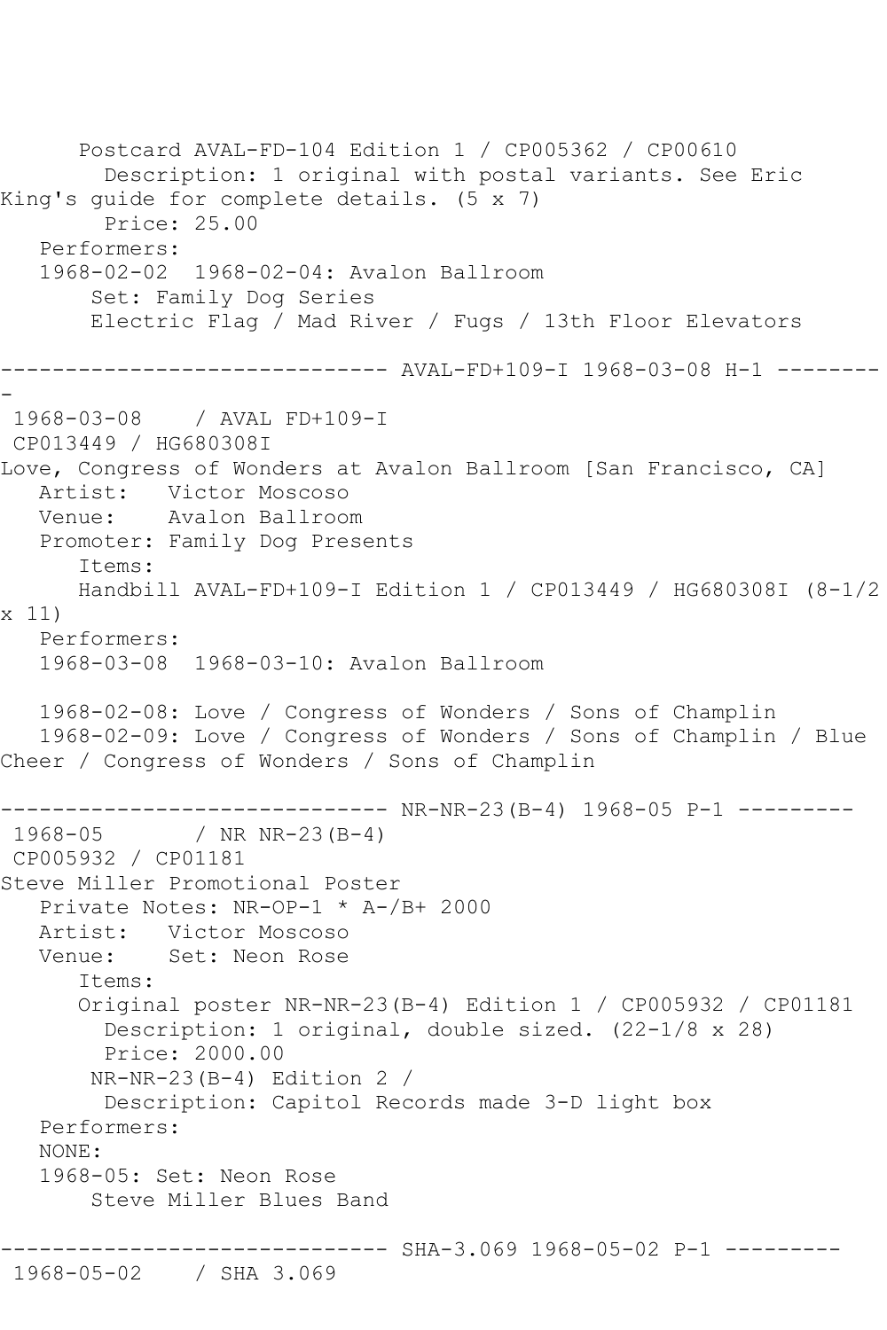Postcard AVAL-FD-104 Edition 1 / CP005362 / CP00610
  Description: 1 original with postal variants. See Eric King's guide for complete details. (5 x 7)
  Price: 25.00
Performers:
1968-02-02  1968-02-04: Avalon Ballroom
  Set: Family Dog Series
  Electric Flag / Mad River / Fugs / 13th Floor Elevators

------------------------------ AVAL-FD+109-I 1968-03-08 H-1 ---------

1968-03-08    / AVAL FD+109-I
CP013449 / HG680308I
Love, Congress of Wonders at Avalon Ballroom [San Francisco, CA]
Artist:   Victor Moscoso
Venue:    Avalon Ballroom
Promoter: Family Dog Presents
  Items:
  Handbill AVAL-FD+109-I Edition 1 / CP013449 / HG680308I (8-1/2 x 11)
Performers:
1968-03-08  1968-03-10: Avalon Ballroom

1968-02-08: Love / Congress of Wonders / Sons of Champlin
1968-02-09: Love / Congress of Wonders / Sons of Champlin / Blue Cheer / Congress of Wonders / Sons of Champlin

------------------------------ NR-NR-23(B-4) 1968-05 P-1 ---------
1968-05       / NR NR-23(B-4)
CP005932 / CP01181
Steve Miller Promotional Poster
Private Notes: NR-OP-1 * A-/B+ 2000
Artist:   Victor Moscoso
Venue:    Set: Neon Rose
  Items:
  Original poster NR-NR-23(B-4) Edition 1 / CP005932 / CP01181
    Description: 1 original, double sized. (22-1/8 x 28)
    Price: 2000.00
  NR-NR-23(B-4) Edition 2 /
    Description: Capitol Records made 3-D light box
Performers:
NONE:
1968-05: Set: Neon Rose
  Steve Miller Blues Band

------------------------------ SHA-3.069 1968-05-02 P-1 ---------
1968-05-02    / SHA 3.069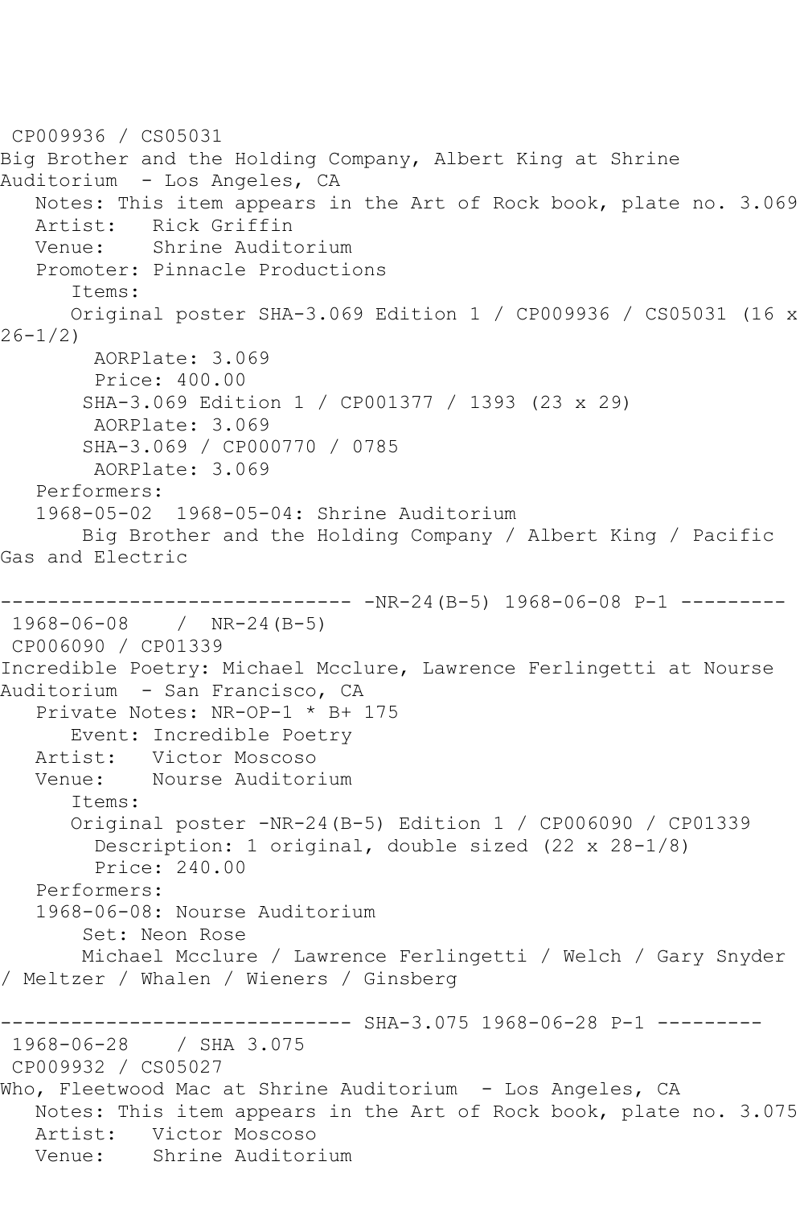CP009936 / CS05031
Big Brother and the Holding Company, Albert King at Shrine Auditorium - Los Angeles, CA

Notes: This item appears in the Art of Rock book, plate no. 3.069
Artist: Rick Griffin
Venue: Shrine Auditorium
Promoter: Pinnacle Productions
Items:
Original poster SHA-3.069 Edition 1 / CP009936 / CS05031 (16 x 26-1/2)
AORPlate: 3.069
Price: 400.00
SHA-3.069 Edition 1 / CP001377 / 1393 (23 x 29)
AORPlate: 3.069
SHA-3.069 / CP000770 / 0785
AORPlate: 3.069
Performers:
1968-05-02 1968-05-04: Shrine Auditorium
Big Brother and the Holding Company / Albert King / Pacific Gas and Electric

------------------------------ -NR-24(B-5) 1968-06-08 P-1 ---------

1968-06-08 / NR-24(B-5)
CP006090 / CP01339
Incredible Poetry: Michael Mcclure, Lawrence Ferlingetti at Nourse Auditorium - San Francisco, CA

Private Notes: NR-OP-1 * B+ 175
Event: Incredible Poetry
Artist: Victor Moscoso
Venue: Nourse Auditorium
Items:
Original poster -NR-24(B-5) Edition 1 / CP006090 / CP01339
Description: 1 original, double sized (22 x 28-1/8)
Price: 240.00
Performers:
1968-06-08: Nourse Auditorium
Set: Neon Rose
Michael Mcclure / Lawrence Ferlingetti / Welch / Gary Snyder / Meltzer / Whalen / Wieners / Ginsberg

------------------------------ SHA-3.075 1968-06-28 P-1 ---------

1968-06-28 / SHA 3.075
CP009932 / CS05027
Who, Fleetwood Mac at Shrine Auditorium - Los Angeles, CA

Notes: This item appears in the Art of Rock book, plate no. 3.075
Artist: Victor Moscoso
Venue: Shrine Auditorium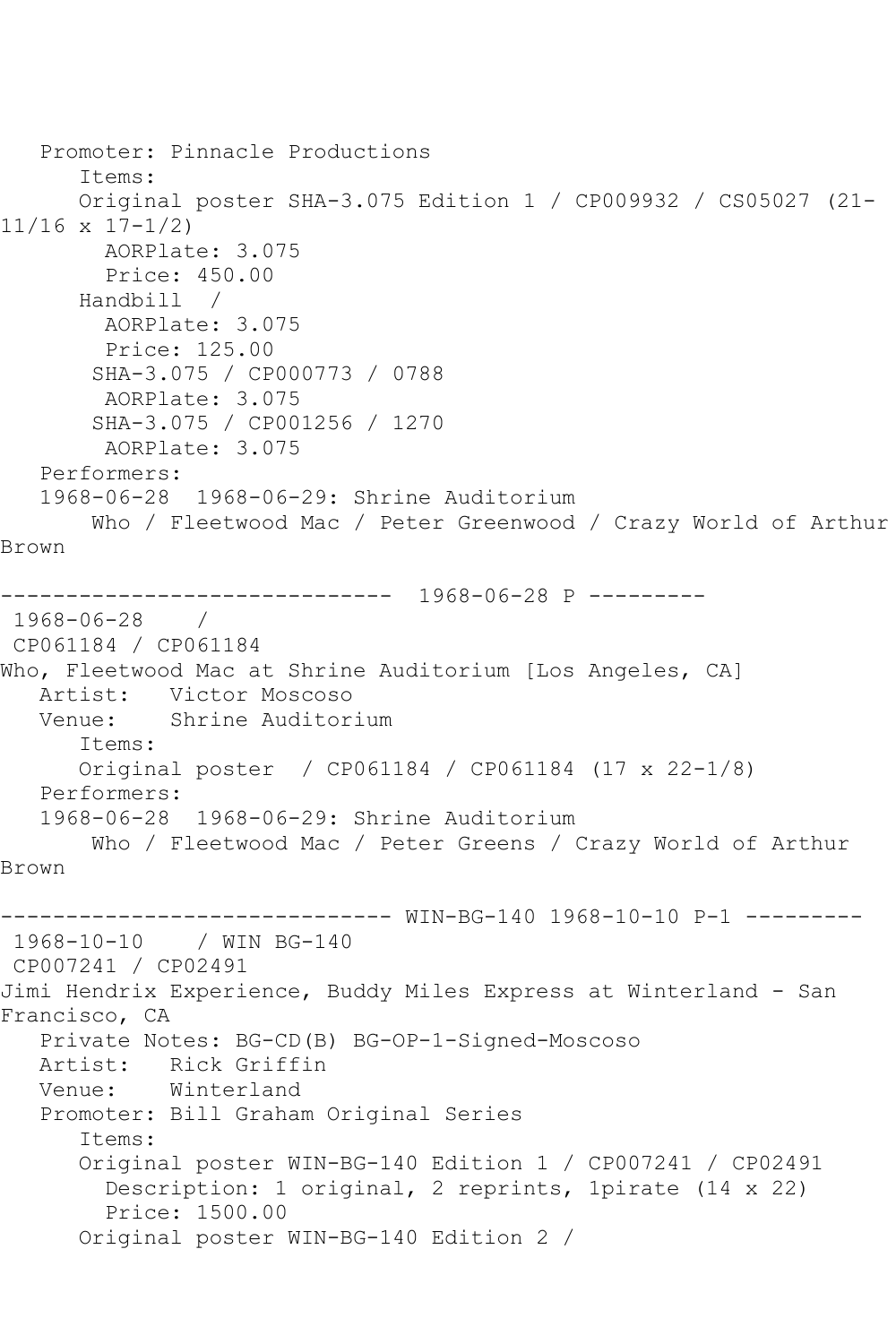Promoter: Pinnacle Productions
      Items:
      Original poster SHA-3.075 Edition 1 / CP009932 / CS05027 (21-11/16 x 17-1/2)
        AORPlate: 3.075
        Price: 450.00
      Handbill  /
        AORPlate: 3.075
        Price: 125.00
       SHA-3.075 / CP000773 / 0788
        AORPlate: 3.075
       SHA-3.075 / CP001256 / 1270
        AORPlate: 3.075
   Performers:
   1968-06-28  1968-06-29: Shrine Auditorium
       Who / Fleetwood Mac / Peter Greenwood / Crazy World of Arthur Brown

------------------------------  1968-06-28 P ---------
 1968-06-28    /
 CP061184 / CP061184
Who, Fleetwood Mac at Shrine Auditorium [Los Angeles, CA]
   Artist:   Victor Moscoso
   Venue:    Shrine Auditorium
      Items:
      Original poster  / CP061184 / CP061184 (17 x 22-1/8)
   Performers:
   1968-06-28  1968-06-29: Shrine Auditorium
       Who / Fleetwood Mac / Peter Greens / Crazy World of Arthur Brown

------------------------------ WIN-BG-140 1968-10-10 P-1 ---------
 1968-10-10    / WIN BG-140
 CP007241 / CP02491
Jimi Hendrix Experience, Buddy Miles Express at Winterland - San Francisco, CA
   Private Notes: BG-CD(B) BG-OP-1-Signed-Moscoso
   Artist:   Rick Griffin
   Venue:    Winterland
   Promoter: Bill Graham Original Series
      Items:
      Original poster WIN-BG-140 Edition 1 / CP007241 / CP02491
        Description: 1 original, 2 reprints, 1pirate (14 x 22)
        Price: 1500.00
      Original poster WIN-BG-140 Edition 2 /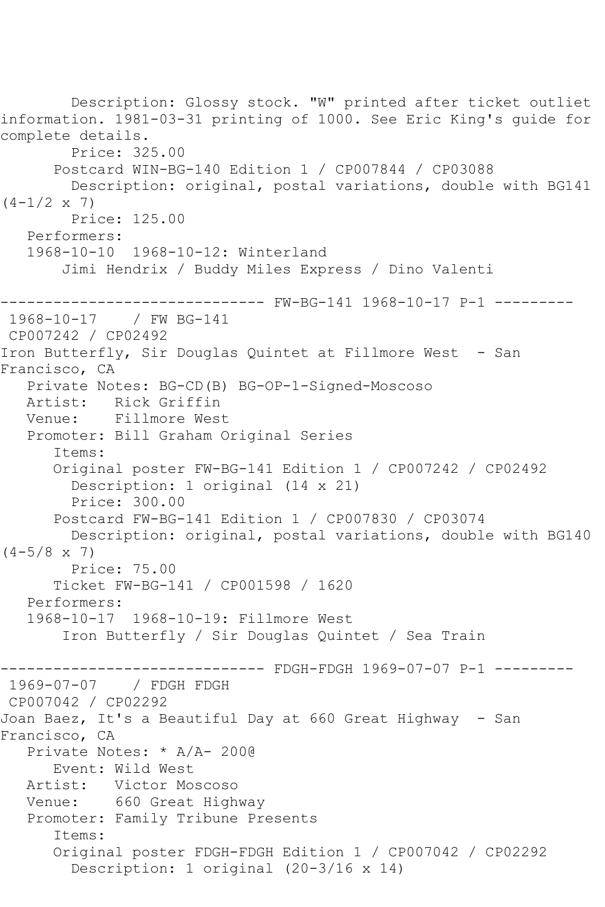Description: Glossy stock. "W" printed after ticket outlet information. 1981-03-31 printing of 1000. See Eric King's guide for complete details.
Price: 325.00
Postcard WIN-BG-140 Edition 1 / CP007844 / CP03088
Description: original, postal variations, double with BG141 (4-1/2 x 7)
Price: 125.00
Performers:
1968-10-10 1968-10-12: Winterland
Jimi Hendrix / Buddy Miles Express / Dino Valenti

------------------------------ FW-BG-141 1968-10-17 P-1 ---------
1968-10-17 / FW BG-141
CP007242 / CP02492
Iron Butterfly, Sir Douglas Quintet at Fillmore West - San Francisco, CA
Private Notes: BG-CD(B) BG-OP-1-Signed-Moscoso
Artist: Rick Griffin
Venue: Fillmore West
Promoter: Bill Graham Original Series
Items:
Original poster FW-BG-141 Edition 1 / CP007242 / CP02492
Description: 1 original (14 x 21)
Price: 300.00
Postcard FW-BG-141 Edition 1 / CP007830 / CP03074
Description: original, postal variations, double with BG140 (4-5/8 x 7)
Price: 75.00
Ticket FW-BG-141 / CP001598 / 1620
Performers:
1968-10-17 1968-10-19: Fillmore West
Iron Butterfly / Sir Douglas Quintet / Sea Train

------------------------------ FDGH-FDGH 1969-07-07 P-1 ---------
1969-07-07 / FDGH FDGH
CP007042 / CP02292
Joan Baez, It's a Beautiful Day at 660 Great Highway - San Francisco, CA
Private Notes: * A/A- 200@
Event: Wild West
Artist: Victor Moscoso
Venue: 660 Great Highway
Promoter: Family Tribune Presents
Items:
Original poster FDGH-FDGH Edition 1 / CP007042 / CP02292
Description: 1 original (20-3/16 x 14)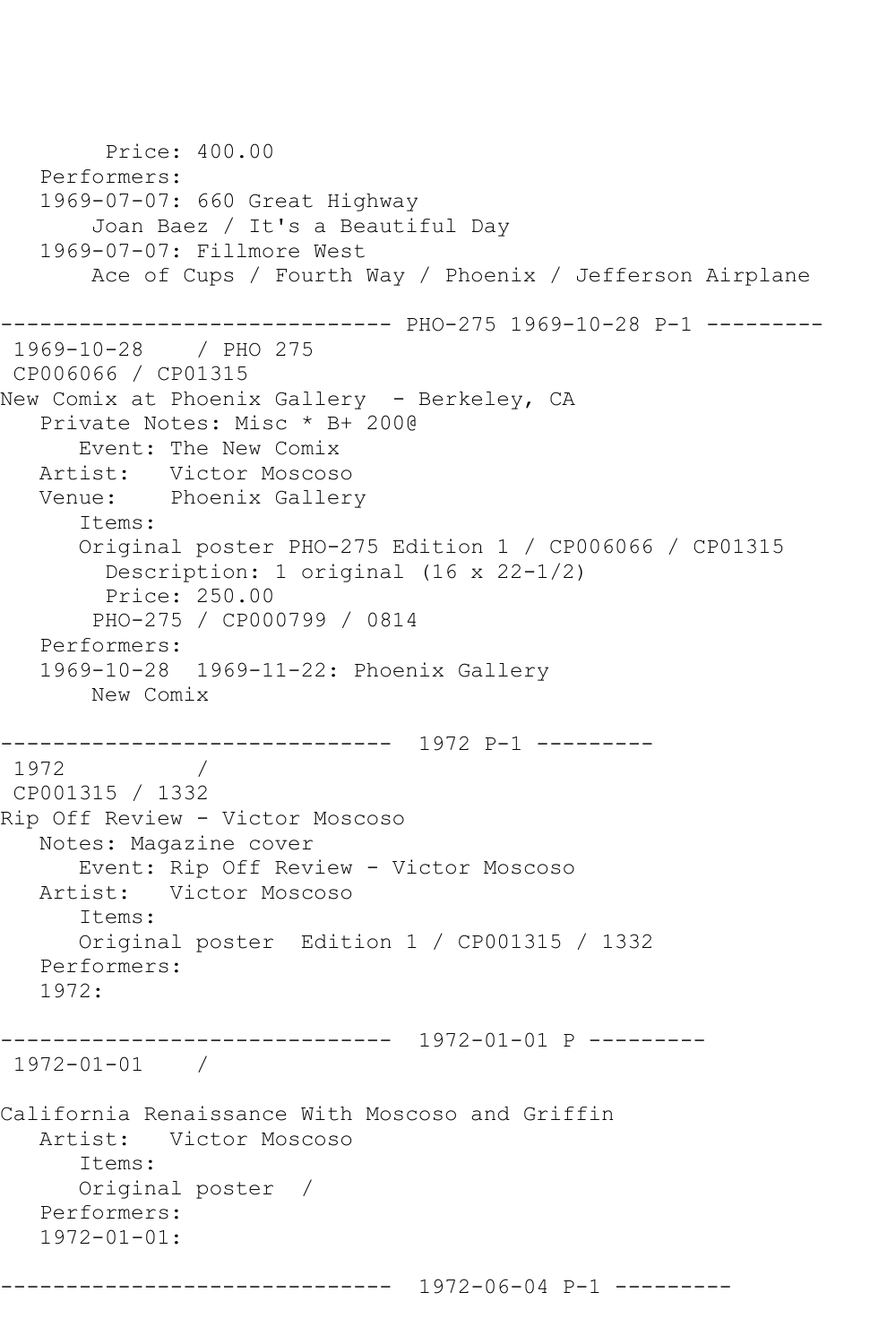```
        Price: 400.00
   Performers:
   1969-07-07: 660 Great Highway
       Joan Baez / It's a Beautiful Day
   1969-07-07: Fillmore West
       Ace of Cups / Fourth Way / Phoenix / Jefferson Airplane

------------------------------ PHO-275 1969-10-28 P-1 ---------
 1969-10-28    / PHO 275
 CP006066 / CP01315
New Comix at Phoenix Gallery  - Berkeley, CA
   Private Notes: Misc * B+ 200@
      Event: The New Comix
   Artist:   Victor Moscoso
   Venue:    Phoenix Gallery
      Items:
      Original poster PHO-275 Edition 1 / CP006066 / CP01315
        Description: 1 original (16 x 22-1/2)
        Price: 250.00
       PHO-275 / CP000799 / 0814
   Performers:
   1969-10-28  1969-11-22: Phoenix Gallery
       New Comix

------------------------------  1972 P-1 ---------
 1972          /
 CP001315 / 1332
Rip Off Review - Victor Moscoso
   Notes: Magazine cover
      Event: Rip Off Review - Victor Moscoso
   Artist:   Victor Moscoso
      Items:
      Original poster  Edition 1 / CP001315 / 1332
   Performers:
   1972:

------------------------------  1972-01-01 P ---------
 1972-01-01    /

California Renaissance With Moscoso and Griffin
   Artist:   Victor Moscoso
      Items:
      Original poster  /
   Performers:
   1972-01-01:

------------------------------  1972-06-04 P-1 ---------
```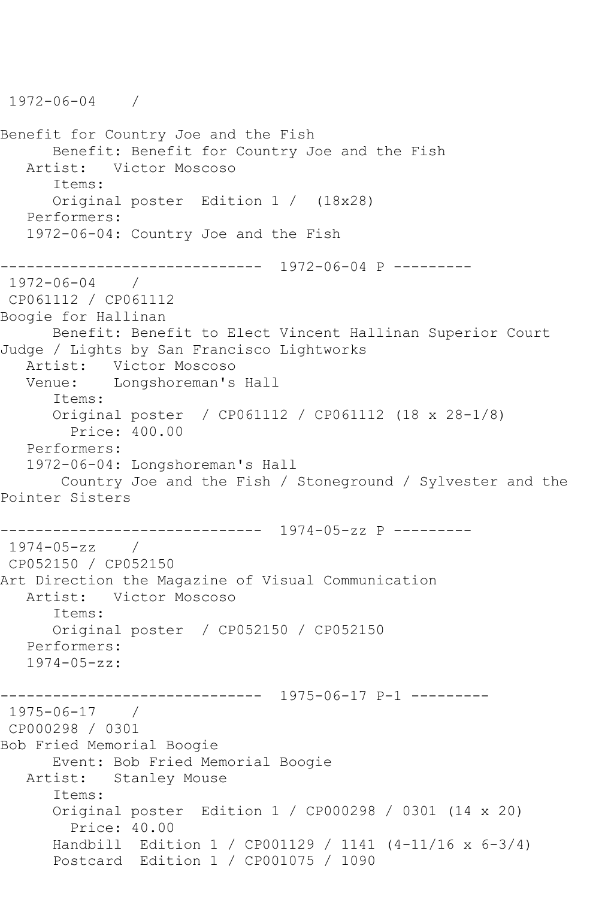1972-06-04 /

Benefit for Country Joe and the Fish
      Benefit: Benefit for Country Joe and the Fish
   Artist: Victor Moscoso
      Items:
      Original poster Edition 1 / (18x28)
   Performers:
   1972-06-04: Country Joe and the Fish

------------------------------ 1972-06-04 P ---------
1972-06-04 /
CP061112 / CP061112
Boogie for Hallinan
      Benefit: Benefit to Elect Vincent Hallinan Superior Court Judge / Lights by San Francisco Lightworks
   Artist: Victor Moscoso
   Venue: Longshoreman's Hall
      Items:
      Original poster / CP061112 / CP061112 (18 x 28-1/8)
        Price: 400.00
   Performers:
   1972-06-04: Longshoreman's Hall
       Country Joe and the Fish / Stoneground / Sylvester and the Pointer Sisters

------------------------------ 1974-05-zz P ---------
1974-05-zz /
CP052150 / CP052150
Art Direction the Magazine of Visual Communication
   Artist: Victor Moscoso
      Items:
      Original poster / CP052150 / CP052150
   Performers:
   1974-05-zz:

------------------------------ 1975-06-17 P-1 ---------
1975-06-17 /
CP000298 / 0301
Bob Fried Memorial Boogie
      Event: Bob Fried Memorial Boogie
   Artist: Stanley Mouse
      Items:
      Original poster Edition 1 / CP000298 / 0301 (14 x 20)
        Price: 40.00
      Handbill Edition 1 / CP001129 / 1141 (4-11/16 x 6-3/4)
      Postcard Edition 1 / CP001075 / 1090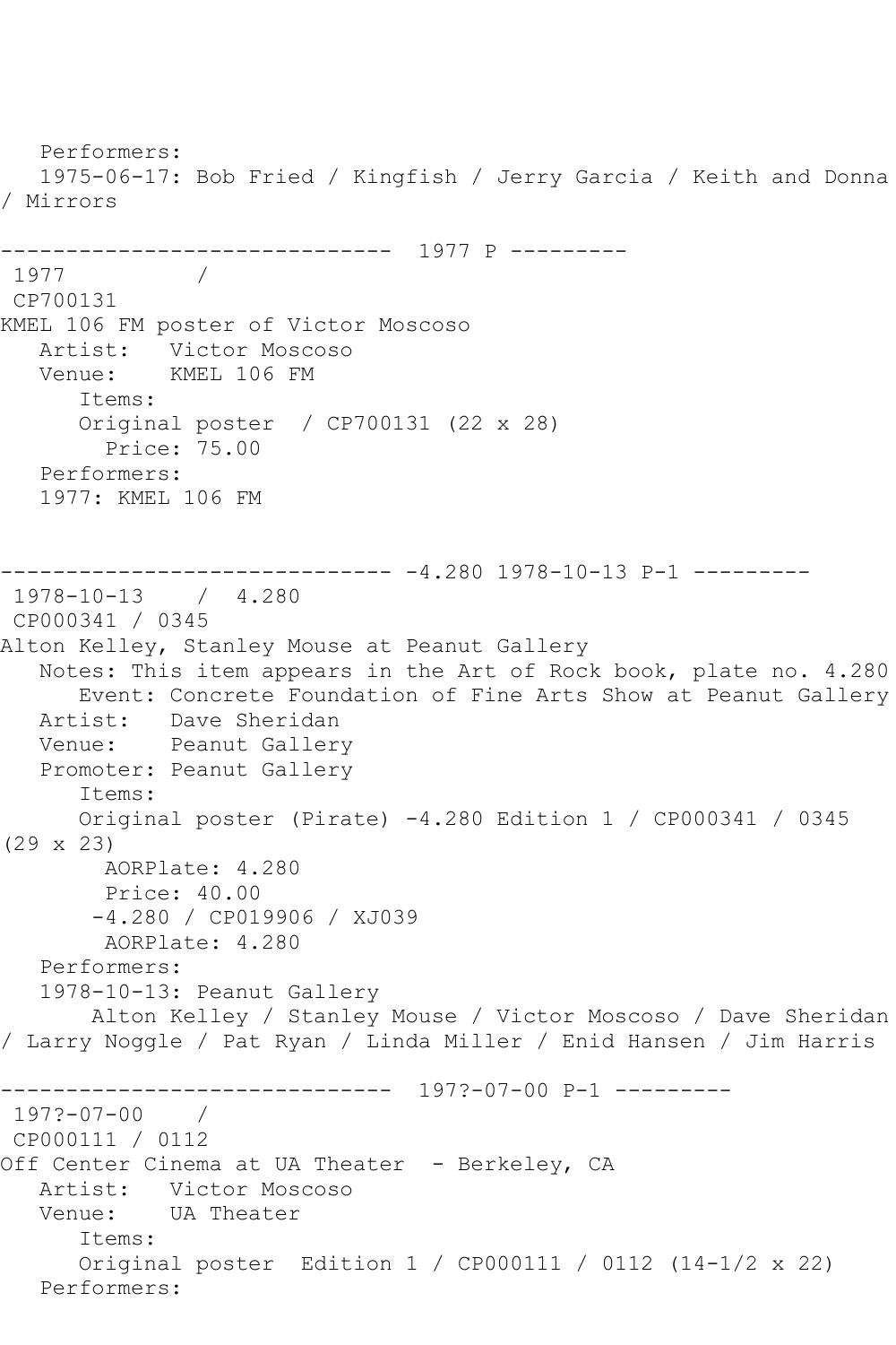Performers:
1975-06-17: Bob Fried / Kingfish / Jerry Garcia / Keith and Donna / Mirrors

------------------------------ 1977 P ---------

1977 /
CP700131
KMEL 106 FM poster of Victor Moscoso
Artist: Victor Moscoso
Venue: KMEL 106 FM
Items:
Original poster / CP700131 (22 x 28)
Price: 75.00
Performers:
1977: KMEL 106 FM

------------------------------ -4.280 1978-10-13 P-1 ---------

1978-10-13 / 4.280
CP000341 / 0345
Alton Kelley, Stanley Mouse at Peanut Gallery
Notes: This item appears in the Art of Rock book, plate no. 4.280
Event: Concrete Foundation of Fine Arts Show at Peanut Gallery
Artist: Dave Sheridan
Venue: Peanut Gallery
Promoter: Peanut Gallery
Items:
Original poster (Pirate) -4.280 Edition 1 / CP000341 / 0345 (29 x 23)
AORPlate: 4.280
Price: 40.00
-4.280 / CP019906 / XJ039
AORPlate: 4.280
Performers:
1978-10-13: Peanut Gallery
Alton Kelley / Stanley Mouse / Victor Moscoso / Dave Sheridan / Larry Noggle / Pat Ryan / Linda Miller / Enid Hansen / Jim Harris

------------------------------ 197?-07-00 P-1 ---------

197?-07-00 /
CP000111 / 0112
Off Center Cinema at UA Theater - Berkeley, CA
Artist: Victor Moscoso
Venue: UA Theater
Items:
Original poster Edition 1 / CP000111 / 0112 (14-1/2 x 22)
Performers: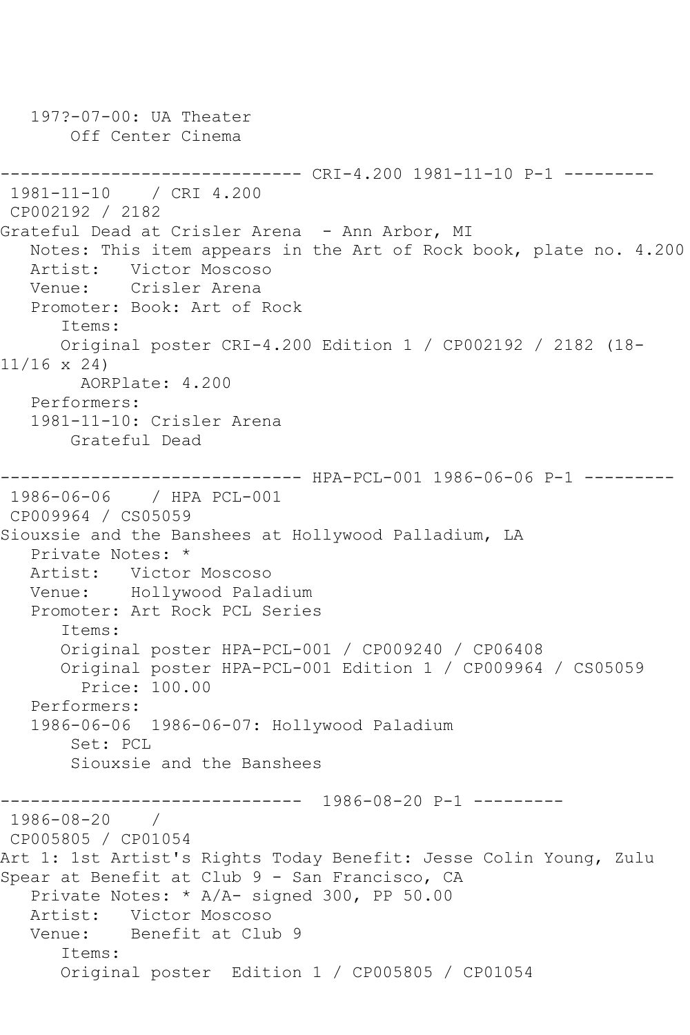197?-07-00: UA Theater
Off Center Cinema

------------------------------ CRI-4.200 1981-11-10 P-1 ---------

1981-11-10 / CRI 4.200
CP002192 / 2182
Grateful Dead at Crisler Arena - Ann Arbor, MI
Notes: This item appears in the Art of Rock book, plate no. 4.200
Artist: Victor Moscoso
Venue: Crisler Arena
Promoter: Book: Art of Rock
Items:
Original poster CRI-4.200 Edition 1 / CP002192 / 2182 (18-11/16 x 24)
AORPlate: 4.200
Performers:
1981-11-10: Crisler Arena
Grateful Dead

------------------------------ HPA-PCL-001 1986-06-06 P-1 ---------

1986-06-06 / HPA PCL-001
CP009964 / CS05059
Siouxsie and the Banshees at Hollywood Palladium, LA
Private Notes: *
Artist: Victor Moscoso
Venue: Hollywood Paladium
Promoter: Art Rock PCL Series
Items:
Original poster HPA-PCL-001 / CP009240 / CP06408
Original poster HPA-PCL-001 Edition 1 / CP009964 / CS05059
Price: 100.00
Performers:
1986-06-06 1986-06-07: Hollywood Paladium
Set: PCL
Siouxsie and the Banshees

------------------------------ 1986-08-20 P-1 ---------

1986-08-20 /
CP005805 / CP01054
Art 1: 1st Artist's Rights Today Benefit: Jesse Colin Young, Zulu Spear at Benefit at Club 9 - San Francisco, CA
Private Notes: * A/A- signed 300, PP 50.00
Artist: Victor Moscoso
Venue: Benefit at Club 9
Items:
Original poster Edition 1 / CP005805 / CP01054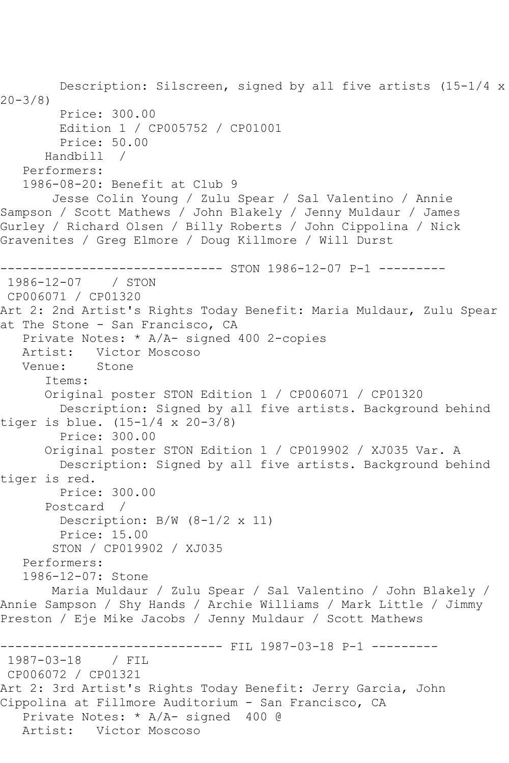Description: Silscreen, signed by all five artists (15-1/4 x 20-3/8)
Price: 300.00
Edition 1 / CP005752 / CP01001
Price: 50.00
Handbill /
Performers:
1986-08-20: Benefit at Club 9
Jesse Colin Young / Zulu Spear / Sal Valentino / Annie Sampson / Scott Mathews / John Blakely / Jenny Muldaur / James Gurley / Richard Olsen / Billy Roberts / John Cippolina / Nick Gravenites / Greg Elmore / Doug Killmore / Will Durst

------------------------------ STON 1986-12-07 P-1 ---------
1986-12-07 / STON
CP006071 / CP01320
Art 2: 2nd Artist's Rights Today Benefit: Maria Muldaur, Zulu Spear at The Stone - San Francisco, CA
Private Notes: * A/A- signed 400 2-copies
Artist: Victor Moscoso
Venue: Stone
Items:
Original poster STON Edition 1 / CP006071 / CP01320
Description: Signed by all five artists. Background behind tiger is blue. (15-1/4 x 20-3/8)
Price: 300.00
Original poster STON Edition 1 / CP019902 / XJ035 Var. A
Description: Signed by all five artists. Background behind tiger is red.
Price: 300.00
Postcard /
Description: B/W (8-1/2 x 11)
Price: 15.00
STON / CP019902 / XJ035
Performers:
1986-12-07: Stone
Maria Muldaur / Zulu Spear / Sal Valentino / John Blakely / Annie Sampson / Shy Hands / Archie Williams / Mark Little / Jimmy Preston / Eje Mike Jacobs / Jenny Muldaur / Scott Mathews

------------------------------ FIL 1987-03-18 P-1 ---------
1987-03-18 / FIL
CP006072 / CP01321
Art 2: 3rd Artist's Rights Today Benefit: Jerry Garcia, John Cippolina at Fillmore Auditorium - San Francisco, CA
Private Notes: * A/A- signed 400 @
Artist: Victor Moscoso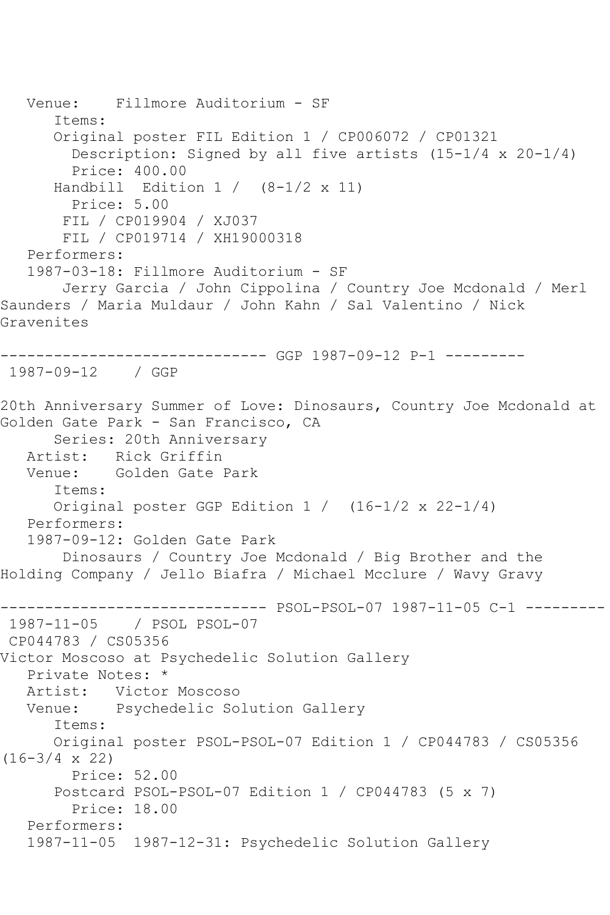Venue: Fillmore Auditorium - SF
Items:
Original poster FIL Edition 1 / CP006072 / CP01321
Description: Signed by all five artists (15-1/4 x 20-1/4)
Price: 400.00
Handbill Edition 1 / (8-1/2 x 11)
Price: 5.00
FIL / CP019904 / XJ037
FIL / CP019714 / XH19000318
Performers:
1987-03-18: Fillmore Auditorium - SF
Jerry Garcia / John Cippolina / Country Joe Mcdonald / Merl Saunders / Maria Muldaur / John Kahn / Sal Valentino / Nick Gravenites

------------------------------ GGP 1987-09-12 P-1 ---------
1987-09-12 / GGP

20th Anniversary Summer of Love: Dinosaurs, Country Joe Mcdonald at Golden Gate Park - San Francisco, CA
Series: 20th Anniversary
Artist: Rick Griffin
Venue: Golden Gate Park
Items:
Original poster GGP Edition 1 / (16-1/2 x 22-1/4)
Performers:
1987-09-12: Golden Gate Park
Dinosaurs / Country Joe Mcdonald / Big Brother and the Holding Company / Jello Biafra / Michael Mcclure / Wavy Gravy

------------------------------ PSOL-PSOL-07 1987-11-05 C-1 ---------
1987-11-05 / PSOL PSOL-07
CP044783 / CS05356
Victor Moscoso at Psychedelic Solution Gallery
Private Notes: *
Artist: Victor Moscoso
Venue: Psychedelic Solution Gallery
Items:
Original poster PSOL-PSOL-07 Edition 1 / CP044783 / CS05356 (16-3/4 x 22)
Price: 52.00
Postcard PSOL-PSOL-07 Edition 1 / CP044783 (5 x 7)
Price: 18.00
Performers:
1987-11-05 1987-12-31: Psychedelic Solution Gallery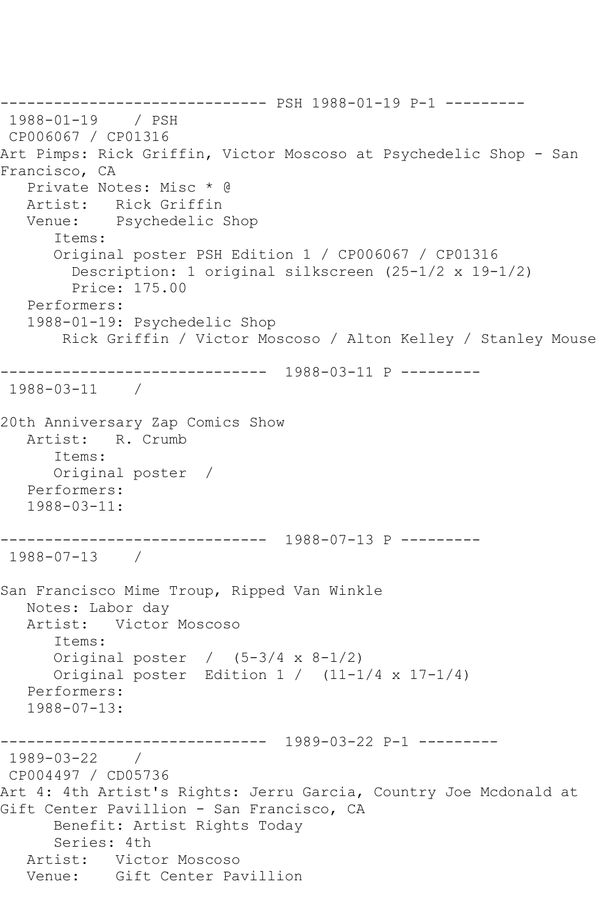------------------------------ PSH 1988-01-19 P-1 ---------
1988-01-19 / PSH
CP006067 / CP01316
Art Pimps: Rick Griffin, Victor Moscoso at Psychedelic Shop - San Francisco, CA
Private Notes: Misc * @
Artist: Rick Griffin
Venue: Psychedelic Shop
Items:
Original poster PSH Edition 1 / CP006067 / CP01316
Description: 1 original silkscreen (25-1/2 x 19-1/2)
Price: 175.00
Performers:
1988-01-19: Psychedelic Shop
Rick Griffin / Victor Moscoso / Alton Kelley / Stanley Mouse

------------------------------ 1988-03-11 P ---------
1988-03-11 /

20th Anniversary Zap Comics Show
Artist: R. Crumb
Items:
Original poster /
Performers:
1988-03-11:

------------------------------ 1988-07-13 P ---------
1988-07-13 /

San Francisco Mime Troup, Ripped Van Winkle
Notes: Labor day
Artist: Victor Moscoso
Items:
Original poster / (5-3/4 x 8-1/2)
Original poster Edition 1 / (11-1/4 x 17-1/4)
Performers:
1988-07-13:

------------------------------ 1989-03-22 P-1 ---------
1989-03-22 /
CP004497 / CD05736
Art 4: 4th Artist's Rights: Jerru Garcia, Country Joe Mcdonald at Gift Center Pavillion - San Francisco, CA
Benefit: Artist Rights Today
Series: 4th
Artist: Victor Moscoso
Venue: Gift Center Pavillion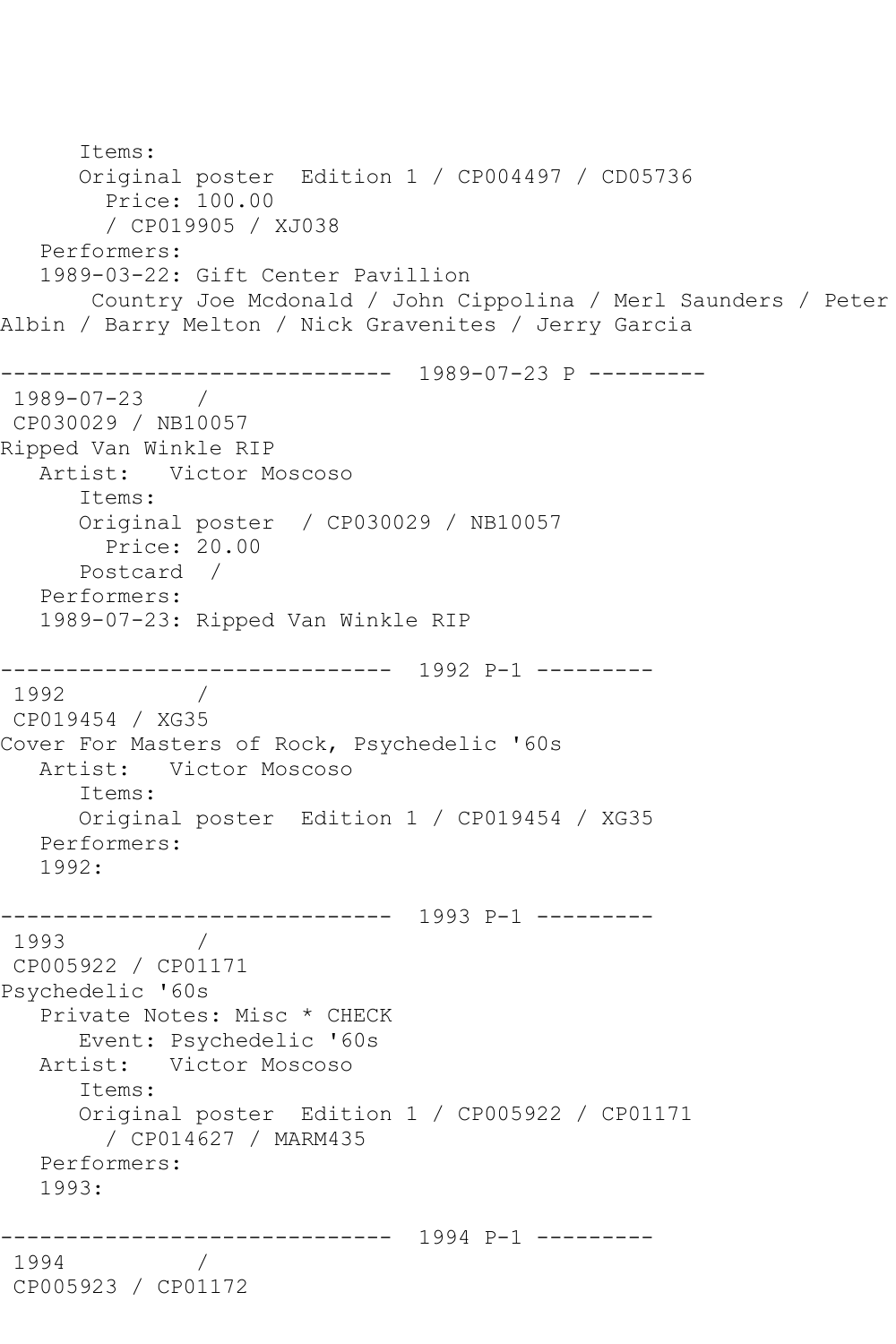```
      Items:
      Original poster  Edition 1 / CP004497 / CD05736
        Price: 100.00
        / CP019905 / XJ038
   Performers:
   1989-03-22: Gift Center Pavillion
       Country Joe Mcdonald / John Cippolina / Merl Saunders / Peter
Albin / Barry Melton / Nick Gravenites / Jerry Garcia

------------------------------  1989-07-23 P ---------
 1989-07-23    /
 CP030029 / NB10057
Ripped Van Winkle RIP
   Artist:   Victor Moscoso
      Items:
      Original poster  / CP030029 / NB10057
        Price: 20.00
      Postcard  /
   Performers:
   1989-07-23: Ripped Van Winkle RIP

------------------------------  1992 P-1 ---------
 1992          /
 CP019454 / XG35
Cover For Masters of Rock, Psychedelic '60s
   Artist:   Victor Moscoso
      Items:
      Original poster  Edition 1 / CP019454 / XG35
   Performers:
   1992:

------------------------------  1993 P-1 ---------
 1993          /
 CP005922 / CP01171
Psychedelic '60s
   Private Notes: Misc * CHECK
      Event: Psychedelic '60s
   Artist:   Victor Moscoso
      Items:
      Original poster  Edition 1 / CP005922 / CP01171
        / CP014627 / MARM435
   Performers:
   1993:

------------------------------  1994 P-1 ---------
 1994          /
 CP005923 / CP01172
```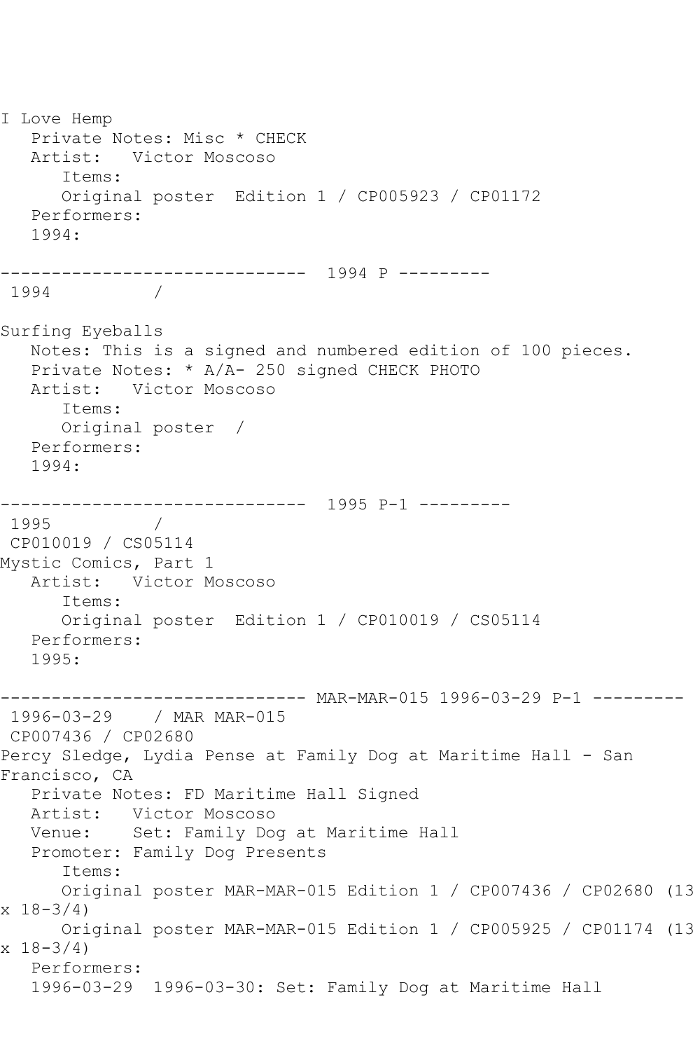I Love Hemp
   Private Notes: Misc * CHECK
   Artist:   Victor Moscoso
      Items:
      Original poster  Edition 1 / CP005923 / CP01172
   Performers:
   1994:

------------------------------  1994 P ---------
 1994          /

Surfing Eyeballs
   Notes: This is a signed and numbered edition of 100 pieces.
   Private Notes: * A/A- 250 signed CHECK PHOTO
   Artist:   Victor Moscoso
      Items:
      Original poster  /
   Performers:
   1994:

------------------------------  1995 P-1 ---------
 1995          /
 CP010019 / CS05114
Mystic Comics, Part 1
   Artist:   Victor Moscoso
      Items:
      Original poster  Edition 1 / CP010019 / CS05114
   Performers:
   1995:

------------------------------ MAR-MAR-015 1996-03-29 P-1 ---------
 1996-03-29    / MAR MAR-015
 CP007436 / CP02680
Percy Sledge, Lydia Pense at Family Dog at Maritime Hall - San Francisco, CA
   Private Notes: FD Maritime Hall Signed
   Artist:   Victor Moscoso
   Venue:    Set: Family Dog at Maritime Hall
   Promoter: Family Dog Presents
      Items:
      Original poster MAR-MAR-015 Edition 1 / CP007436 / CP02680 (13 x 18-3/4)
      Original poster MAR-MAR-015 Edition 1 / CP005925 / CP01174 (13 x 18-3/4)
   Performers:
   1996-03-29  1996-03-30: Set: Family Dog at Maritime Hall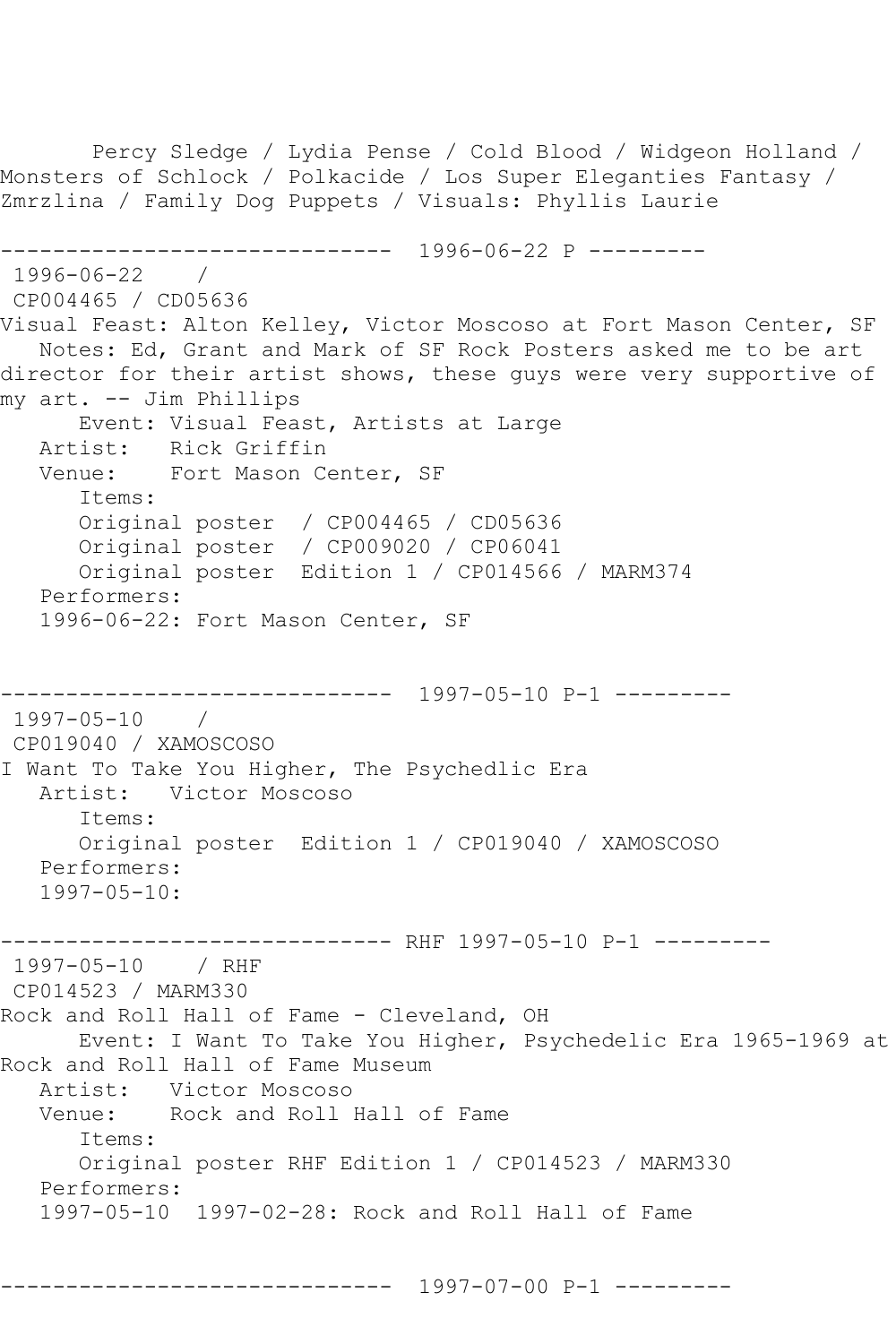Percy Sledge / Lydia Pense / Cold Blood / Widgeon Holland / Monsters of Schlock / Polkacide / Los Super Eleganties Fantasy / Zmrzlina / Family Dog Puppets / Visuals: Phyllis Laurie

------------------------------ 1996-06-22 P ---------

1996-06-22 /
CP004465 / CD05636
Visual Feast: Alton Kelley, Victor Moscoso at Fort Mason Center, SF
Notes: Ed, Grant and Mark of SF Rock Posters asked me to be art director for their artist shows, these guys were very supportive of my art. -- Jim Phillips
Event: Visual Feast, Artists at Large
Artist: Rick Griffin
Venue: Fort Mason Center, SF
Items:
Original poster / CP004465 / CD05636
Original poster / CP009020 / CP06041
Original poster Edition 1 / CP014566 / MARM374
Performers:
1996-06-22: Fort Mason Center, SF

------------------------------ 1997-05-10 P-1 ---------

1997-05-10 /
CP019040 / XAMOSCOSO
I Want To Take You Higher, The Psychedlic Era
Artist: Victor Moscoso
Items:
Original poster Edition 1 / CP019040 / XAMOSCOSO
Performers:
1997-05-10:

------------------------------ RHF 1997-05-10 P-1 ---------

1997-05-10 / RHF
CP014523 / MARM330
Rock and Roll Hall of Fame - Cleveland, OH
Event: I Want To Take You Higher, Psychedelic Era 1965-1969 at Rock and Roll Hall of Fame Museum
Artist: Victor Moscoso
Venue: Rock and Roll Hall of Fame
Items:
Original poster RHF Edition 1 / CP014523 / MARM330
Performers:
1997-05-10 1997-02-28: Rock and Roll Hall of Fame

------------------------------ 1997-07-00 P-1 ---------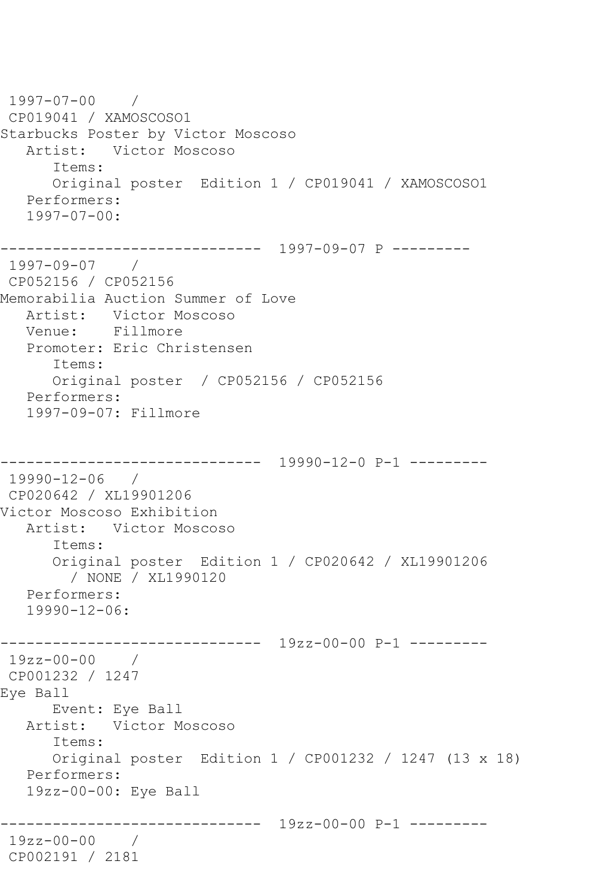```
 1997-07-00    / 
 CP019041 / XAMOSCOSO1
Starbucks Poster by Victor Moscoso
   Artist:   Victor Moscoso
      Items:
      Original poster  Edition 1 / CP019041 / XAMOSCOSO1
   Performers:
   1997-07-00:

------------------------------  1997-09-07 P ---------
 1997-09-07    / 
 CP052156 / CP052156
Memorabilia Auction Summer of Love
   Artist:   Victor Moscoso
   Venue:    Fillmore
   Promoter: Eric Christensen
      Items:
      Original poster  / CP052156 / CP052156
   Performers:
   1997-09-07: Fillmore


------------------------------  19990-12-0 P-1 ---------
 19990-12-06   / 
 CP020642 / XL19901206
Victor Moscoso Exhibition
   Artist:   Victor Moscoso
      Items:
      Original poster  Edition 1 / CP020642 / XL19901206
        / NONE / XL1990120
   Performers:
   19990-12-06:

------------------------------  19zz-00-00 P-1 ---------
 19zz-00-00    / 
 CP001232 / 1247
Eye Ball
      Event: Eye Ball
   Artist:   Victor Moscoso
      Items:
      Original poster  Edition 1 / CP001232 / 1247 (13 x 18)
   Performers:
   19zz-00-00: Eye Ball

------------------------------  19zz-00-00 P-1 ---------
 19zz-00-00    / 
 CP002191 / 2181
```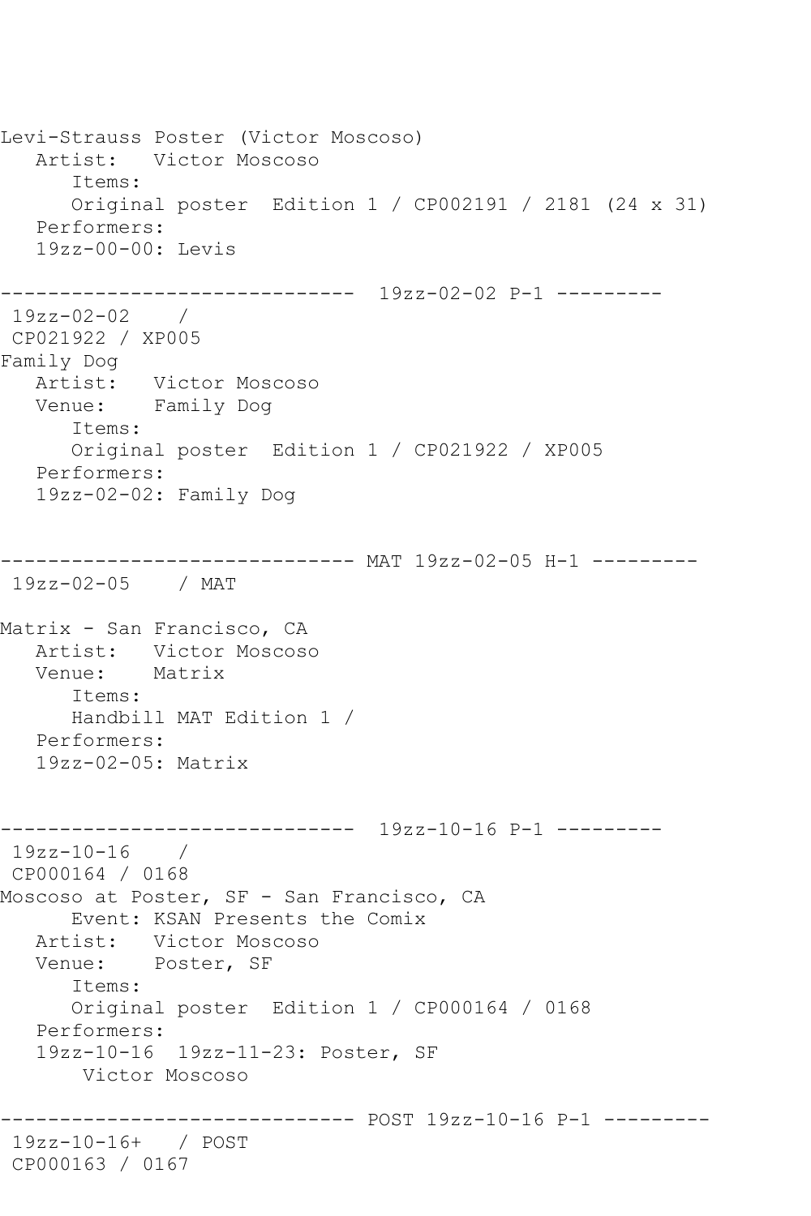Levi-Strauss Poster (Victor Moscoso)
   Artist:   Victor Moscoso
      Items:
      Original poster  Edition 1 / CP002191 / 2181 (24 x 31)
   Performers:
   19zz-00-00: Levis

------------------------------  19zz-02-02 P-1 ---------
 19zz-02-02    /
 CP021922 / XP005
Family Dog
   Artist:   Victor Moscoso
   Venue:    Family Dog
      Items:
      Original poster  Edition 1 / CP021922 / XP005
   Performers:
   19zz-02-02: Family Dog

------------------------------ MAT 19zz-02-05 H-1 ---------
 19zz-02-05    / MAT

Matrix - San Francisco, CA
   Artist:   Victor Moscoso
   Venue:    Matrix
      Items:
      Handbill MAT Edition 1 /
   Performers:
   19zz-02-05: Matrix

------------------------------  19zz-10-16 P-1 ---------
 19zz-10-16    /
 CP000164 / 0168
Moscoso at Poster, SF - San Francisco, CA
      Event: KSAN Presents the Comix
   Artist:   Victor Moscoso
   Venue:    Poster, SF
      Items:
      Original poster  Edition 1 / CP000164 / 0168
   Performers:
   19zz-10-16  19zz-11-23: Poster, SF
       Victor Moscoso

------------------------------ POST 19zz-10-16 P-1 ---------
 19zz-10-16+   / POST
 CP000163 / 0167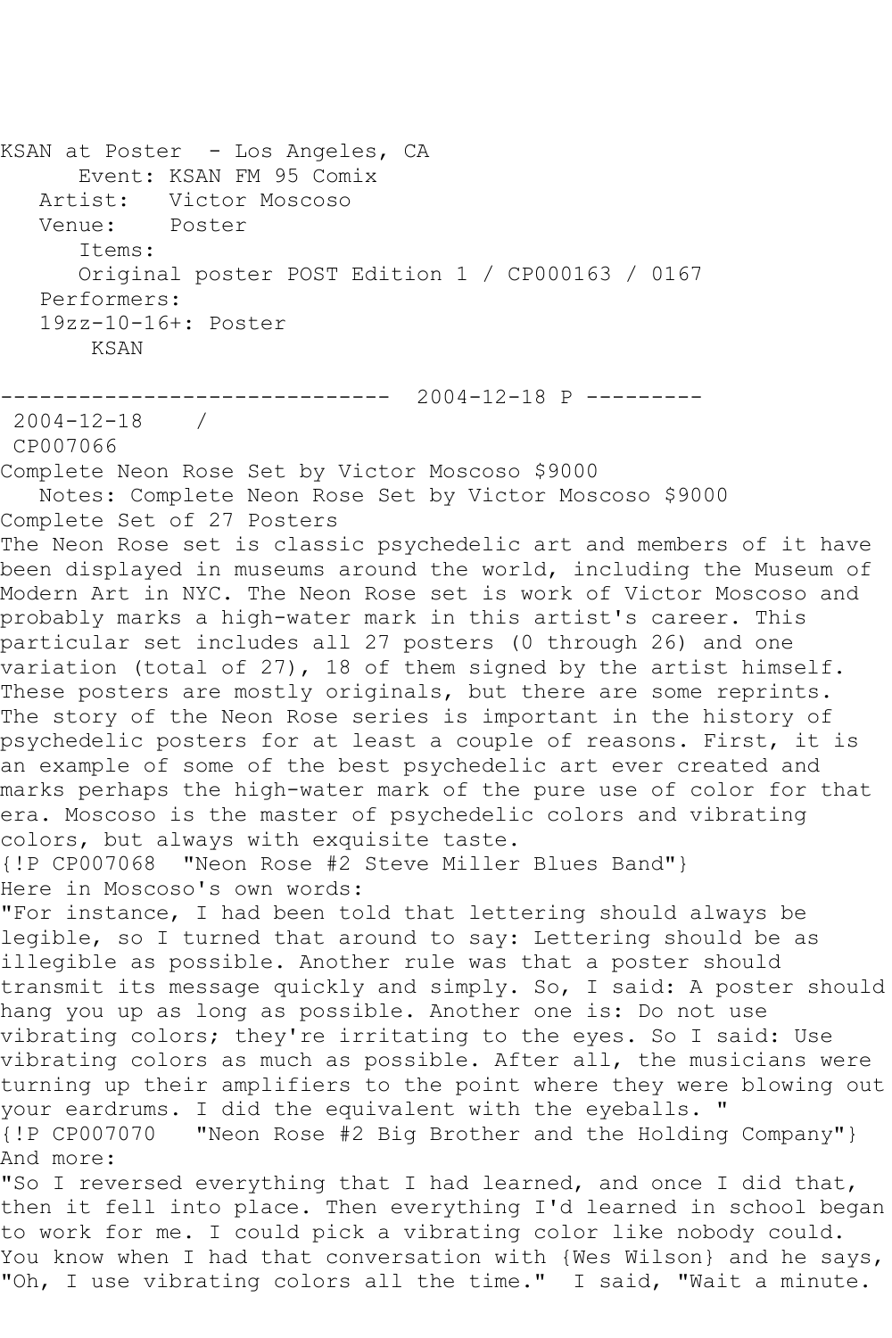KSAN at Poster - Los Angeles, CA
Event: KSAN FM 95 Comix
Artist: Victor Moscoso
Venue: Poster
Items:
Original poster POST Edition 1 / CP000163 / 0167
Performers:
19zz-10-16+: Poster
KSAN

------------------------------ 2004-12-18 P ---------
2004-12-18 /
CP007066
Complete Neon Rose Set by Victor Moscoso $9000
Notes: Complete Neon Rose Set by Victor Moscoso $9000
Complete Set of 27 Posters
The Neon Rose set is classic psychedelic art and members of it have been displayed in museums around the world, including the Museum of Modern Art in NYC. The Neon Rose set is work of Victor Moscoso and probably marks a high-water mark in this artist's career. This particular set includes all 27 posters (0 through 26) and one variation (total of 27), 18 of them signed by the artist himself. These posters are mostly originals, but there are some reprints. The story of the Neon Rose series is important in the history of psychedelic posters for at least a couple of reasons. First, it is an example of some of the best psychedelic art ever created and marks perhaps the high-water mark of the pure use of color for that era. Moscoso is the master of psychedelic colors and vibrating colors, but always with exquisite taste.
{!P CP007068 "Neon Rose #2 Steve Miller Blues Band"}
Here in Moscoso's own words:
"For instance, I had been told that lettering should always be legible, so I turned that around to say: Lettering should be as illegible as possible. Another rule was that a poster should transmit its message quickly and simply. So, I said: A poster should hang you up as long as possible. Another one is: Do not use vibrating colors; they're irritating to the eyes. So I said: Use vibrating colors as much as possible. After all, the musicians were turning up their amplifiers to the point where they were blowing out your eardrums. I did the equivalent with the eyeballs. "
{!P CP007070 "Neon Rose #2 Big Brother and the Holding Company"}
And more:
"So I reversed everything that I had learned, and once I did that, then it fell into place. Then everything I'd learned in school began to work for me. I could pick a vibrating color like nobody could. You know when I had that conversation with {Wes Wilson} and he says, "Oh, I use vibrating colors all the time." I said, "Wait a minute.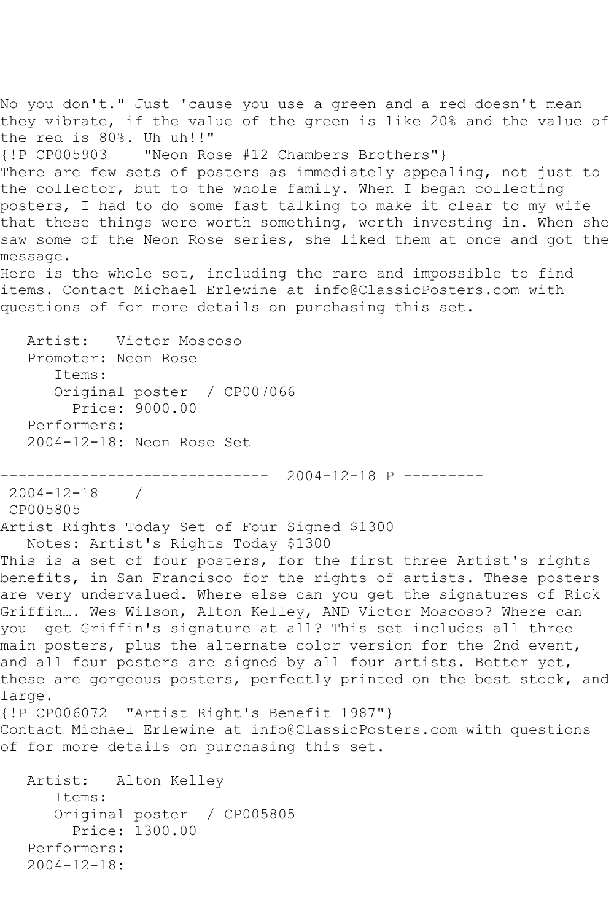No you don't." Just 'cause you use a green and a red doesn't mean they vibrate, if the value of the green is like 20% and the value of the red is 80%. Uh uh!!"
{!P CP005903    "Neon Rose #12 Chambers Brothers"}
There are few sets of posters as immediately appealing, not just to the collector, but to the whole family. When I began collecting posters, I had to do some fast talking to make it clear to my wife that these things were worth something, worth investing in. When she saw some of the Neon Rose series, she liked them at once and got the message.
Here is the whole set, including the rare and impossible to find items. Contact Michael Erlewine at info@ClassicPosters.com with questions of for more details on purchasing this set.

```
   Artist:   Victor Moscoso
   Promoter: Neon Rose
      Items:
      Original poster  / CP007066
        Price: 9000.00
   Performers:
   2004-12-18: Neon Rose Set
```

------------------------------ 2004-12-18 P ---------

2004-12-18    /
CP005805
Artist Rights Today Set of Four Signed $1300
   Notes: Artist's Rights Today $1300
This is a set of four posters, for the first three Artist's rights benefits, in San Francisco for the rights of artists. These posters are very undervalued. Where else can you get the signatures of Rick Griffin…. Wes Wilson, Alton Kelley, AND Victor Moscoso? Where can you  get Griffin's signature at all? This set includes all three main posters, plus the alternate color version for the 2nd event, and all four posters are signed by all four artists. Better yet, these are gorgeous posters, perfectly printed on the best stock, and large.
{!P CP006072  "Artist Right's Benefit 1987"}
Contact Michael Erlewine at info@ClassicPosters.com with questions of for more details on purchasing this set.

```
   Artist:   Alton Kelley
      Items:
      Original poster  / CP005805
        Price: 1300.00
   Performers:
   2004-12-18:
```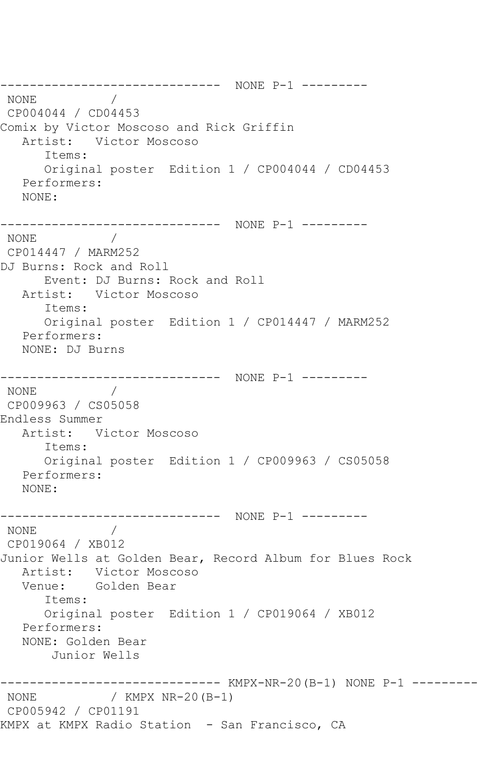```
------------------------------  NONE P-1 ---------
 NONE           /
 CP004044 / CD04453
Comix by Victor Moscoso and Rick Griffin
   Artist:   Victor Moscoso
      Items:
      Original poster  Edition 1 / CP004044 / CD04453
   Performers:
   NONE:

------------------------------  NONE P-1 ---------
 NONE           /
 CP014447 / MARM252
DJ Burns: Rock and Roll
      Event: DJ Burns: Rock and Roll
   Artist:   Victor Moscoso
      Items:
      Original poster  Edition 1 / CP014447 / MARM252
   Performers:
   NONE: DJ Burns

------------------------------  NONE P-1 ---------
 NONE           /
 CP009963 / CS05058
Endless Summer
   Artist:   Victor Moscoso
      Items:
      Original poster  Edition 1 / CP009963 / CS05058
   Performers:
   NONE:

------------------------------  NONE P-1 ---------
 NONE           /
 CP019064 / XB012
Junior Wells at Golden Bear, Record Album for Blues Rock
   Artist:   Victor Moscoso
   Venue:    Golden Bear
      Items:
      Original poster  Edition 1 / CP019064 / XB012
   Performers:
   NONE: Golden Bear
        Junior Wells

------------------------------ KMPX-NR-20(B-1) NONE P-1 ---------
 NONE           / KMPX NR-20(B-1)
 CP005942 / CP01191
KMPX at KMPX Radio Station  - San Francisco, CA
```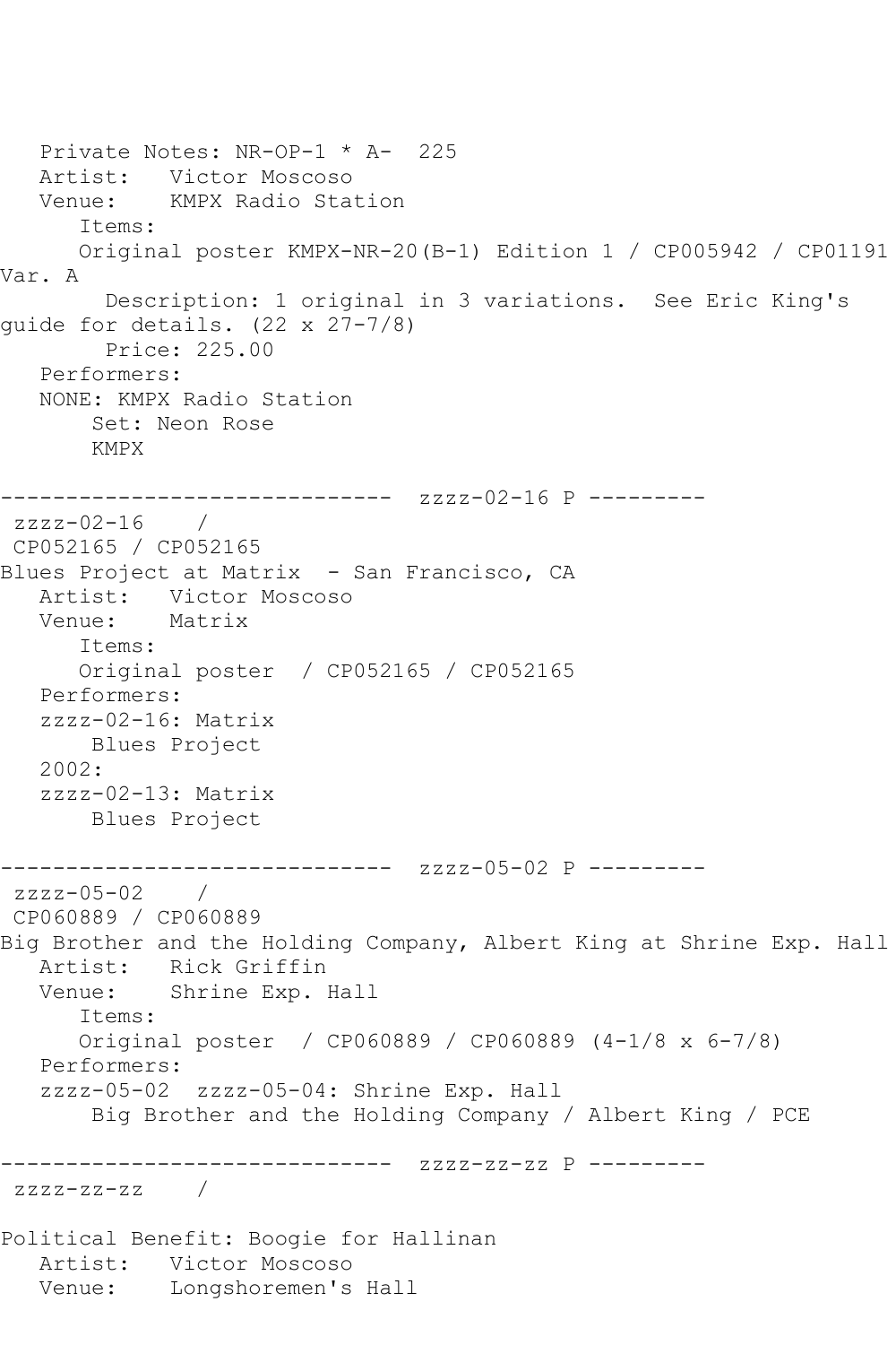Private Notes: NR-OP-1 * A-  225
   Artist:   Victor Moscoso
   Venue:    KMPX Radio Station
      Items:
      Original poster KMPX-NR-20(B-1) Edition 1 / CP005942 / CP01191 Var. A
        Description: 1 original in 3 variations.  See Eric King's guide for details. (22 x 27-7/8)
        Price: 225.00
   Performers:
   NONE: KMPX Radio Station
       Set: Neon Rose
       KMPX

------------------------------ zzzz-02-16 P ---------

zzzz-02-16    /
CP052165 / CP052165
Blues Project at Matrix  - San Francisco, CA
   Artist:   Victor Moscoso
   Venue:    Matrix
      Items:
      Original poster  / CP052165 / CP052165
   Performers:
   zzzz-02-16: Matrix
       Blues Project
   2002:
   zzzz-02-13: Matrix
       Blues Project

------------------------------ zzzz-05-02 P ---------

zzzz-05-02    /
CP060889 / CP060889
Big Brother and the Holding Company, Albert King at Shrine Exp. Hall
   Artist:   Rick Griffin
   Venue:    Shrine Exp. Hall
      Items:
      Original poster  / CP060889 / CP060889 (4-1/8 x 6-7/8)
   Performers:
   zzzz-05-02  zzzz-05-04: Shrine Exp. Hall
       Big Brother and the Holding Company / Albert King / PCE

------------------------------ zzzz-zz-zz P ---------

zzzz-zz-zz    /

Political Benefit: Boogie for Hallinan
   Artist:   Victor Moscoso
   Venue:    Longshoremen's Hall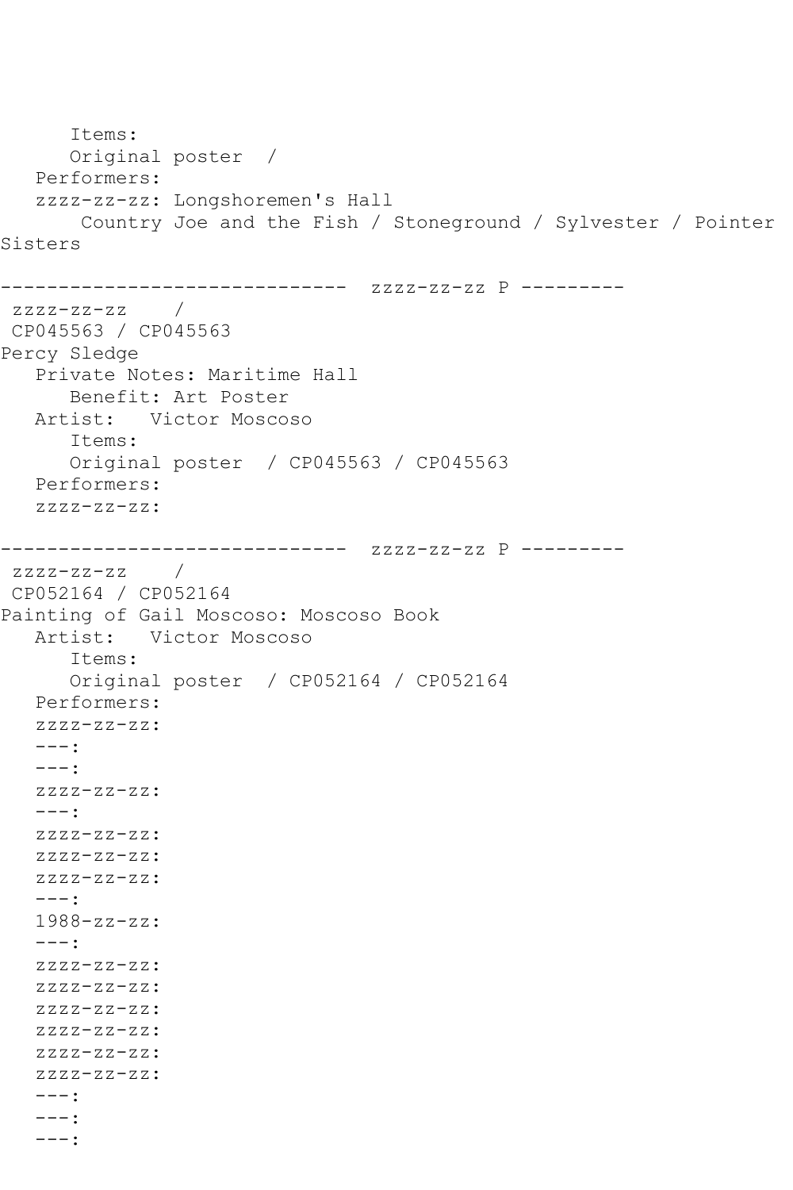```
      Items:
      Original poster  /
   Performers:
   zzzz-zz-zz: Longshoremen's Hall
       Country Joe and the Fish / Stoneground / Sylvester / Pointer
Sisters

------------------------------  zzzz-zz-zz P ---------
 zzzz-zz-zz    /
 CP045563 / CP045563
Percy Sledge
   Private Notes: Maritime Hall
      Benefit: Art Poster
   Artist:   Victor Moscoso
      Items:
      Original poster  / CP045563 / CP045563
   Performers:
   zzzz-zz-zz:

------------------------------  zzzz-zz-zz P ---------
 zzzz-zz-zz    /
 CP052164 / CP052164
Painting of Gail Moscoso: Moscoso Book
   Artist:   Victor Moscoso
      Items:
      Original poster  / CP052164 / CP052164
   Performers:
   zzzz-zz-zz:
   ---:
   ---:
   zzzz-zz-zz:
   ---:
   zzzz-zz-zz:
   zzzz-zz-zz:
   zzzz-zz-zz:
   ---:
   1988-zz-zz:
   ---:
   zzzz-zz-zz:
   zzzz-zz-zz:
   zzzz-zz-zz:
   zzzz-zz-zz:
   zzzz-zz-zz:
   zzzz-zz-zz:
   ---:
   ---:
   ---:
```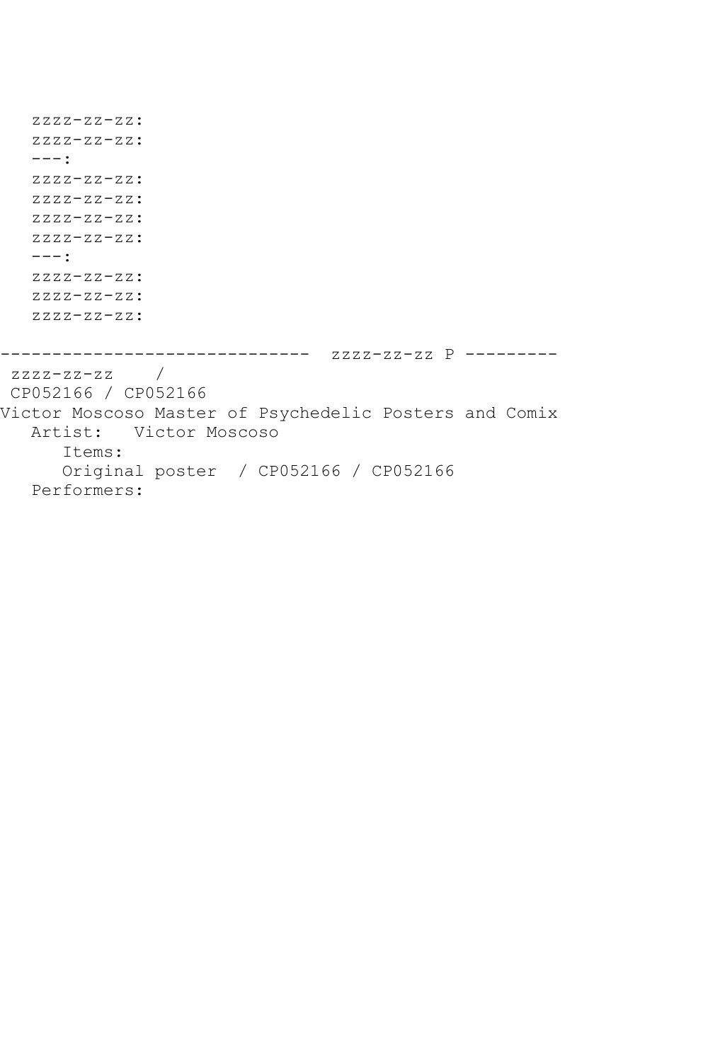```
   zzzz-zz-zz:
   zzzz-zz-zz:
   ---:
   zzzz-zz-zz:
   zzzz-zz-zz:
   zzzz-zz-zz:
   zzzz-zz-zz:
   ---:
   zzzz-zz-zz:
   zzzz-zz-zz:
   zzzz-zz-zz:

------------------------------  zzzz-zz-zz P ---------
 zzzz-zz-zz    /
 CP052166 / CP052166
Victor Moscoso Master of Psychedelic Posters and Comix
   Artist:   Victor Moscoso
      Items:
      Original poster  / CP052166 / CP052166
   Performers:
```